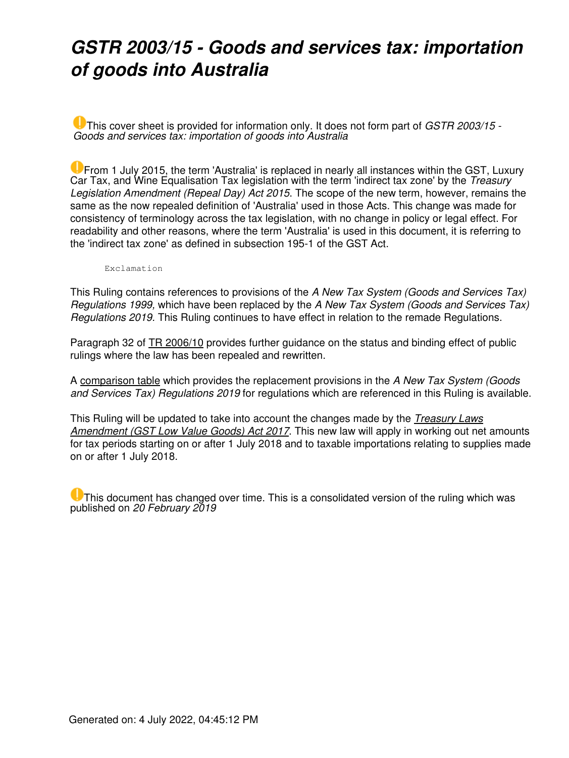# *GSTR 2003/15 - Goods and services tax: importation of goods into Australia*

This cover sheet is provided for information only. It does not form part of *GSTR 2003/15 - Goods and services tax: importation of goods into Australia*

From 1 July 2015, the term 'Australia' is replaced in nearly all instances within the GST, Luxury Car Tax, and Wine Equalisation Tax legislation with the term 'indirect tax zone' by the *Treasury Legislation Amendment (Repeal Day) Act 2015*. The scope of the new term, however, remains the same as the now repealed definition of 'Australia' used in those Acts. This change was made for consistency of terminology across the tax legislation, with no change in policy or legal effect. For readability and other reasons, where the term 'Australia' is used in this document, it is referring to the 'indirect tax zone' as defined in subsection 195-1 of the GST Act.

Exclamation

This Ruling contains references to provisions of the *A New Tax System (Goods and Services Tax) Regulations 1999,* which have been replaced by the *A New Tax System (Goods and Services Tax) Regulations 2019*. This Ruling continues to have effect in relation to the remade Regulations.

Paragraph 32 of TR 2006/10 provides further guidance on the status and binding effect of public rulings where the law has been repealed and rewritten.

A comparison table which provides the replacement provisions in the *A New Tax System (Goods and Services Tax) Regulations 2019* for regulations which are referenced in this Ruling is available.

This Ruling will be updated to take into account the changes made by the *Treasury Laws Amendment (GST Low Value Goods) Act 2017*. This new law will apply in working out net amounts for tax periods starting on or after 1 July 2018 and to taxable importations relating to supplies made on or after 1 July 2018.

This document has changed over time. This is a consolidated version of the ruling which was published on *20 February 2019*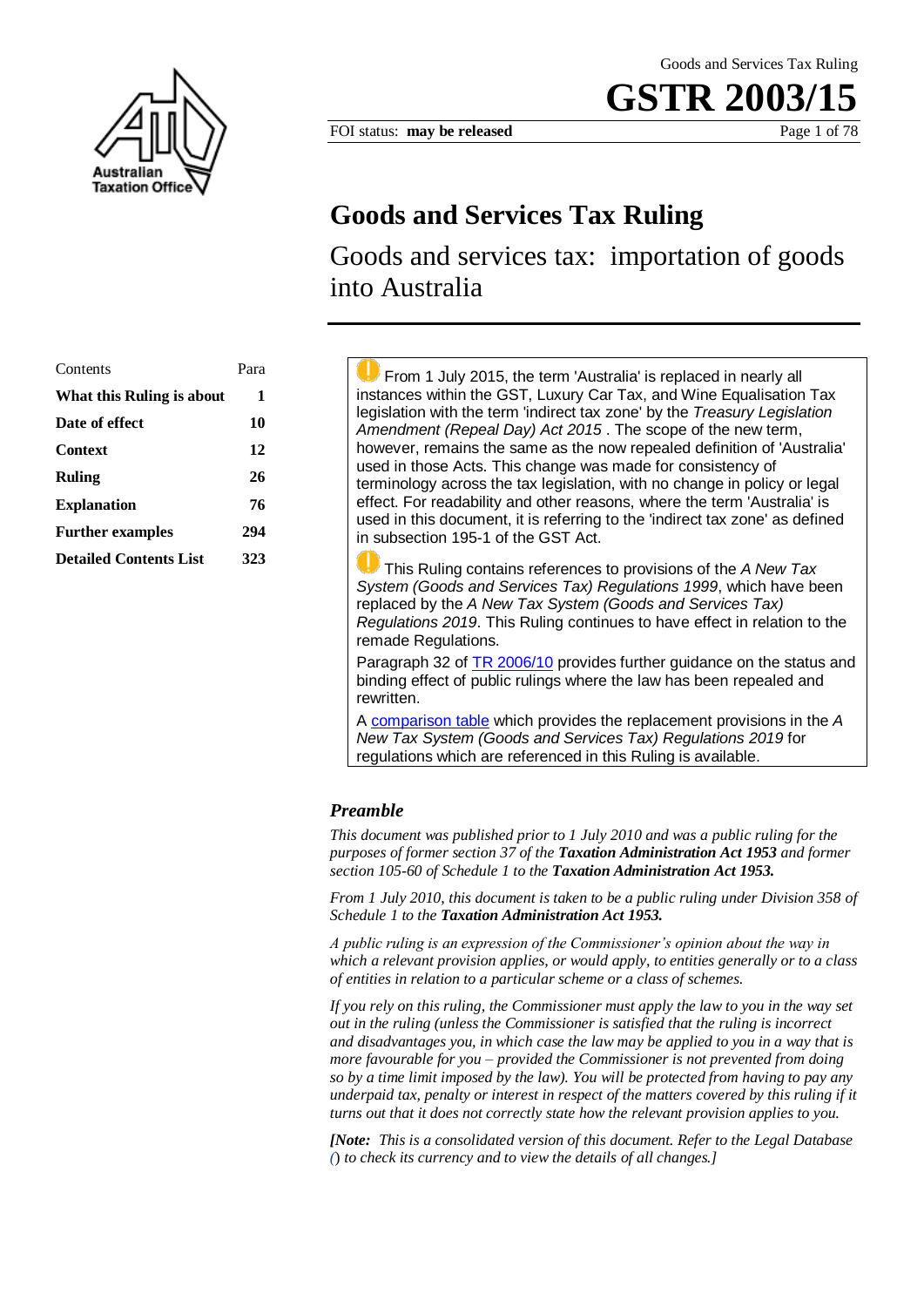# Goods and Services Tax Ruling

Goods and services tax: importation of goods into Australia

| Contents | Para |
| --- | --- |
| **What this Ruling is about** | **1** |
| **Date of effect** | **10** |
| **Context** | **12** |
| **Ruling** | **26** |
| **Explanation** | **76** |
| **Further examples** | **294** |
| **Detailed Contents List** | **323** |

From 1 July 2015, the term 'Australia' is replaced in nearly all instances within the GST, Luxury Car Tax, and Wine Equalisation Tax legislation with the term 'indirect tax zone' by the *Treasury Legislation Amendment (Repeal Day) Act 2015* . The scope of the new term, however, remains the same as the now repealed definition of 'Australia' used in those Acts. This change was made for consistency of terminology across the tax legislation, with no change in policy or legal effect. For readability and other reasons, where the term 'Australia' is used in this document, it is referring to the 'indirect tax zone' as defined in subsection 195-1 of the GST Act.

This Ruling contains references to provisions of the *A New Tax System (Goods and Services Tax) Regulations 1999*, which have been replaced by the *A New Tax System (Goods and Services Tax) Regulations 2019*. This Ruling continues to have effect in relation to the remade Regulations.

Paragraph 32 of TR 2006/10 provides further guidance on the status and binding effect of public rulings where the law has been repealed and rewritten.

A comparison table which provides the replacement provisions in the *A New Tax System (Goods and Services Tax) Regulations 2019* for regulations which are referenced in this Ruling is available.

### *Preamble*

*This document was published prior to 1 July 2010 and was a public ruling for the purposes of former section 37 of the* ***Taxation Administration Act 1953*** *and former section 105-60 of Schedule 1 to the* ***Taxation Administration Act 1953.***

*From 1 July 2010, this document is taken to be a public ruling under Division 358 of Schedule 1 to the* ***Taxation Administration Act 1953.***

*A public ruling is an expression of the Commissioner's opinion about the way in which a relevant provision applies, or would apply, to entities generally or to a class of entities in relation to a particular scheme or a class of schemes.*

*If you rely on this ruling, the Commissioner must apply the law to you in the way set out in the ruling (unless the Commissioner is satisfied that the ruling is incorrect and disadvantages you, in which case the law may be applied to you in a way that is more favourable for you – provided the Commissioner is not prevented from doing so by a time limit imposed by the law). You will be protected from having to pay any underpaid tax, penalty or interest in respect of the matters covered by this ruling if it turns out that it does not correctly state how the relevant provision applies to you.*

***[Note:*** *This is a consolidated version of this document. Refer to the Legal Database () to check its currency and to view the details of all changes.]*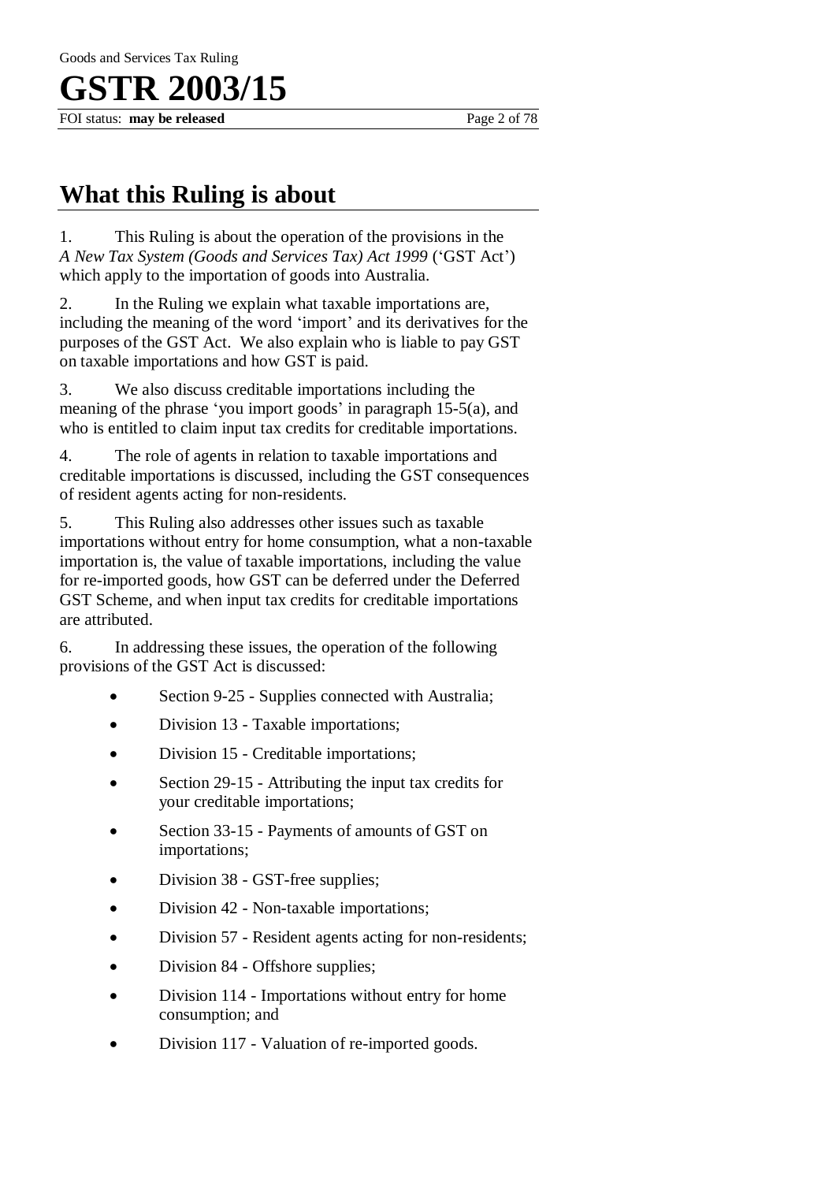## What this Ruling is about

1. This Ruling is about the operation of the provisions in the *A New Tax System (Goods and Services Tax) Act 1999* ('GST Act') which apply to the importation of goods into Australia.

2. In the Ruling we explain what taxable importations are, including the meaning of the word 'import' and its derivatives for the purposes of the GST Act. We also explain who is liable to pay GST on taxable importations and how GST is paid.

3. We also discuss creditable importations including the meaning of the phrase 'you import goods' in paragraph 15-5(a), and who is entitled to claim input tax credits for creditable importations.

4. The role of agents in relation to taxable importations and creditable importations is discussed, including the GST consequences of resident agents acting for non-residents.

5. This Ruling also addresses other issues such as taxable importations without entry for home consumption, what a non-taxable importation is, the value of taxable importations, including the value for re-imported goods, how GST can be deferred under the Deferred GST Scheme, and when input tax credits for creditable importations are attributed.

6. In addressing these issues, the operation of the following provisions of the GST Act is discussed:

- Section 9-25 - Supplies connected with Australia;
- Division 13 - Taxable importations;
- Division 15 - Creditable importations;
- Section 29-15 - Attributing the input tax credits for your creditable importations;
- Section 33-15 - Payments of amounts of GST on importations;
- Division 38 - GST-free supplies;
- Division 42 - Non-taxable importations;
- Division 57 - Resident agents acting for non-residents;
- Division 84 - Offshore supplies;
- Division 114 - Importations without entry for home consumption; and
- Division 117 - Valuation of re-imported goods.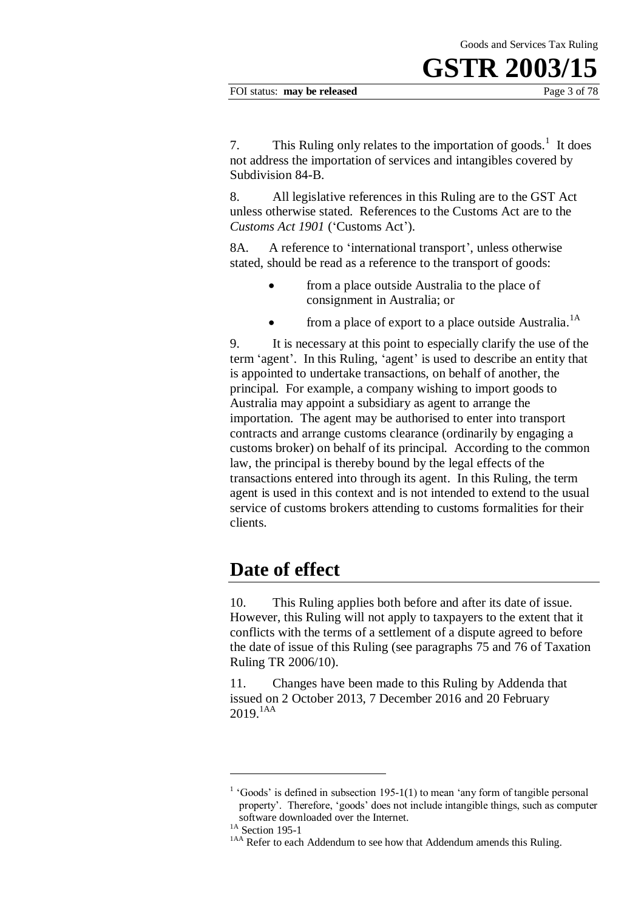7. This Ruling only relates to the importation of goods.[1] It does not address the importation of services and intangibles covered by Subdivision 84-B.

8. All legislative references in this Ruling are to the GST Act unless otherwise stated. References to the Customs Act are to the *Customs Act 1901* ('Customs Act').

8A. A reference to 'international transport', unless otherwise stated, should be read as a reference to the transport of goods:

- from a place outside Australia to the place of consignment in Australia; or
- from a place of export to a place outside Australia.[1A]

9. It is necessary at this point to especially clarify the use of the term 'agent'. In this Ruling, 'agent' is used to describe an entity that is appointed to undertake transactions, on behalf of another, the principal. For example, a company wishing to import goods to Australia may appoint a subsidiary as agent to arrange the importation. The agent may be authorised to enter into transport contracts and arrange customs clearance (ordinarily by engaging a customs broker) on behalf of its principal. According to the common law, the principal is thereby bound by the legal effects of the transactions entered into through its agent. In this Ruling, the term agent is used in this context and is not intended to extend to the usual service of customs brokers attending to customs formalities for their clients.

## Date of effect

10. This Ruling applies both before and after its date of issue. However, this Ruling will not apply to taxpayers to the extent that it conflicts with the terms of a settlement of a dispute agreed to before the date of issue of this Ruling (see paragraphs 75 and 76 of Taxation Ruling TR 2006/10).

11. Changes have been made to this Ruling by Addenda that issued on 2 October 2013, 7 December 2016 and 20 February 2019.[1AA]

---

[1] 'Goods' is defined in subsection 195-1(1) to mean 'any form of tangible personal property'. Therefore, 'goods' does not include intangible things, such as computer software downloaded over the Internet.

[1A] Section 195-1

[1AA] Refer to each Addendum to see how that Addendum amends this Ruling.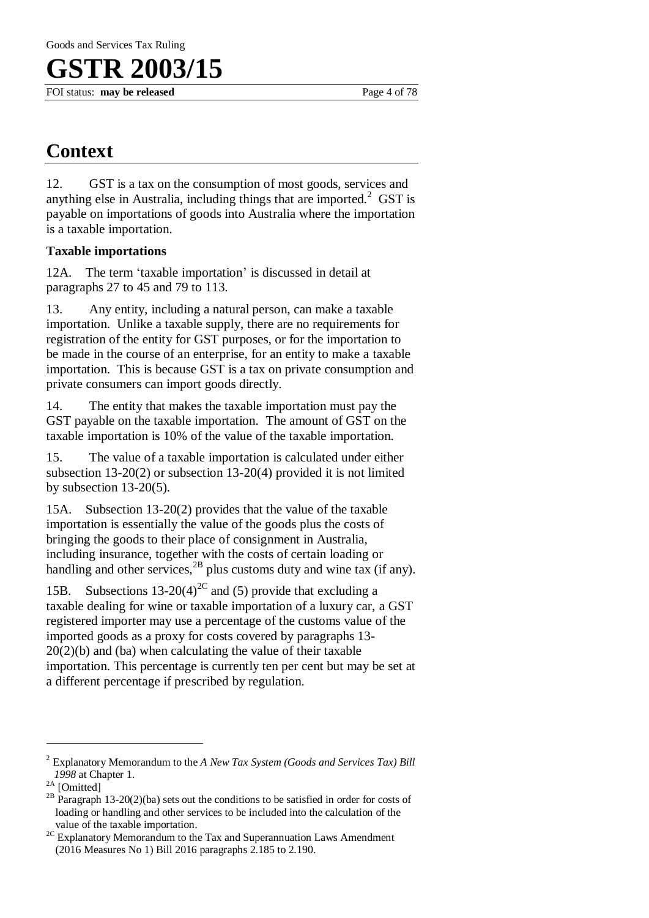## Context

12. GST is a tax on the consumption of most goods, services and anything else in Australia, including things that are imported.[2] GST is payable on importations of goods into Australia where the importation is a taxable importation.

### Taxable importations

12A. The term 'taxable importation' is discussed in detail at paragraphs 27 to 45 and 79 to 113.

13. Any entity, including a natural person, can make a taxable importation. Unlike a taxable supply, there are no requirements for registration of the entity for GST purposes, or for the importation to be made in the course of an enterprise, for an entity to make a taxable importation. This is because GST is a tax on private consumption and private consumers can import goods directly.

14. The entity that makes the taxable importation must pay the GST payable on the taxable importation. The amount of GST on the taxable importation is 10% of the value of the taxable importation.

15. The value of a taxable importation is calculated under either subsection 13-20(2) or subsection 13-20(4) provided it is not limited by subsection 13-20(5).

15A. Subsection 13-20(2) provides that the value of the taxable importation is essentially the value of the goods plus the costs of bringing the goods to their place of consignment in Australia, including insurance, together with the costs of certain loading or handling and other services,[2B] plus customs duty and wine tax (if any).

15B. Subsections 13-20(4)[2C] and (5) provide that excluding a taxable dealing for wine or taxable importation of a luxury car, a GST registered importer may use a percentage of the customs value of the imported goods as a proxy for costs covered by paragraphs 13-20(2)(b) and (ba) when calculating the value of their taxable importation. This percentage is currently ten per cent but may be set at a different percentage if prescribed by regulation.

---

[2] Explanatory Memorandum to the *A New Tax System (Goods and Services Tax) Bill 1998* at Chapter 1.

[2A] [Omitted]

[2B] Paragraph 13-20(2)(ba) sets out the conditions to be satisfied in order for costs of loading or handling and other services to be included into the calculation of the value of the taxable importation.

[2C] Explanatory Memorandum to the Tax and Superannuation Laws Amendment (2016 Measures No 1) Bill 2016 paragraphs 2.185 to 2.190.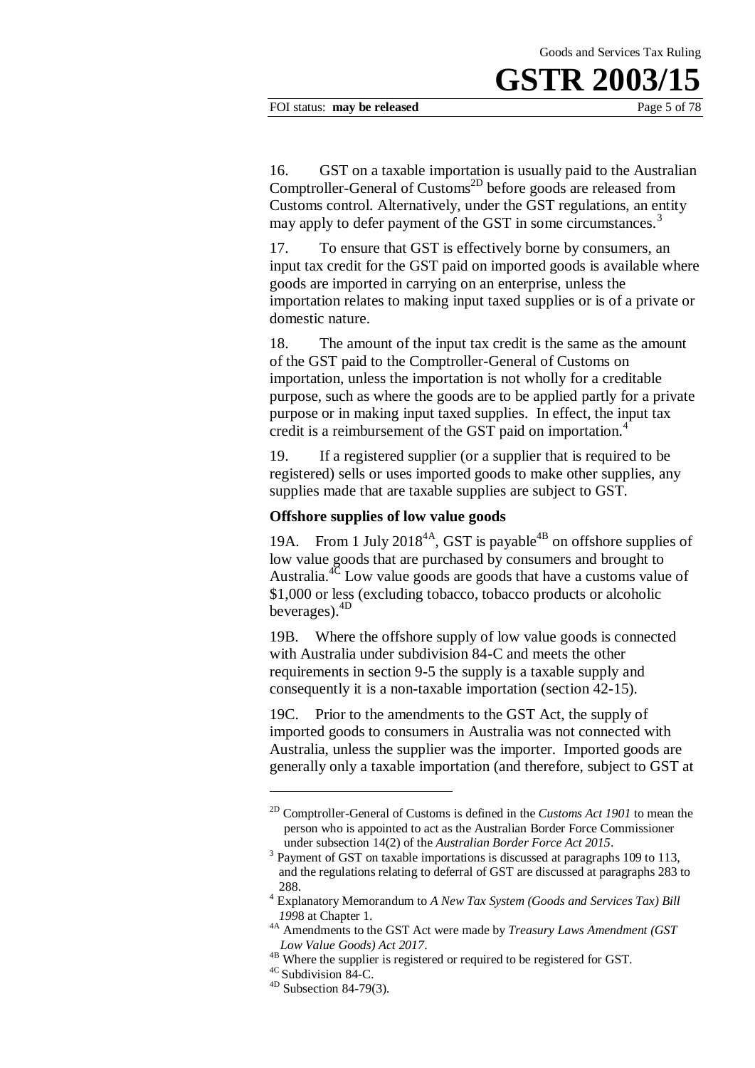16. GST on a taxable importation is usually paid to the Australian Comptroller-General of Customs[2D] before goods are released from Customs control. Alternatively, under the GST regulations, an entity may apply to defer payment of the GST in some circumstances.[3]

17. To ensure that GST is effectively borne by consumers, an input tax credit for the GST paid on imported goods is available where goods are imported in carrying on an enterprise, unless the importation relates to making input taxed supplies or is of a private or domestic nature.

18. The amount of the input tax credit is the same as the amount of the GST paid to the Comptroller-General of Customs on importation, unless the importation is not wholly for a creditable purpose, such as where the goods are to be applied partly for a private purpose or in making input taxed supplies. In effect, the input tax credit is a reimbursement of the GST paid on importation.[4]

19. If a registered supplier (or a supplier that is required to be registered) sells or uses imported goods to make other supplies, any supplies made that are taxable supplies are subject to GST.

**Offshore supplies of low value goods**

19A. From 1 July 2018[4A], GST is payable[4B] on offshore supplies of low value goods that are purchased by consumers and brought to Australia.[4C] Low value goods are goods that have a customs value of $1,000 or less (excluding tobacco, tobacco products or alcoholic beverages).[4D]

19B. Where the offshore supply of low value goods is connected with Australia under subdivision 84-C and meets the other requirements in section 9-5 the supply is a taxable supply and consequently it is a non-taxable importation (section 42-15).

19C. Prior to the amendments to the GST Act, the supply of imported goods to consumers in Australia was not connected with Australia, unless the supplier was the importer. Imported goods are generally only a taxable importation (and therefore, subject to GST at

---

[2D] Comptroller-General of Customs is defined in the *Customs Act 1901* to mean the person who is appointed to act as the Australian Border Force Commissioner under subsection 14(2) of the *Australian Border Force Act 2015*.

[3] Payment of GST on taxable importations is discussed at paragraphs 109 to 113, and the regulations relating to deferral of GST are discussed at paragraphs 283 to 288.

[4] Explanatory Memorandum to *A New Tax System (Goods and Services Tax) Bill 1998* at Chapter 1.

[4A] Amendments to the GST Act were made by *Treasury Laws Amendment (GST Low Value Goods) Act 2017*.

[4B] Where the supplier is registered or required to be registered for GST.

[4C] Subdivision 84-C.

[4D] Subsection 84-79(3).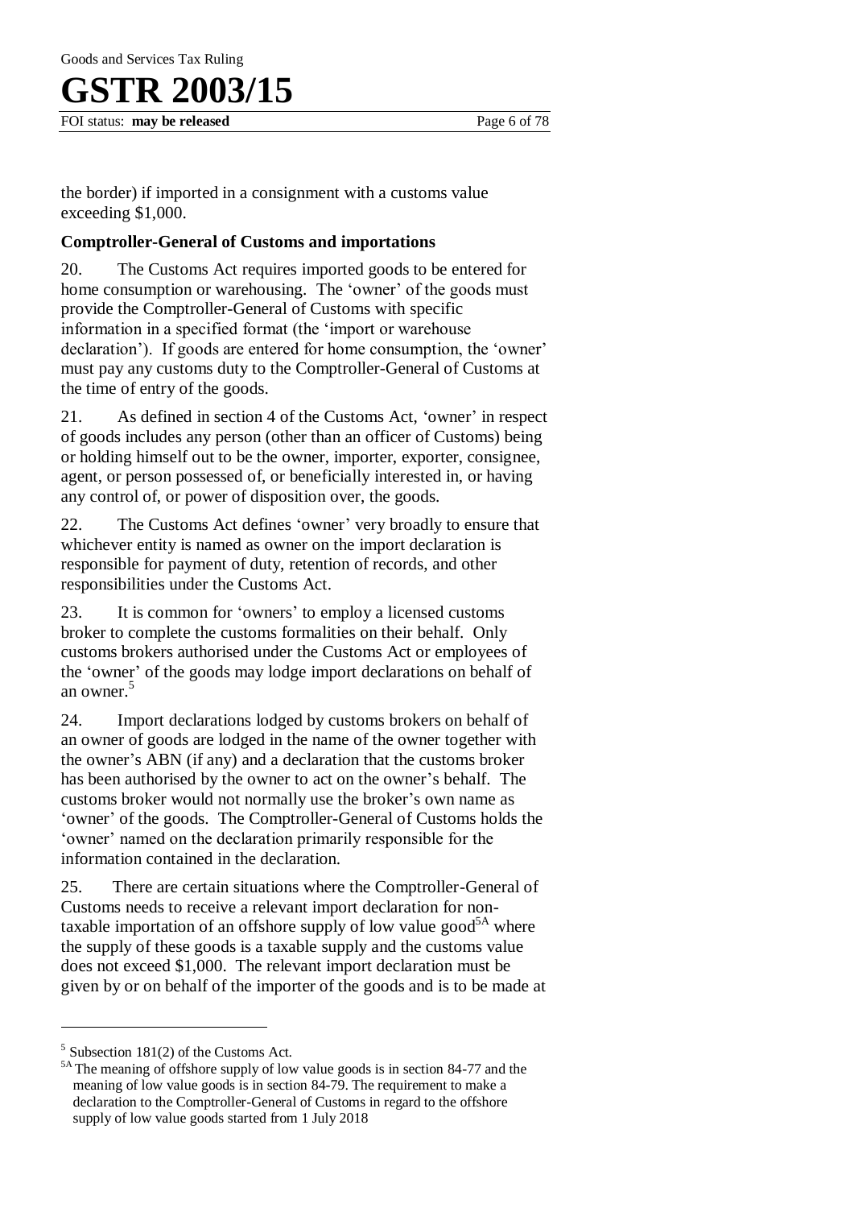the border) if imported in a consignment with a customs value exceeding $1,000.

### Comptroller-General of Customs and importations

20. The Customs Act requires imported goods to be entered for home consumption or warehousing. The 'owner' of the goods must provide the Comptroller-General of Customs with specific information in a specified format (the 'import or warehouse declaration'). If goods are entered for home consumption, the 'owner' must pay any customs duty to the Comptroller-General of Customs at the time of entry of the goods.

21. As defined in section 4 of the Customs Act, 'owner' in respect of goods includes any person (other than an officer of Customs) being or holding himself out to be the owner, importer, exporter, consignee, agent, or person possessed of, or beneficially interested in, or having any control of, or power of disposition over, the goods.

22. The Customs Act defines 'owner' very broadly to ensure that whichever entity is named as owner on the import declaration is responsible for payment of duty, retention of records, and other responsibilities under the Customs Act.

23. It is common for 'owners' to employ a licensed customs broker to complete the customs formalities on their behalf. Only customs brokers authorised under the Customs Act or employees of the 'owner' of the goods may lodge import declarations on behalf of an owner.[5]

24. Import declarations lodged by customs brokers on behalf of an owner of goods are lodged in the name of the owner together with the owner's ABN (if any) and a declaration that the customs broker has been authorised by the owner to act on the owner's behalf. The customs broker would not normally use the broker's own name as 'owner' of the goods. The Comptroller-General of Customs holds the 'owner' named on the declaration primarily responsible for the information contained in the declaration.

25. There are certain situations where the Comptroller-General of Customs needs to receive a relevant import declaration for non-taxable importation of an offshore supply of low value good[5A] where the supply of these goods is a taxable supply and the customs value does not exceed $1,000. The relevant import declaration must be given by or on behalf of the importer of the goods and is to be made at

---

[5] Subsection 181(2) of the Customs Act.

[5A] The meaning of offshore supply of low value goods is in section 84-77 and the meaning of low value goods is in section 84-79. The requirement to make a declaration to the Comptroller-General of Customs in regard to the offshore supply of low value goods started from 1 July 2018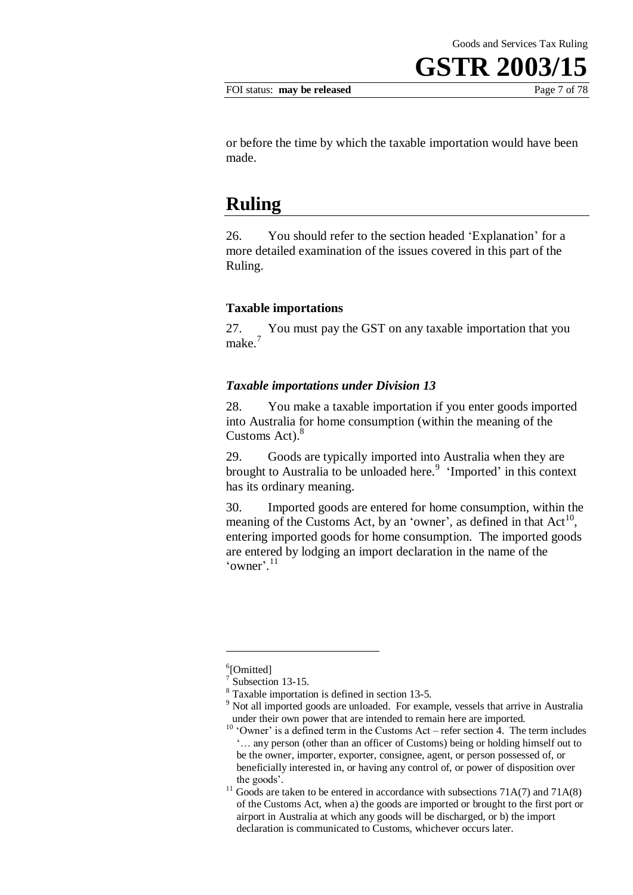or before the time by which the taxable importation would have been made.

# Ruling

26. You should refer to the section headed 'Explanation' for a more detailed examination of the issues covered in this part of the Ruling.

### Taxable importations

27. You must pay the GST on any taxable importation that you make.[7]

### *Taxable importations under Division 13*

28. You make a taxable importation if you enter goods imported into Australia for home consumption (within the meaning of the Customs Act).[8]

29. Goods are typically imported into Australia when they are brought to Australia to be unloaded here.[9] 'Imported' in this context has its ordinary meaning.

30. Imported goods are entered for home consumption, within the meaning of the Customs Act, by an 'owner', as defined in that Act[10], entering imported goods for home consumption. The imported goods are entered by lodging an import declaration in the name of the 'owner'.[11]

---

[6][Omitted]

[7] Subsection 13-15.

[8] Taxable importation is defined in section 13-5.

[9] Not all imported goods are unloaded. For example, vessels that arrive in Australia under their own power that are intended to remain here are imported.

[10] 'Owner' is a defined term in the Customs Act – refer section 4. The term includes '… any person (other than an officer of Customs) being or holding himself out to be the owner, importer, exporter, consignee, agent, or person possessed of, or beneficially interested in, or having any control of, or power of disposition over the goods'.

[11] Goods are taken to be entered in accordance with subsections 71A(7) and 71A(8) of the Customs Act, when a) the goods are imported or brought to the first port or airport in Australia at which any goods will be discharged, or b) the import declaration is communicated to Customs, whichever occurs later.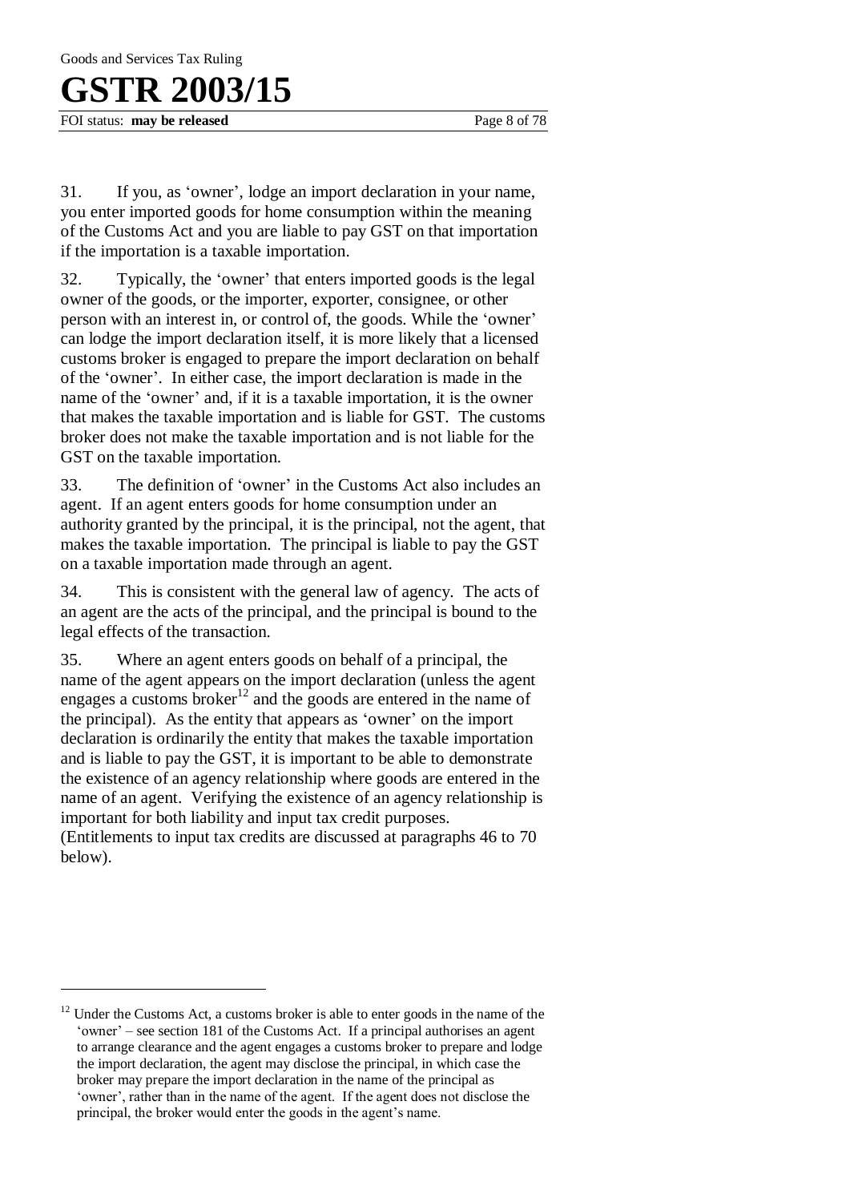31. If you, as 'owner', lodge an import declaration in your name, you enter imported goods for home consumption within the meaning of the Customs Act and you are liable to pay GST on that importation if the importation is a taxable importation.

32. Typically, the 'owner' that enters imported goods is the legal owner of the goods, or the importer, exporter, consignee, or other person with an interest in, or control of, the goods. While the 'owner' can lodge the import declaration itself, it is more likely that a licensed customs broker is engaged to prepare the import declaration on behalf of the 'owner'. In either case, the import declaration is made in the name of the 'owner' and, if it is a taxable importation, it is the owner that makes the taxable importation and is liable for GST. The customs broker does not make the taxable importation and is not liable for the GST on the taxable importation.

33. The definition of 'owner' in the Customs Act also includes an agent. If an agent enters goods for home consumption under an authority granted by the principal, it is the principal, not the agent, that makes the taxable importation. The principal is liable to pay the GST on a taxable importation made through an agent.

34. This is consistent with the general law of agency. The acts of an agent are the acts of the principal, and the principal is bound to the legal effects of the transaction.

35. Where an agent enters goods on behalf of a principal, the name of the agent appears on the import declaration (unless the agent engages a customs broker[12] and the goods are entered in the name of the principal). As the entity that appears as 'owner' on the import declaration is ordinarily the entity that makes the taxable importation and is liable to pay the GST, it is important to be able to demonstrate the existence of an agency relationship where goods are entered in the name of an agent. Verifying the existence of an agency relationship is important for both liability and input tax credit purposes. (Entitlements to input tax credits are discussed at paragraphs 46 to 70 below).

---

[12] Under the Customs Act, a customs broker is able to enter goods in the name of the 'owner' – see section 181 of the Customs Act. If a principal authorises an agent to arrange clearance and the agent engages a customs broker to prepare and lodge the import declaration, the agent may disclose the principal, in which case the broker may prepare the import declaration in the name of the principal as 'owner', rather than in the name of the agent. If the agent does not disclose the principal, the broker would enter the goods in the agent's name.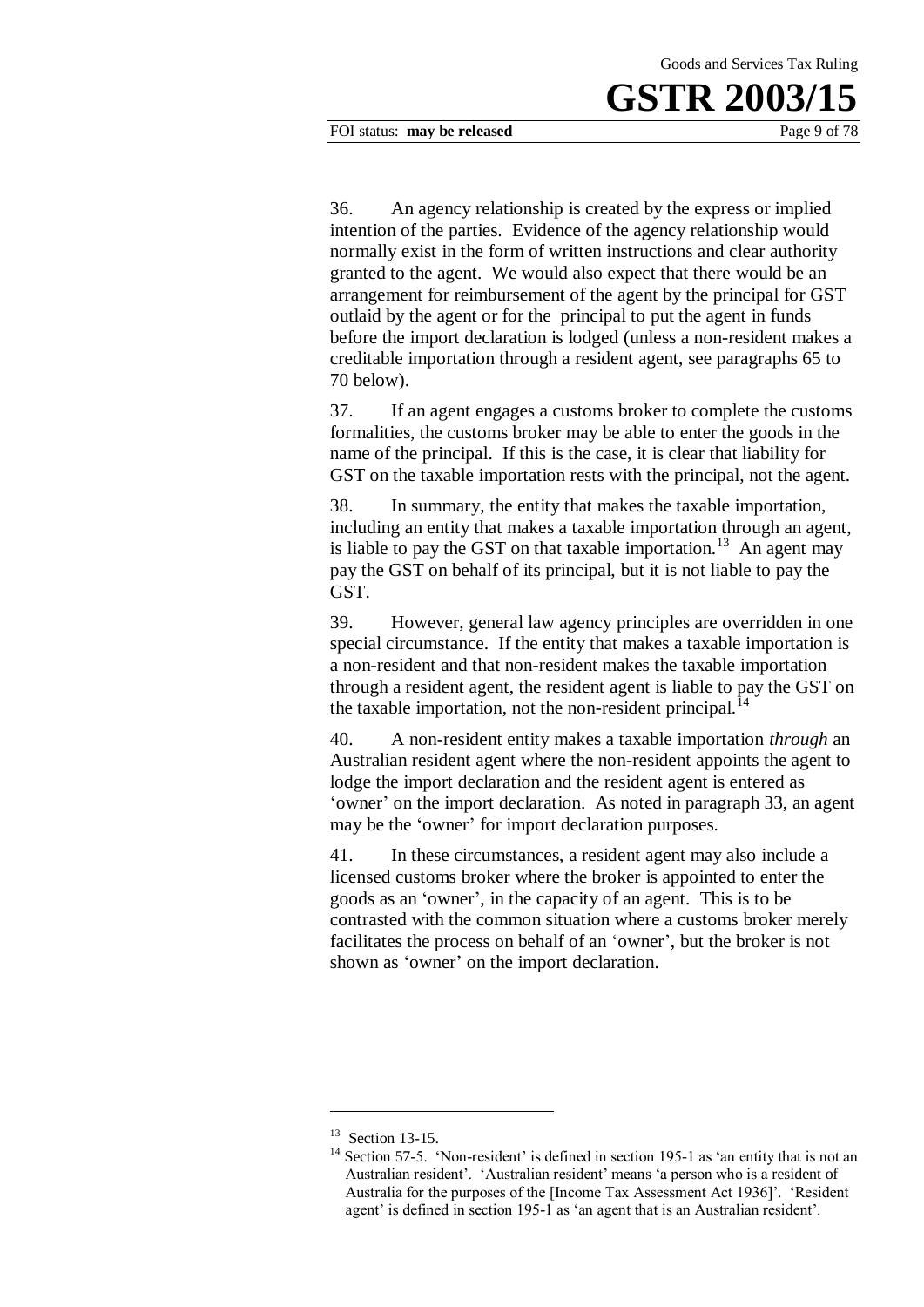36. An agency relationship is created by the express or implied intention of the parties. Evidence of the agency relationship would normally exist in the form of written instructions and clear authority granted to the agent. We would also expect that there would be an arrangement for reimbursement of the agent by the principal for GST outlaid by the agent or for the principal to put the agent in funds before the import declaration is lodged (unless a non-resident makes a creditable importation through a resident agent, see paragraphs 65 to 70 below).

37. If an agent engages a customs broker to complete the customs formalities, the customs broker may be able to enter the goods in the name of the principal. If this is the case, it is clear that liability for GST on the taxable importation rests with the principal, not the agent.

38. In summary, the entity that makes the taxable importation, including an entity that makes a taxable importation through an agent, is liable to pay the GST on that taxable importation.[13] An agent may pay the GST on behalf of its principal, but it is not liable to pay the GST.

39. However, general law agency principles are overridden in one special circumstance. If the entity that makes a taxable importation is a non-resident and that non-resident makes the taxable importation through a resident agent, the resident agent is liable to pay the GST on the taxable importation, not the non-resident principal.[14]

40. A non-resident entity makes a taxable importation *through* an Australian resident agent where the non-resident appoints the agent to lodge the import declaration and the resident agent is entered as 'owner' on the import declaration. As noted in paragraph 33, an agent may be the 'owner' for import declaration purposes.

41. In these circumstances, a resident agent may also include a licensed customs broker where the broker is appointed to enter the goods as an 'owner', in the capacity of an agent. This is to be contrasted with the common situation where a customs broker merely facilitates the process on behalf of an 'owner', but the broker is not shown as 'owner' on the import declaration.

---

[13] Section 13-15.

[14] Section 57-5. 'Non-resident' is defined in section 195-1 as 'an entity that is not an Australian resident'. 'Australian resident' means 'a person who is a resident of Australia for the purposes of the [Income Tax Assessment Act 1936]'. 'Resident agent' is defined in section 195-1 as 'an agent that is an Australian resident'.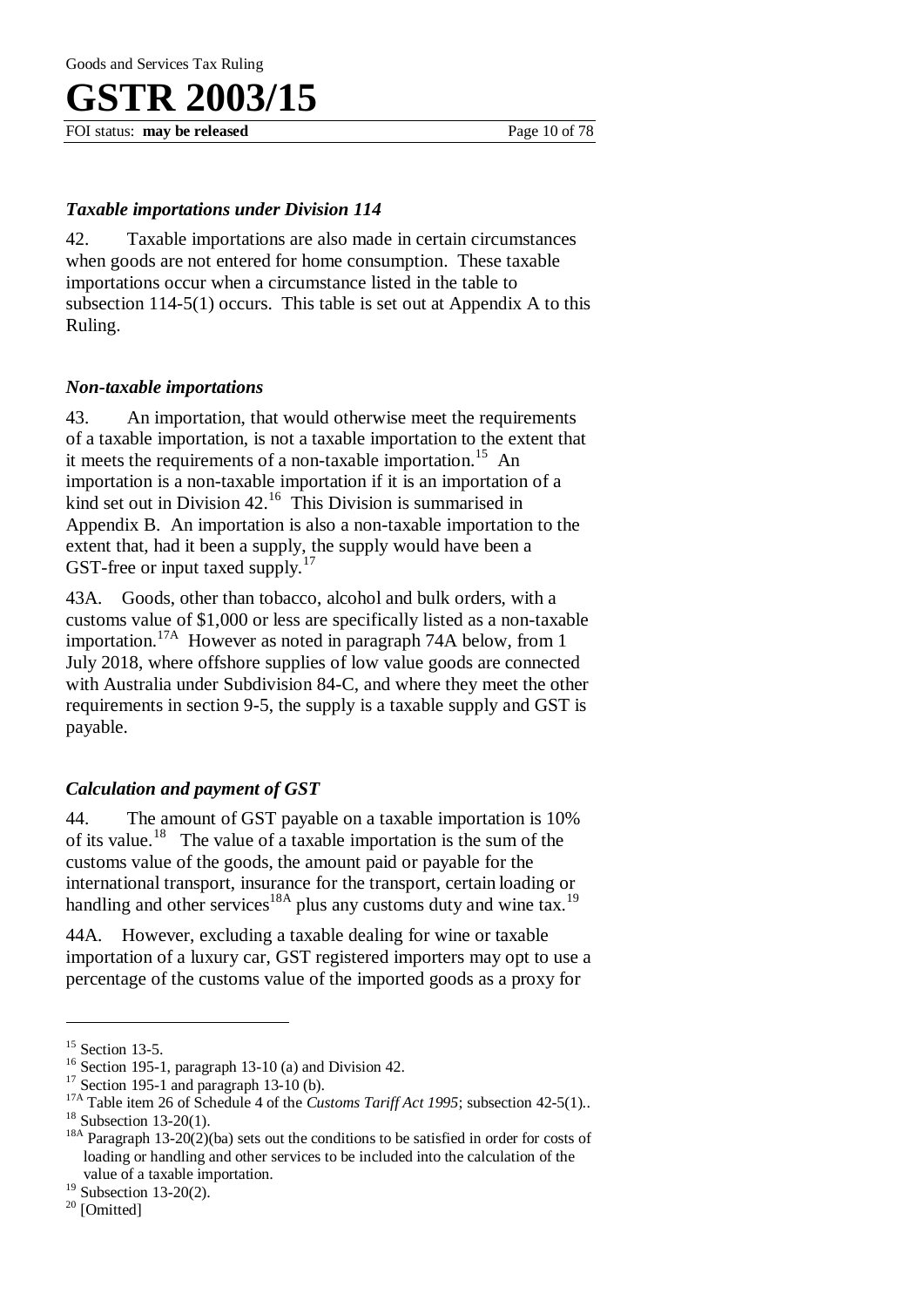### *Taxable importations under Division 114*

42. Taxable importations are also made in certain circumstances when goods are not entered for home consumption. These taxable importations occur when a circumstance listed in the table to subsection 114-5(1) occurs. This table is set out at Appendix A to this Ruling.

### *Non-taxable importations*

43. An importation, that would otherwise meet the requirements of a taxable importation, is not a taxable importation to the extent that it meets the requirements of a non-taxable importation.[15] An importation is a non-taxable importation if it is an importation of a kind set out in Division 42.[16] This Division is summarised in Appendix B. An importation is also a non-taxable importation to the extent that, had it been a supply, the supply would have been a GST-free or input taxed supply.[17]

43A. Goods, other than tobacco, alcohol and bulk orders, with a customs value of $1,000 or less are specifically listed as a non-taxable importation.[17A] However as noted in paragraph 74A below, from 1 July 2018, where offshore supplies of low value goods are connected with Australia under Subdivision 84-C, and where they meet the other requirements in section 9-5, the supply is a taxable supply and GST is payable.

### *Calculation and payment of GST*

44. The amount of GST payable on a taxable importation is 10% of its value.[18] The value of a taxable importation is the sum of the customs value of the goods, the amount paid or payable for the international transport, insurance for the transport, certain loading or handling and other services[18A] plus any customs duty and wine tax.[19]

44A. However, excluding a taxable dealing for wine or taxable importation of a luxury car, GST registered importers may opt to use a percentage of the customs value of the imported goods as a proxy for

---

[15] Section 13-5.

[16] Section 195-1, paragraph 13-10 (a) and Division 42.

[17] Section 195-1 and paragraph 13-10 (b).

[17A] Table item 26 of Schedule 4 of the *Customs Tariff Act 1995*; subsection 42-5(1)..

[18] Subsection 13-20(1).

[18A] Paragraph 13-20(2)(ba) sets out the conditions to be satisfied in order for costs of loading or handling and other services to be included into the calculation of the value of a taxable importation.

[19] Subsection 13-20(2).

[20] [Omitted]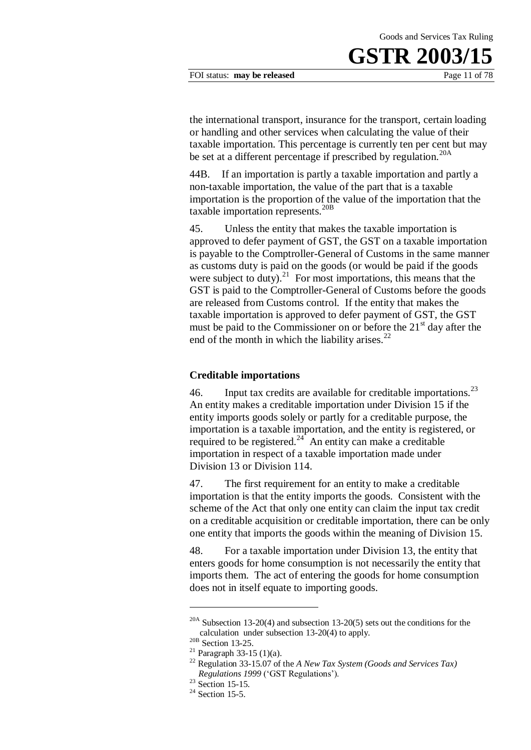the international transport, insurance for the transport, certain loading or handling and other services when calculating the value of their taxable importation. This percentage is currently ten per cent but may be set at a different percentage if prescribed by regulation.[20A]

44B. If an importation is partly a taxable importation and partly a non-taxable importation, the value of the part that is a taxable importation is the proportion of the value of the importation that the taxable importation represents.[20B]

45. Unless the entity that makes the taxable importation is approved to defer payment of GST, the GST on a taxable importation is payable to the Comptroller-General of Customs in the same manner as customs duty is paid on the goods (or would be paid if the goods were subject to duty).[21] For most importations, this means that the GST is paid to the Comptroller-General of Customs before the goods are released from Customs control. If the entity that makes the taxable importation is approved to defer payment of GST, the GST must be paid to the Commissioner on or before the 21st day after the end of the month in which the liability arises.[22]

### Creditable importations

46. Input tax credits are available for creditable importations.[23] An entity makes a creditable importation under Division 15 if the entity imports goods solely or partly for a creditable purpose, the importation is a taxable importation, and the entity is registered, or required to be registered.[24] An entity can make a creditable importation in respect of a taxable importation made under Division 13 or Division 114.

47. The first requirement for an entity to make a creditable importation is that the entity imports the goods. Consistent with the scheme of the Act that only one entity can claim the input tax credit on a creditable acquisition or creditable importation, there can be only one entity that imports the goods within the meaning of Division 15.

48. For a taxable importation under Division 13, the entity that enters goods for home consumption is not necessarily the entity that imports them. The act of entering the goods for home consumption does not in itself equate to importing goods.

---

[20A] Subsection 13-20(4) and subsection 13-20(5) sets out the conditions for the calculation under subsection 13-20(4) to apply.

[20B] Section 13-25.

[21] Paragraph 33-15 (1)(a).

[22] Regulation 33-15.07 of the *A New Tax System (Goods and Services Tax) Regulations 1999* ('GST Regulations').

[23] Section 15-15.

[24] Section 15-5.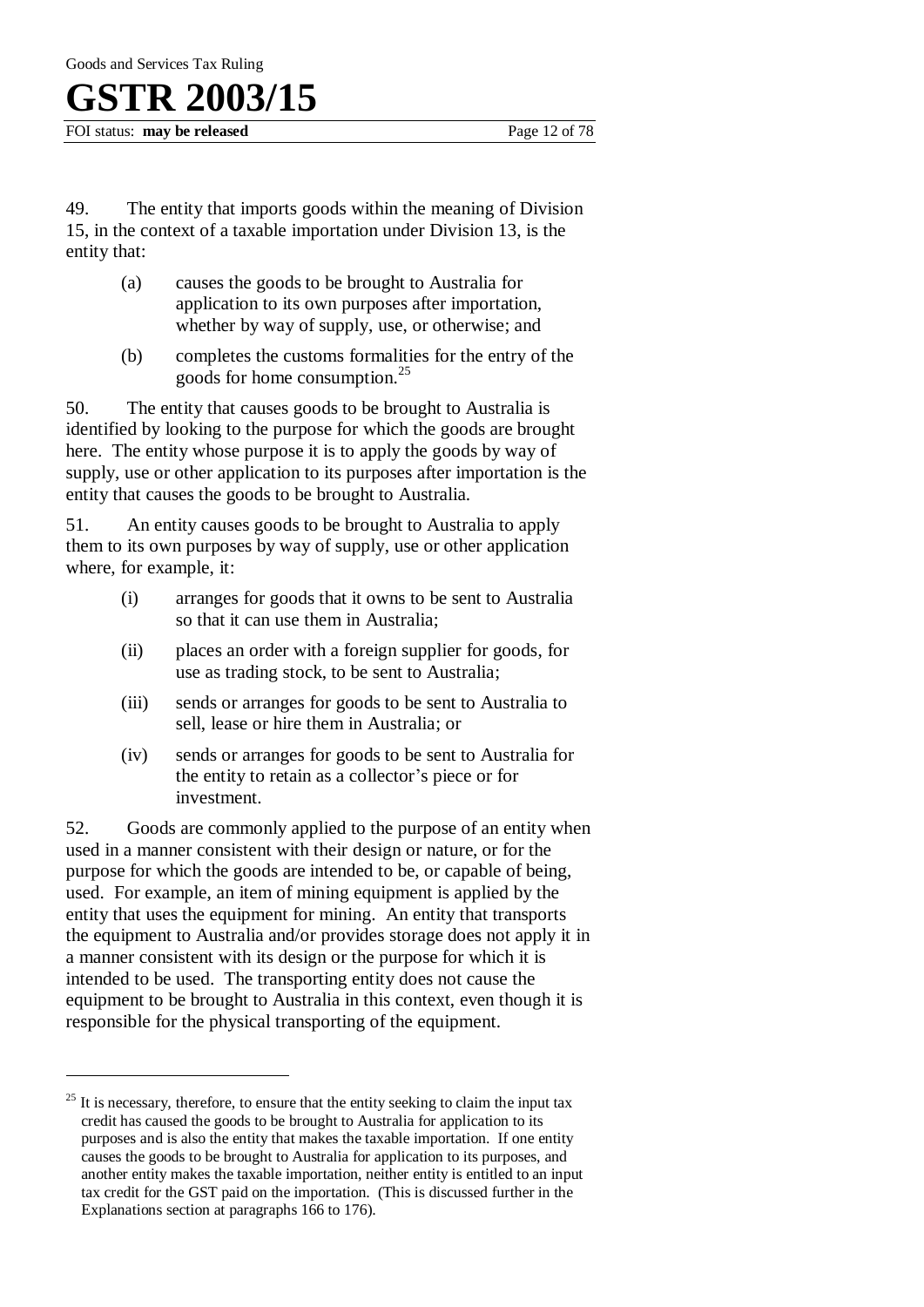49. The entity that imports goods within the meaning of Division 15, in the context of a taxable importation under Division 13, is the entity that:

(a) causes the goods to be brought to Australia for application to its own purposes after importation, whether by way of supply, use, or otherwise; and

(b) completes the customs formalities for the entry of the goods for home consumption.[25]

50. The entity that causes goods to be brought to Australia is identified by looking to the purpose for which the goods are brought here. The entity whose purpose it is to apply the goods by way of supply, use or other application to its purposes after importation is the entity that causes the goods to be brought to Australia.

51. An entity causes goods to be brought to Australia to apply them to its own purposes by way of supply, use or other application where, for example, it:

(i) arranges for goods that it owns to be sent to Australia so that it can use them in Australia;

(ii) places an order with a foreign supplier for goods, for use as trading stock, to be sent to Australia;

(iii) sends or arranges for goods to be sent to Australia to sell, lease or hire them in Australia; or

(iv) sends or arranges for goods to be sent to Australia for the entity to retain as a collector's piece or for investment.

52. Goods are commonly applied to the purpose of an entity when used in a manner consistent with their design or nature, or for the purpose for which the goods are intended to be, or capable of being, used. For example, an item of mining equipment is applied by the entity that uses the equipment for mining. An entity that transports the equipment to Australia and/or provides storage does not apply it in a manner consistent with its design or the purpose for which it is intended to be used. The transporting entity does not cause the equipment to be brought to Australia in this context, even though it is responsible for the physical transporting of the equipment.

---

[25] It is necessary, therefore, to ensure that the entity seeking to claim the input tax credit has caused the goods to be brought to Australia for application to its purposes and is also the entity that makes the taxable importation. If one entity causes the goods to be brought to Australia for application to its purposes, and another entity makes the taxable importation, neither entity is entitled to an input tax credit for the GST paid on the importation. (This is discussed further in the Explanations section at paragraphs 166 to 176).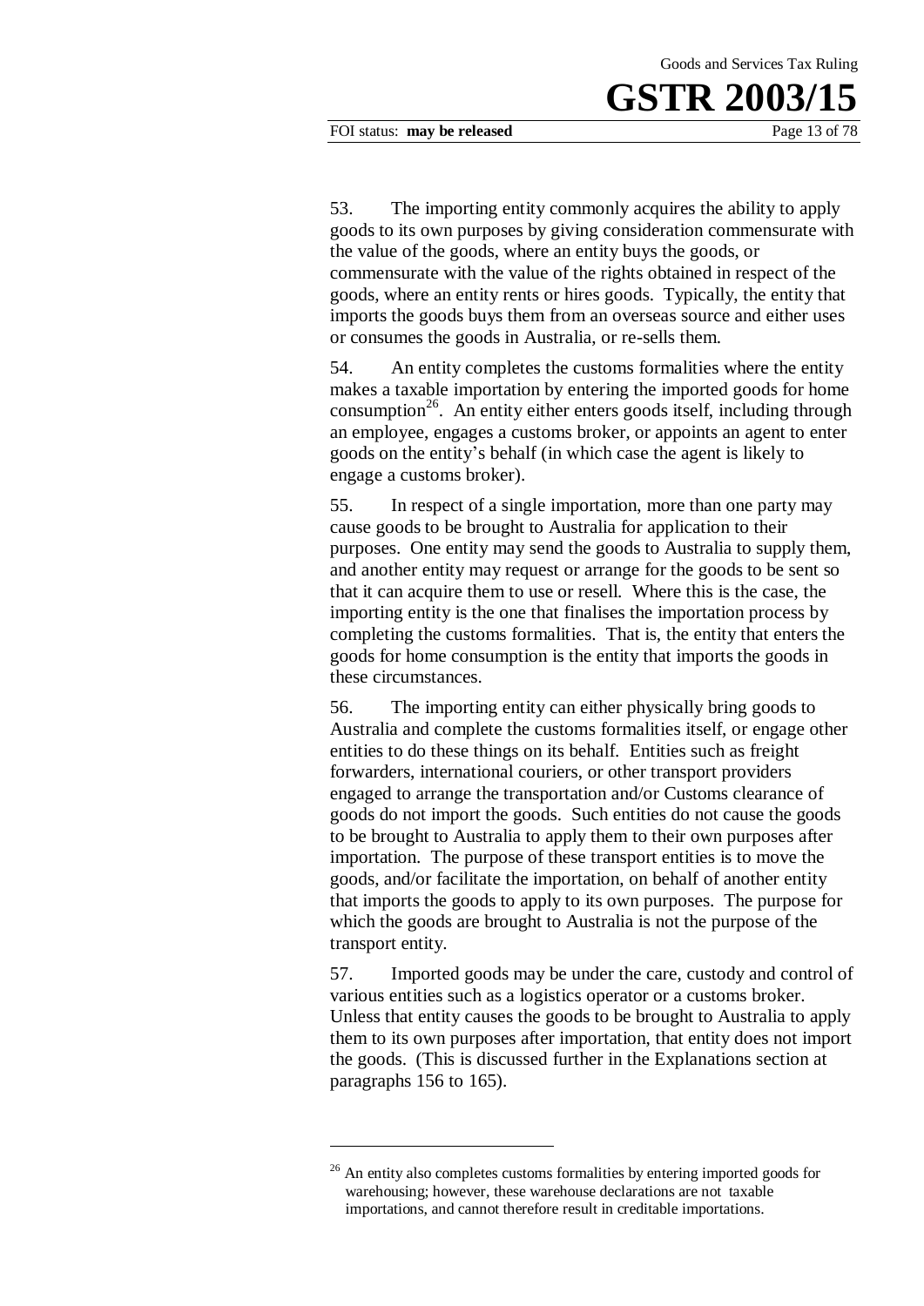53. The importing entity commonly acquires the ability to apply goods to its own purposes by giving consideration commensurate with the value of the goods, where an entity buys the goods, or commensurate with the value of the rights obtained in respect of the goods, where an entity rents or hires goods. Typically, the entity that imports the goods buys them from an overseas source and either uses or consumes the goods in Australia, or re-sells them.

54. An entity completes the customs formalities where the entity makes a taxable importation by entering the imported goods for home consumption[26]. An entity either enters goods itself, including through an employee, engages a customs broker, or appoints an agent to enter goods on the entity's behalf (in which case the agent is likely to engage a customs broker).

55. In respect of a single importation, more than one party may cause goods to be brought to Australia for application to their purposes. One entity may send the goods to Australia to supply them, and another entity may request or arrange for the goods to be sent so that it can acquire them to use or resell. Where this is the case, the importing entity is the one that finalises the importation process by completing the customs formalities. That is, the entity that enters the goods for home consumption is the entity that imports the goods in these circumstances.

56. The importing entity can either physically bring goods to Australia and complete the customs formalities itself, or engage other entities to do these things on its behalf. Entities such as freight forwarders, international couriers, or other transport providers engaged to arrange the transportation and/or Customs clearance of goods do not import the goods. Such entities do not cause the goods to be brought to Australia to apply them to their own purposes after importation. The purpose of these transport entities is to move the goods, and/or facilitate the importation, on behalf of another entity that imports the goods to apply to its own purposes. The purpose for which the goods are brought to Australia is not the purpose of the transport entity.

57. Imported goods may be under the care, custody and control of various entities such as a logistics operator or a customs broker. Unless that entity causes the goods to be brought to Australia to apply them to its own purposes after importation, that entity does not import the goods. (This is discussed further in the Explanations section at paragraphs 156 to 165).

---

[26] An entity also completes customs formalities by entering imported goods for warehousing; however, these warehouse declarations are not taxable importations, and cannot therefore result in creditable importations.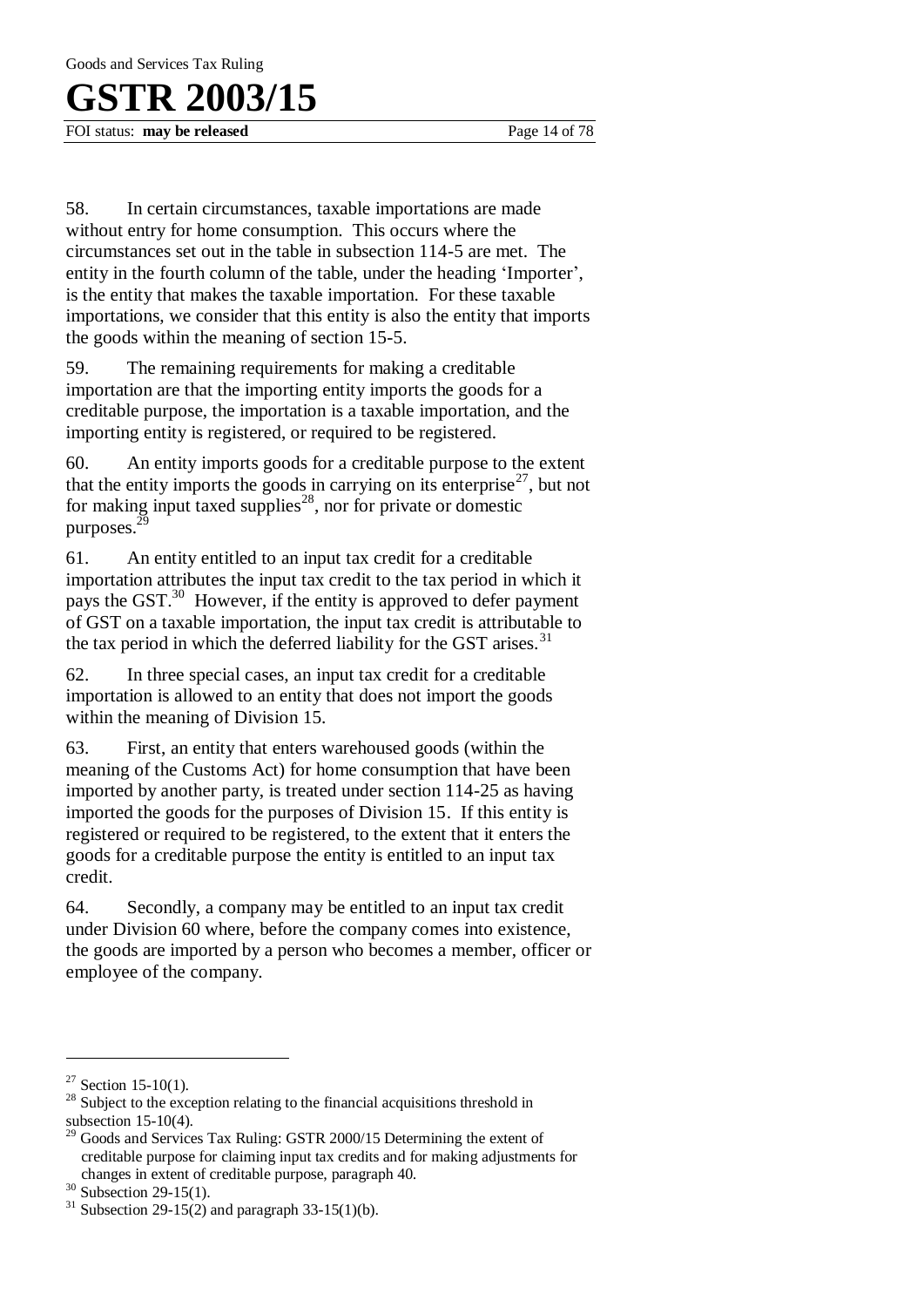58. In certain circumstances, taxable importations are made without entry for home consumption. This occurs where the circumstances set out in the table in subsection 114-5 are met. The entity in the fourth column of the table, under the heading 'Importer', is the entity that makes the taxable importation. For these taxable importations, we consider that this entity is also the entity that imports the goods within the meaning of section 15-5.

59. The remaining requirements for making a creditable importation are that the importing entity imports the goods for a creditable purpose, the importation is a taxable importation, and the importing entity is registered, or required to be registered.

60. An entity imports goods for a creditable purpose to the extent that the entity imports the goods in carrying on its enterprise[27], but not for making input taxed supplies[28], nor for private or domestic purposes.[29]

61. An entity entitled to an input tax credit for a creditable importation attributes the input tax credit to the tax period in which it pays the GST.[30] However, if the entity is approved to defer payment of GST on a taxable importation, the input tax credit is attributable to the tax period in which the deferred liability for the GST arises.[31]

62. In three special cases, an input tax credit for a creditable importation is allowed to an entity that does not import the goods within the meaning of Division 15.

63. First, an entity that enters warehoused goods (within the meaning of the Customs Act) for home consumption that have been imported by another party, is treated under section 114-25 as having imported the goods for the purposes of Division 15. If this entity is registered or required to be registered, to the extent that it enters the goods for a creditable purpose the entity is entitled to an input tax credit.

64. Secondly, a company may be entitled to an input tax credit under Division 60 where, before the company comes into existence, the goods are imported by a person who becomes a member, officer or employee of the company.

---

[27] Section 15-10(1).

[28] Subject to the exception relating to the financial acquisitions threshold in subsection 15-10(4).

[29] Goods and Services Tax Ruling: GSTR 2000/15 Determining the extent of creditable purpose for claiming input tax credits and for making adjustments for changes in extent of creditable purpose, paragraph 40.

[30] Subsection 29-15(1).

[31] Subsection 29-15(2) and paragraph 33-15(1)(b).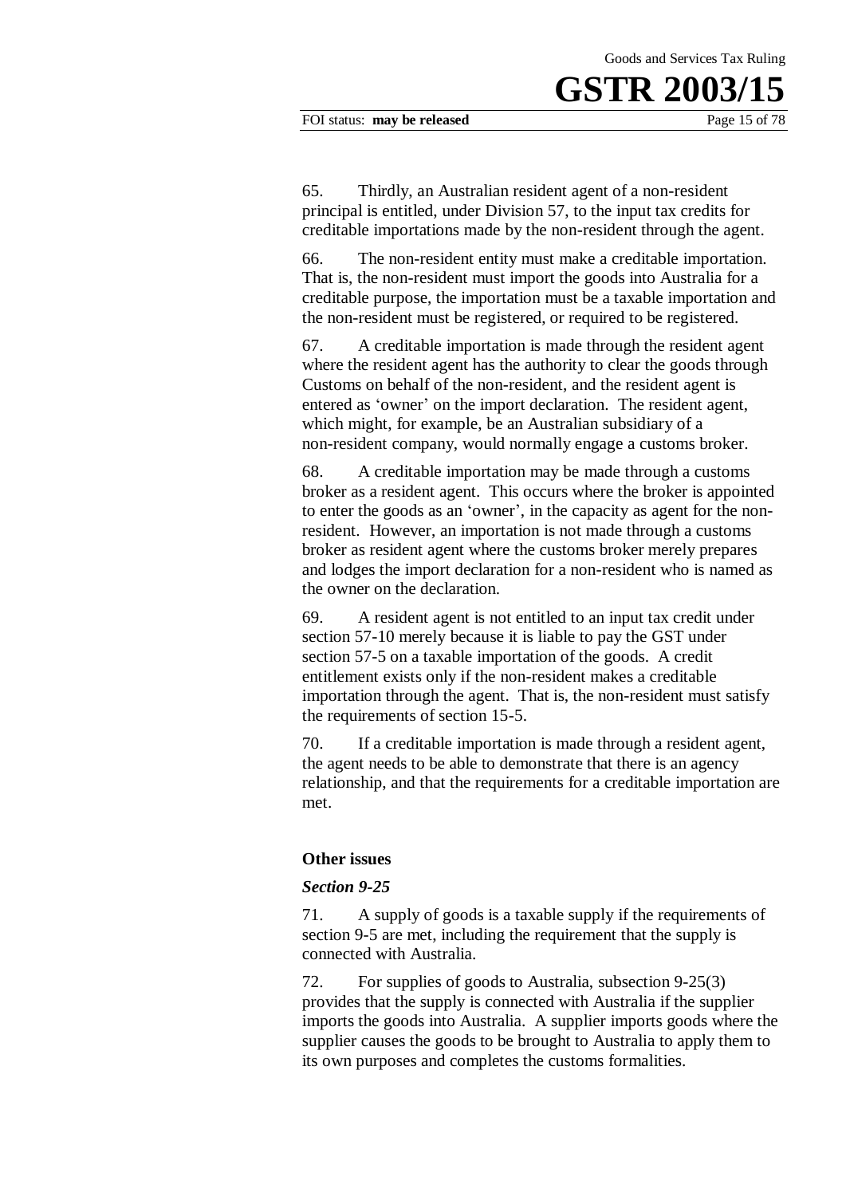65. Thirdly, an Australian resident agent of a non-resident principal is entitled, under Division 57, to the input tax credits for creditable importations made by the non-resident through the agent.

66. The non-resident entity must make a creditable importation. That is, the non-resident must import the goods into Australia for a creditable purpose, the importation must be a taxable importation and the non-resident must be registered, or required to be registered.

67. A creditable importation is made through the resident agent where the resident agent has the authority to clear the goods through Customs on behalf of the non-resident, and the resident agent is entered as 'owner' on the import declaration. The resident agent, which might, for example, be an Australian subsidiary of a non-resident company, would normally engage a customs broker.

68. A creditable importation may be made through a customs broker as a resident agent. This occurs where the broker is appointed to enter the goods as an 'owner', in the capacity as agent for the non-resident. However, an importation is not made through a customs broker as resident agent where the customs broker merely prepares and lodges the import declaration for a non-resident who is named as the owner on the declaration.

69. A resident agent is not entitled to an input tax credit under section 57-10 merely because it is liable to pay the GST under section 57-5 on a taxable importation of the goods. A credit entitlement exists only if the non-resident makes a creditable importation through the agent. That is, the non-resident must satisfy the requirements of section 15-5.

70. If a creditable importation is made through a resident agent, the agent needs to be able to demonstrate that there is an agency relationship, and that the requirements for a creditable importation are met.

### Other issues

#### *Section 9-25*

71. A supply of goods is a taxable supply if the requirements of section 9-5 are met, including the requirement that the supply is connected with Australia.

72. For supplies of goods to Australia, subsection 9-25(3) provides that the supply is connected with Australia if the supplier imports the goods into Australia. A supplier imports goods where the supplier causes the goods to be brought to Australia to apply them to its own purposes and completes the customs formalities.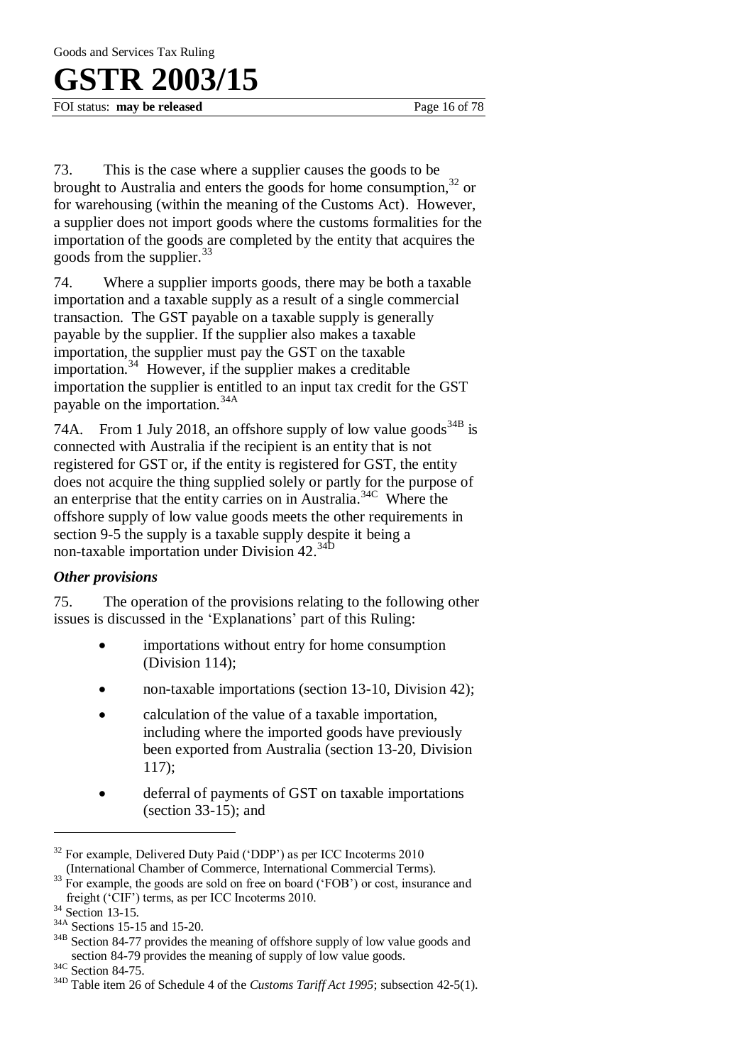73. This is the case where a supplier causes the goods to be brought to Australia and enters the goods for home consumption,[32] or for warehousing (within the meaning of the Customs Act). However, a supplier does not import goods where the customs formalities for the importation of the goods are completed by the entity that acquires the goods from the supplier.[33]

74. Where a supplier imports goods, there may be both a taxable importation and a taxable supply as a result of a single commercial transaction. The GST payable on a taxable supply is generally payable by the supplier. If the supplier also makes a taxable importation, the supplier must pay the GST on the taxable importation.[34] However, if the supplier makes a creditable importation the supplier is entitled to an input tax credit for the GST payable on the importation.[34A]

74A. From 1 July 2018, an offshore supply of low value goods[34B] is connected with Australia if the recipient is an entity that is not registered for GST or, if the entity is registered for GST, the entity does not acquire the thing supplied solely or partly for the purpose of an enterprise that the entity carries on in Australia.[34C] Where the offshore supply of low value goods meets the other requirements in section 9-5 the supply is a taxable supply despite it being a non-taxable importation under Division 42.[34D]

### *Other provisions*

75. The operation of the provisions relating to the following other issues is discussed in the 'Explanations' part of this Ruling:

- importations without entry for home consumption (Division 114);
- non-taxable importations (section 13-10, Division 42);
- calculation of the value of a taxable importation, including where the imported goods have previously been exported from Australia (section 13-20, Division 117);
- deferral of payments of GST on taxable importations (section 33-15); and

---

[32] For example, Delivered Duty Paid ('DDP') as per ICC Incoterms 2010 (International Chamber of Commerce, International Commercial Terms).

[33] For example, the goods are sold on free on board ('FOB') or cost, insurance and freight ('CIF') terms, as per ICC Incoterms 2010.

[34] Section 13-15.

[34A] Sections 15-15 and 15-20.

[34B] Section 84-77 provides the meaning of offshore supply of low value goods and section 84-79 provides the meaning of supply of low value goods.

[34C] Section 84-75.

[34D] Table item 26 of Schedule 4 of the *Customs Tariff Act 1995*; subsection 42-5(1).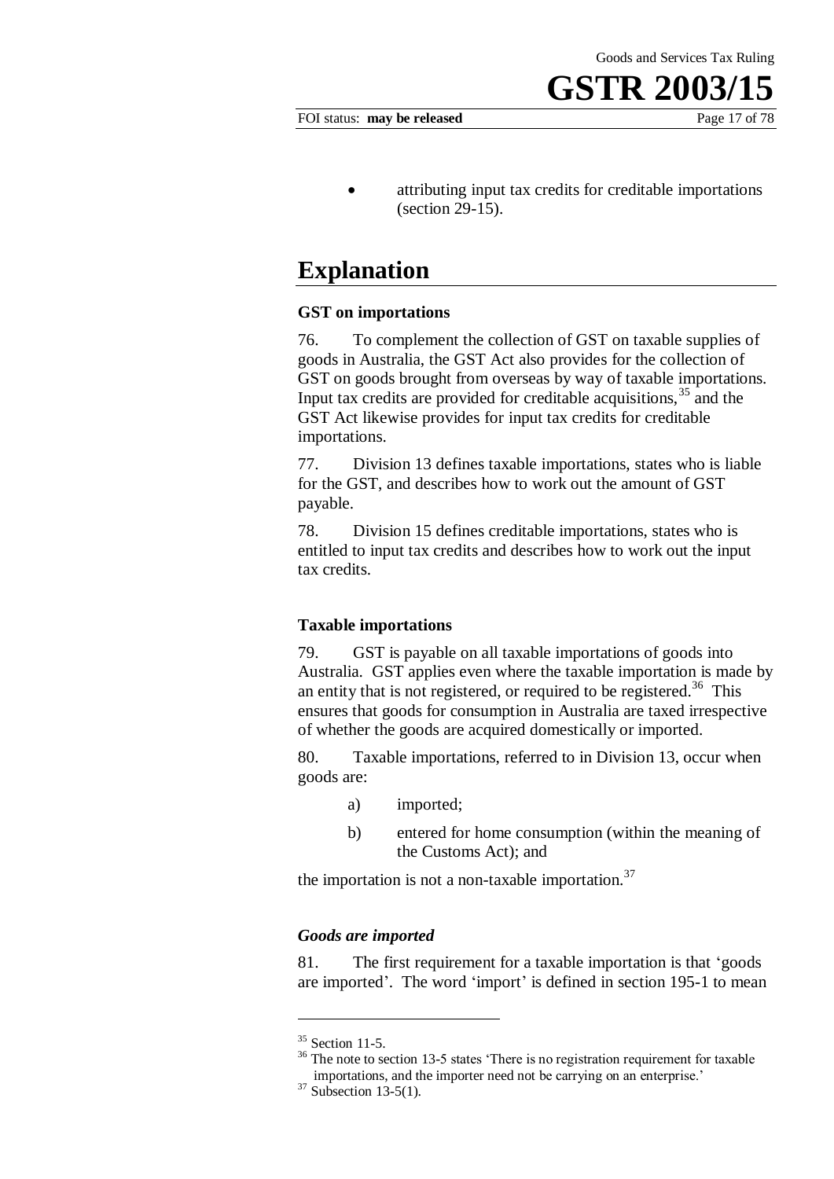- attributing input tax credits for creditable importations (section 29-15).

# Explanation

### GST on importations

76. To complement the collection of GST on taxable supplies of goods in Australia, the GST Act also provides for the collection of GST on goods brought from overseas by way of taxable importations. Input tax credits are provided for creditable acquisitions,[35] and the GST Act likewise provides for input tax credits for creditable importations.

77. Division 13 defines taxable importations, states who is liable for the GST, and describes how to work out the amount of GST payable.

78. Division 15 defines creditable importations, states who is entitled to input tax credits and describes how to work out the input tax credits.

### Taxable importations

79. GST is payable on all taxable importations of goods into Australia. GST applies even where the taxable importation is made by an entity that is not registered, or required to be registered.[36] This ensures that goods for consumption in Australia are taxed irrespective of whether the goods are acquired domestically or imported.

80. Taxable importations, referred to in Division 13, occur when goods are:

a) imported;

b) entered for home consumption (within the meaning of the Customs Act); and

the importation is not a non-taxable importation.[37]

#### *Goods are imported*

81. The first requirement for a taxable importation is that 'goods are imported'. The word 'import' is defined in section 195-1 to mean

---

[35] Section 11-5.

[36] The note to section 13-5 states 'There is no registration requirement for taxable importations, and the importer need not be carrying on an enterprise.'

[37] Subsection 13-5(1).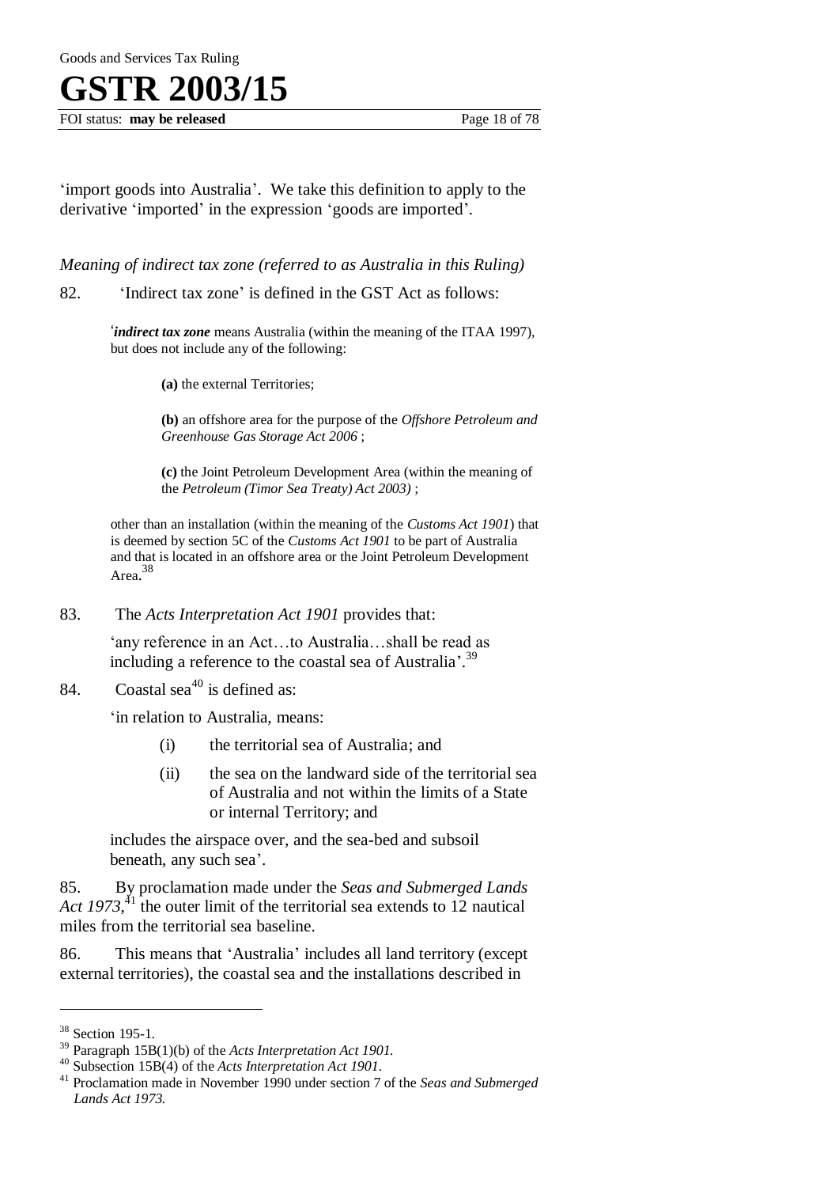'import goods into Australia'. We take this definition to apply to the derivative 'imported' in the expression 'goods are imported'.

*Meaning of indirect tax zone (referred to as Australia in this Ruling)*

82. 'Indirect tax zone' is defined in the GST Act as follows:

> '***indirect tax zone*** means Australia (within the meaning of the ITAA 1997), but does not include any of the following:
>
> **(a)** the external Territories;
>
> **(b)** an offshore area for the purpose of the *Offshore Petroleum and Greenhouse Gas Storage Act 2006* ;
>
> **(c)** the Joint Petroleum Development Area (within the meaning of the *Petroleum (Timor Sea Treaty) Act 2003)* ;
>
> other than an installation (within the meaning of the *Customs Act 1901*) that is deemed by section 5C of the *Customs Act 1901* to be part of Australia and that is located in an offshore area or the Joint Petroleum Development Area.[38]

83. The *Acts Interpretation Act 1901* provides that:

> 'any reference in an Act…to Australia…shall be read as including a reference to the coastal sea of Australia'.[39]

84. Coastal sea[40] is defined as:

> 'in relation to Australia, means:
>
> (i) the territorial sea of Australia; and
>
> (ii) the sea on the landward side of the territorial sea of Australia and not within the limits of a State or internal Territory; and
>
> includes the airspace over, and the sea-bed and subsoil beneath, any such sea'.

85. By proclamation made under the *Seas and Submerged Lands Act 1973*,[41] the outer limit of the territorial sea extends to 12 nautical miles from the territorial sea baseline.

86. This means that 'Australia' includes all land territory (except external territories), the coastal sea and the installations described in

---

[38] Section 195-1.

[39] Paragraph 15B(1)(b) of the *Acts Interpretation Act 1901.*

[40] Subsection 15B(4) of the *Acts Interpretation Act 1901.*

[41] Proclamation made in November 1990 under section 7 of the *Seas and Submerged Lands Act 1973.*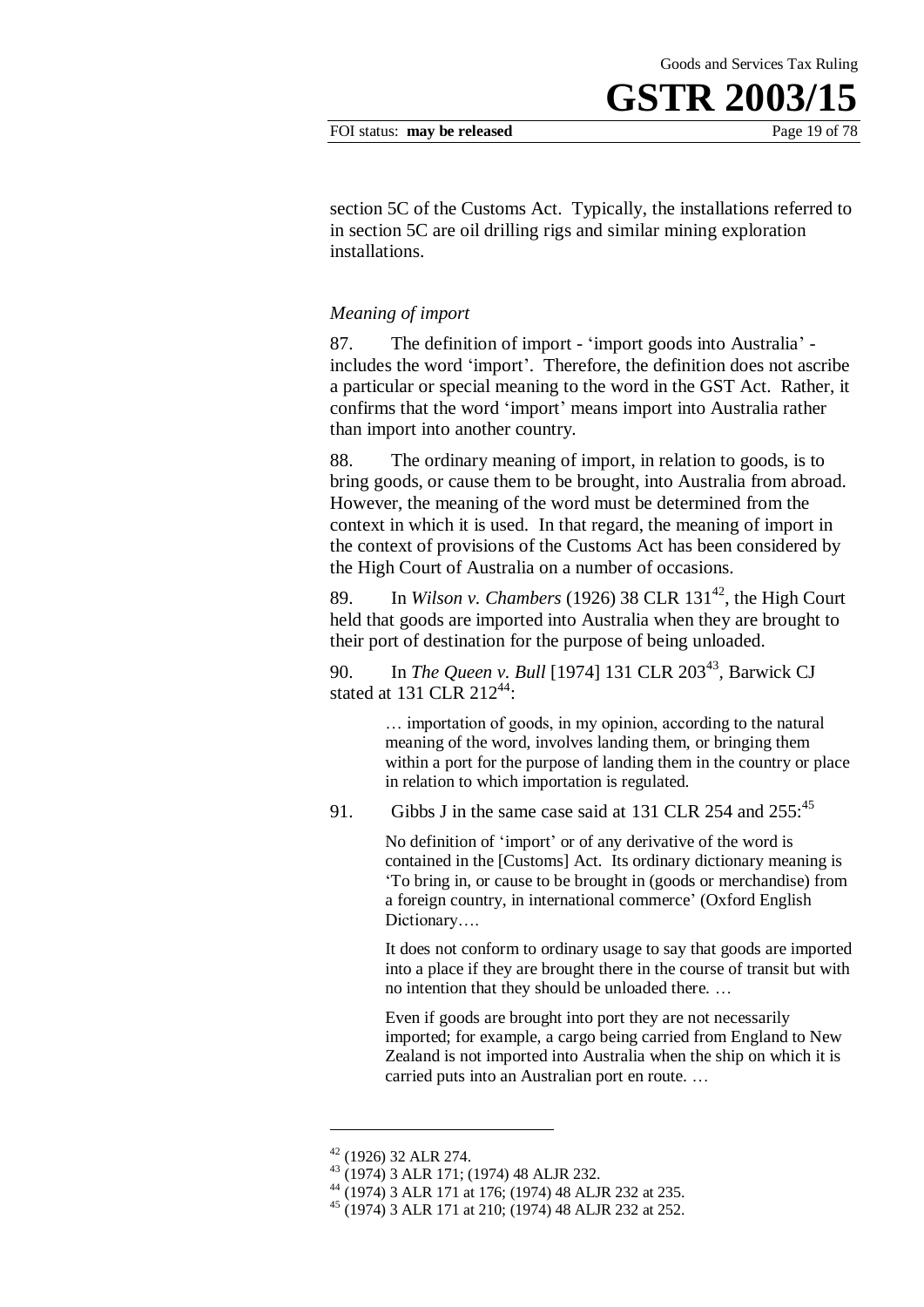section 5C of the Customs Act. Typically, the installations referred to in section 5C are oil drilling rigs and similar mining exploration installations.

### *Meaning of import*

87. The definition of import - 'import goods into Australia' - includes the word 'import'. Therefore, the definition does not ascribe a particular or special meaning to the word in the GST Act. Rather, it confirms that the word 'import' means import into Australia rather than import into another country.

88. The ordinary meaning of import, in relation to goods, is to bring goods, or cause them to be brought, into Australia from abroad. However, the meaning of the word must be determined from the context in which it is used. In that regard, the meaning of import in the context of provisions of the Customs Act has been considered by the High Court of Australia on a number of occasions.

89. In *Wilson v. Chambers* (1926) 38 CLR 131[42], the High Court held that goods are imported into Australia when they are brought to their port of destination for the purpose of being unloaded.

90. In *The Queen v. Bull* [1974] 131 CLR 203[43], Barwick CJ stated at 131 CLR 212[44]:

> … importation of goods, in my opinion, according to the natural meaning of the word, involves landing them, or bringing them within a port for the purpose of landing them in the country or place in relation to which importation is regulated.

91. Gibbs J in the same case said at 131 CLR 254 and 255:[45]

> No definition of 'import' or of any derivative of the word is contained in the [Customs] Act. Its ordinary dictionary meaning is 'To bring in, or cause to be brought in (goods or merchandise) from a foreign country, in international commerce' (Oxford English Dictionary….
>
> It does not conform to ordinary usage to say that goods are imported into a place if they are brought there in the course of transit but with no intention that they should be unloaded there. …
>
> Even if goods are brought into port they are not necessarily imported; for example, a cargo being carried from England to New Zealand is not imported into Australia when the ship on which it is carried puts into an Australian port en route. …

---

[42] (1926) 32 ALR 274.

[43] (1974) 3 ALR 171; (1974) 48 ALJR 232.

[44] (1974) 3 ALR 171 at 176; (1974) 48 ALJR 232 at 235.

[45] (1974) 3 ALR 171 at 210; (1974) 48 ALJR 232 at 252.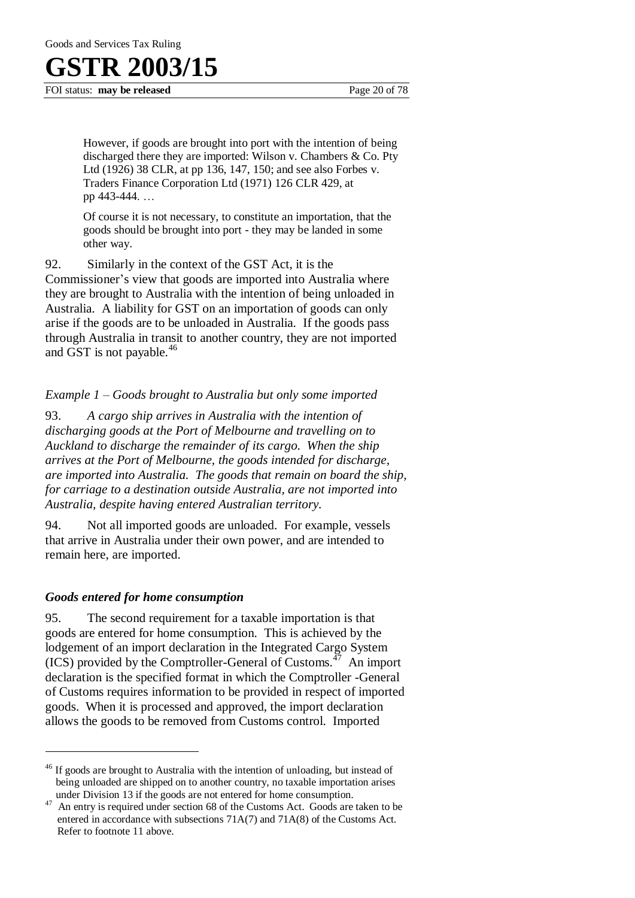> However, if goods are brought into port with the intention of being discharged there they are imported: Wilson v. Chambers & Co. Pty Ltd (1926) 38 CLR, at pp 136, 147, 150; and see also Forbes v. Traders Finance Corporation Ltd (1971) 126 CLR 429, at pp 443-444. …
>
> Of course it is not necessary, to constitute an importation, that the goods should be brought into port - they may be landed in some other way.

92. Similarly in the context of the GST Act, it is the Commissioner's view that goods are imported into Australia where they are brought to Australia with the intention of being unloaded in Australia. A liability for GST on an importation of goods can only arise if the goods are to be unloaded in Australia. If the goods pass through Australia in transit to another country, they are not imported and GST is not payable.[46]

*Example 1 – Goods brought to Australia but only some imported*

93. *A cargo ship arrives in Australia with the intention of discharging goods at the Port of Melbourne and travelling on to Auckland to discharge the remainder of its cargo. When the ship arrives at the Port of Melbourne, the goods intended for discharge, are imported into Australia. The goods that remain on board the ship, for carriage to a destination outside Australia, are not imported into Australia, despite having entered Australian territory.*

94. Not all imported goods are unloaded. For example, vessels that arrive in Australia under their own power, and are intended to remain here, are imported.

### *Goods entered for home consumption*

95. The second requirement for a taxable importation is that goods are entered for home consumption. This is achieved by the lodgement of an import declaration in the Integrated Cargo System (ICS) provided by the Comptroller-General of Customs.[47] An import declaration is the specified format in which the Comptroller -General of Customs requires information to be provided in respect of imported goods. When it is processed and approved, the import declaration allows the goods to be removed from Customs control. Imported

---

[46] If goods are brought to Australia with the intention of unloading, but instead of being unloaded are shipped on to another country, no taxable importation arises under Division 13 if the goods are not entered for home consumption.

[47] An entry is required under section 68 of the Customs Act. Goods are taken to be entered in accordance with subsections 71A(7) and 71A(8) of the Customs Act. Refer to footnote 11 above.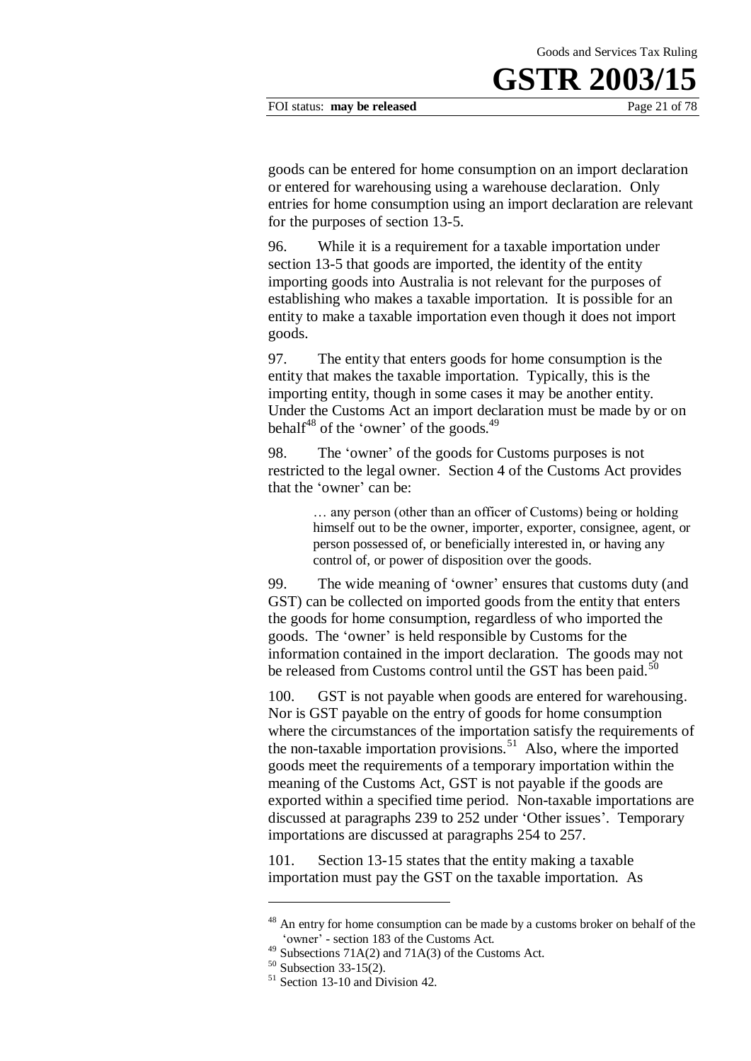goods can be entered for home consumption on an import declaration or entered for warehousing using a warehouse declaration. Only entries for home consumption using an import declaration are relevant for the purposes of section 13-5.

96. While it is a requirement for a taxable importation under section 13-5 that goods are imported, the identity of the entity importing goods into Australia is not relevant for the purposes of establishing who makes a taxable importation. It is possible for an entity to make a taxable importation even though it does not import goods.

97. The entity that enters goods for home consumption is the entity that makes the taxable importation. Typically, this is the importing entity, though in some cases it may be another entity. Under the Customs Act an import declaration must be made by or on behalf[48] of the 'owner' of the goods.[49]

98. The 'owner' of the goods for Customs purposes is not restricted to the legal owner. Section 4 of the Customs Act provides that the 'owner' can be:

> … any person (other than an officer of Customs) being or holding himself out to be the owner, importer, exporter, consignee, agent, or person possessed of, or beneficially interested in, or having any control of, or power of disposition over the goods.

99. The wide meaning of 'owner' ensures that customs duty (and GST) can be collected on imported goods from the entity that enters the goods for home consumption, regardless of who imported the goods. The 'owner' is held responsible by Customs for the information contained in the import declaration. The goods may not be released from Customs control until the GST has been paid.[50]

100. GST is not payable when goods are entered for warehousing. Nor is GST payable on the entry of goods for home consumption where the circumstances of the importation satisfy the requirements of the non-taxable importation provisions.[51] Also, where the imported goods meet the requirements of a temporary importation within the meaning of the Customs Act, GST is not payable if the goods are exported within a specified time period. Non-taxable importations are discussed at paragraphs 239 to 252 under 'Other issues'. Temporary importations are discussed at paragraphs 254 to 257.

101. Section 13-15 states that the entity making a taxable importation must pay the GST on the taxable importation. As

---

[48] An entry for home consumption can be made by a customs broker on behalf of the 'owner' - section 183 of the Customs Act.

[49] Subsections 71A(2) and 71A(3) of the Customs Act.

[50] Subsection 33-15(2).

[51] Section 13-10 and Division 42.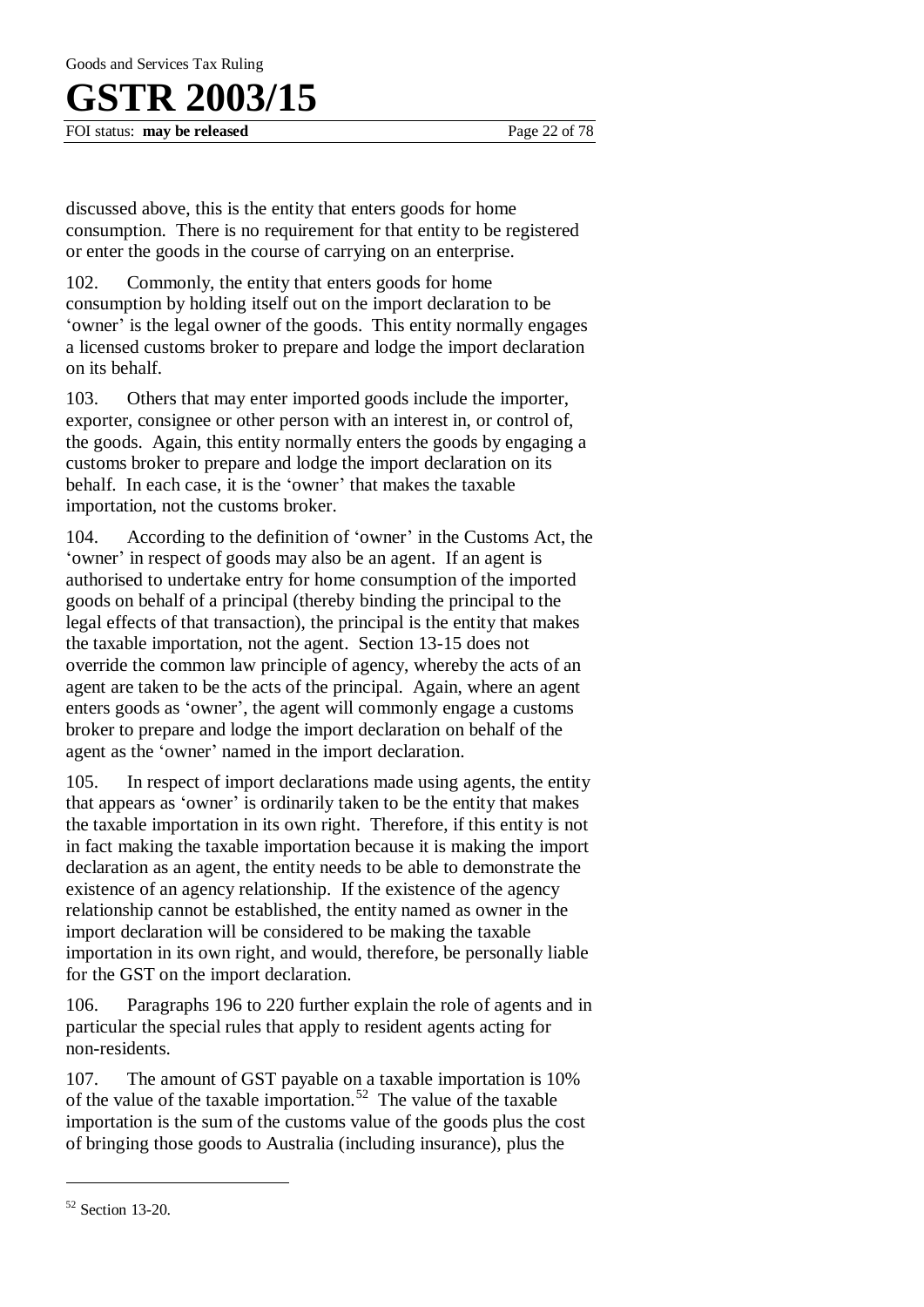discussed above, this is the entity that enters goods for home consumption. There is no requirement for that entity to be registered or enter the goods in the course of carrying on an enterprise.

102. Commonly, the entity that enters goods for home consumption by holding itself out on the import declaration to be 'owner' is the legal owner of the goods. This entity normally engages a licensed customs broker to prepare and lodge the import declaration on its behalf.

103. Others that may enter imported goods include the importer, exporter, consignee or other person with an interest in, or control of, the goods. Again, this entity normally enters the goods by engaging a customs broker to prepare and lodge the import declaration on its behalf. In each case, it is the 'owner' that makes the taxable importation, not the customs broker.

104. According to the definition of 'owner' in the Customs Act, the 'owner' in respect of goods may also be an agent. If an agent is authorised to undertake entry for home consumption of the imported goods on behalf of a principal (thereby binding the principal to the legal effects of that transaction), the principal is the entity that makes the taxable importation, not the agent. Section 13-15 does not override the common law principle of agency, whereby the acts of an agent are taken to be the acts of the principal. Again, where an agent enters goods as 'owner', the agent will commonly engage a customs broker to prepare and lodge the import declaration on behalf of the agent as the 'owner' named in the import declaration.

105. In respect of import declarations made using agents, the entity that appears as 'owner' is ordinarily taken to be the entity that makes the taxable importation in its own right. Therefore, if this entity is not in fact making the taxable importation because it is making the import declaration as an agent, the entity needs to be able to demonstrate the existence of an agency relationship. If the existence of the agency relationship cannot be established, the entity named as owner in the import declaration will be considered to be making the taxable importation in its own right, and would, therefore, be personally liable for the GST on the import declaration.

106. Paragraphs 196 to 220 further explain the role of agents and in particular the special rules that apply to resident agents acting for non-residents.

107. The amount of GST payable on a taxable importation is 10% of the value of the taxable importation.[52] The value of the taxable importation is the sum of the customs value of the goods plus the cost of bringing those goods to Australia (including insurance), plus the

---

[52] Section 13-20.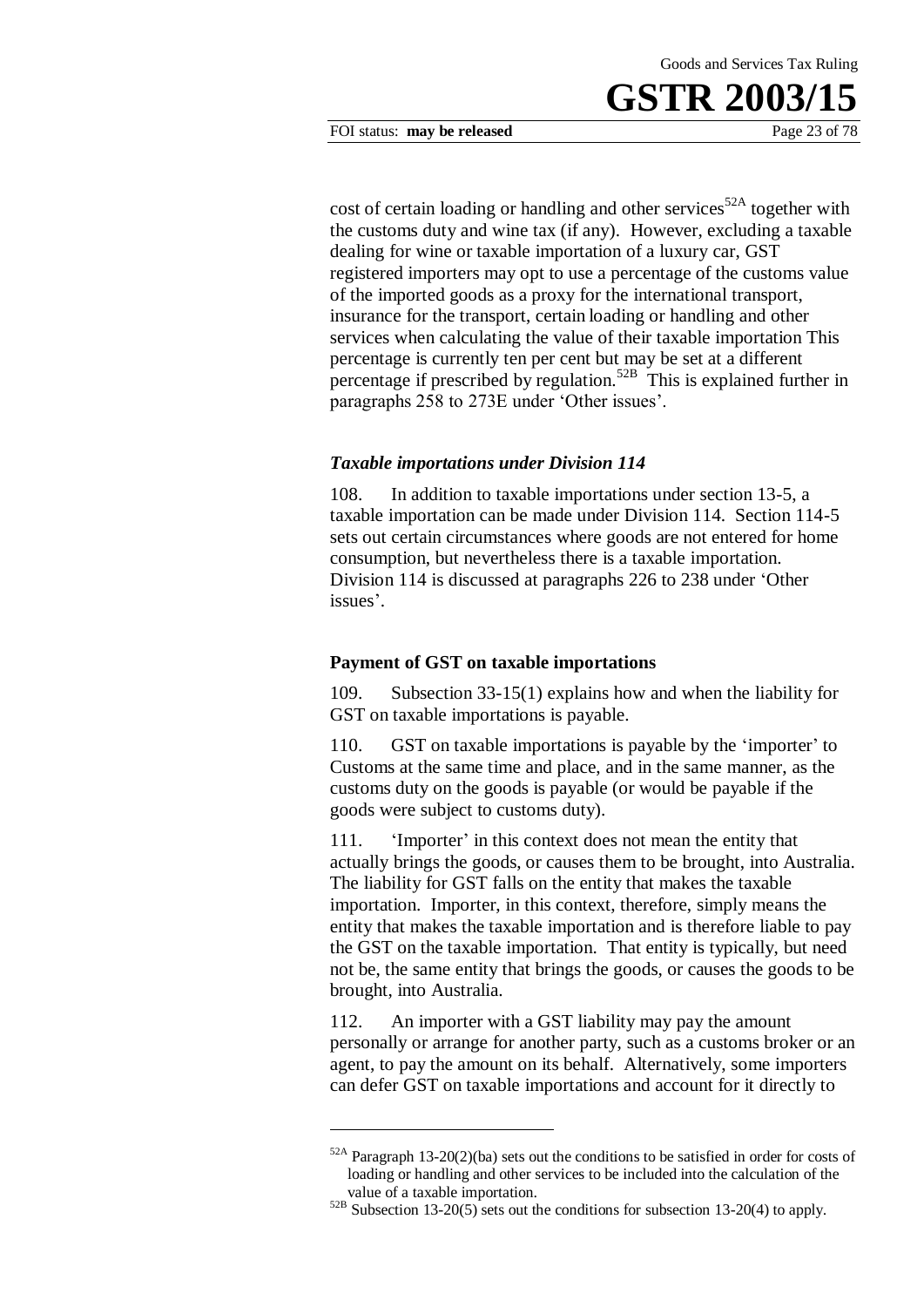cost of certain loading or handling and other services[52A] together with the customs duty and wine tax (if any). However, excluding a taxable dealing for wine or taxable importation of a luxury car, GST registered importers may opt to use a percentage of the customs value of the imported goods as a proxy for the international transport, insurance for the transport, certain loading or handling and other services when calculating the value of their taxable importation This percentage is currently ten per cent but may be set at a different percentage if prescribed by regulation.[52B] This is explained further in paragraphs 258 to 273E under 'Other issues'.

### *Taxable importations under Division 114*

108. In addition to taxable importations under section 13-5, a taxable importation can be made under Division 114. Section 114-5 sets out certain circumstances where goods are not entered for home consumption, but nevertheless there is a taxable importation. Division 114 is discussed at paragraphs 226 to 238 under 'Other issues'.

### **Payment of GST on taxable importations**

109. Subsection 33-15(1) explains how and when the liability for GST on taxable importations is payable.

110. GST on taxable importations is payable by the 'importer' to Customs at the same time and place, and in the same manner, as the customs duty on the goods is payable (or would be payable if the goods were subject to customs duty).

111. 'Importer' in this context does not mean the entity that actually brings the goods, or causes them to be brought, into Australia. The liability for GST falls on the entity that makes the taxable importation. Importer, in this context, therefore, simply means the entity that makes the taxable importation and is therefore liable to pay the GST on the taxable importation. That entity is typically, but need not be, the same entity that brings the goods, or causes the goods to be brought, into Australia.

112. An importer with a GST liability may pay the amount personally or arrange for another party, such as a customs broker or an agent, to pay the amount on its behalf. Alternatively, some importers can defer GST on taxable importations and account for it directly to

---

[52A] Paragraph 13-20(2)(ba) sets out the conditions to be satisfied in order for costs of loading or handling and other services to be included into the calculation of the value of a taxable importation.

[52B] Subsection 13-20(5) sets out the conditions for subsection 13-20(4) to apply.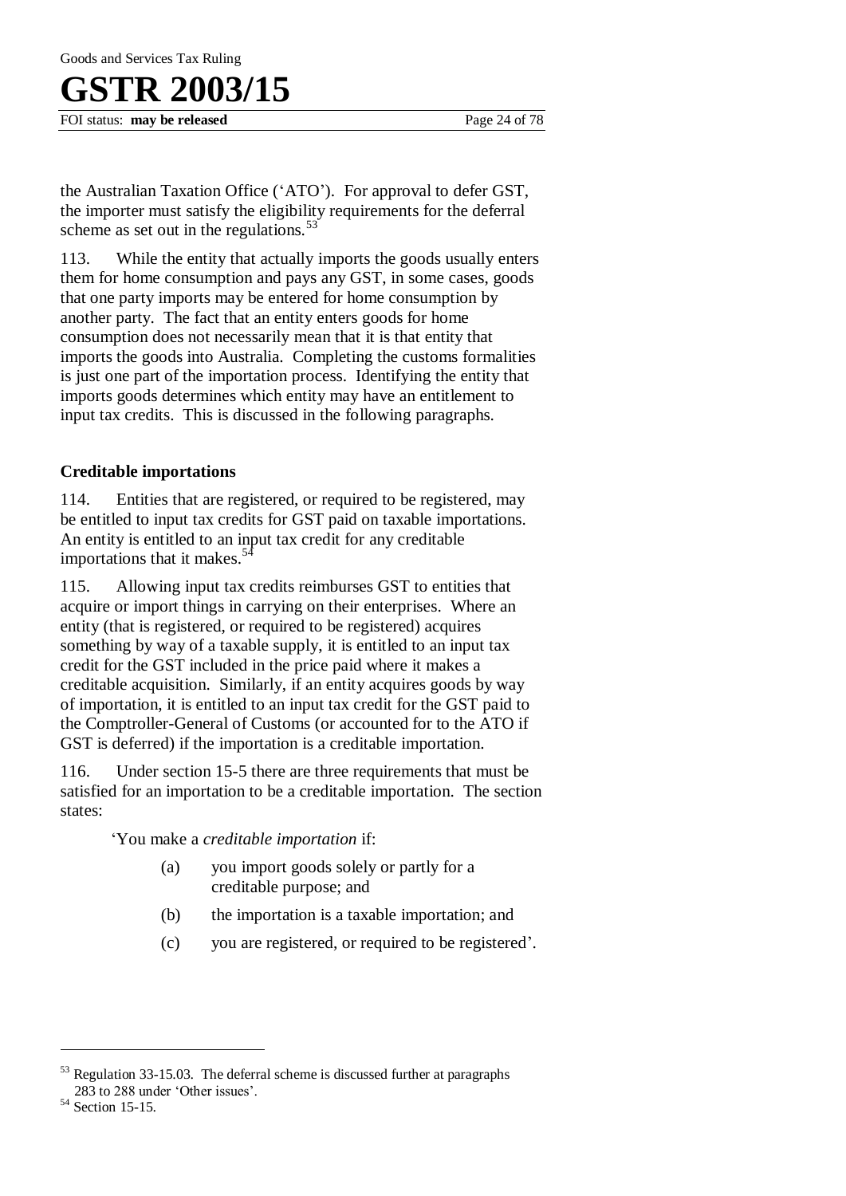the Australian Taxation Office ('ATO'). For approval to defer GST, the importer must satisfy the eligibility requirements for the deferral scheme as set out in the regulations.[53]

113. While the entity that actually imports the goods usually enters them for home consumption and pays any GST, in some cases, goods that one party imports may be entered for home consumption by another party. The fact that an entity enters goods for home consumption does not necessarily mean that it is that entity that imports the goods into Australia. Completing the customs formalities is just one part of the importation process. Identifying the entity that imports goods determines which entity may have an entitlement to input tax credits. This is discussed in the following paragraphs.

### Creditable importations

114. Entities that are registered, or required to be registered, may be entitled to input tax credits for GST paid on taxable importations. An entity is entitled to an input tax credit for any creditable importations that it makes.[54]

115. Allowing input tax credits reimburses GST to entities that acquire or import things in carrying on their enterprises. Where an entity (that is registered, or required to be registered) acquires something by way of a taxable supply, it is entitled to an input tax credit for the GST included in the price paid where it makes a creditable acquisition. Similarly, if an entity acquires goods by way of importation, it is entitled to an input tax credit for the GST paid to the Comptroller-General of Customs (or accounted for to the ATO if GST is deferred) if the importation is a creditable importation.

116. Under section 15-5 there are three requirements that must be satisfied for an importation to be a creditable importation. The section states:

> 'You make a *creditable importation* if:
>
> (a) you import goods solely or partly for a creditable purpose; and
>
> (b) the importation is a taxable importation; and
>
> (c) you are registered, or required to be registered'.

---

[53] Regulation 33-15.03. The deferral scheme is discussed further at paragraphs 283 to 288 under 'Other issues'.

[54] Section 15-15.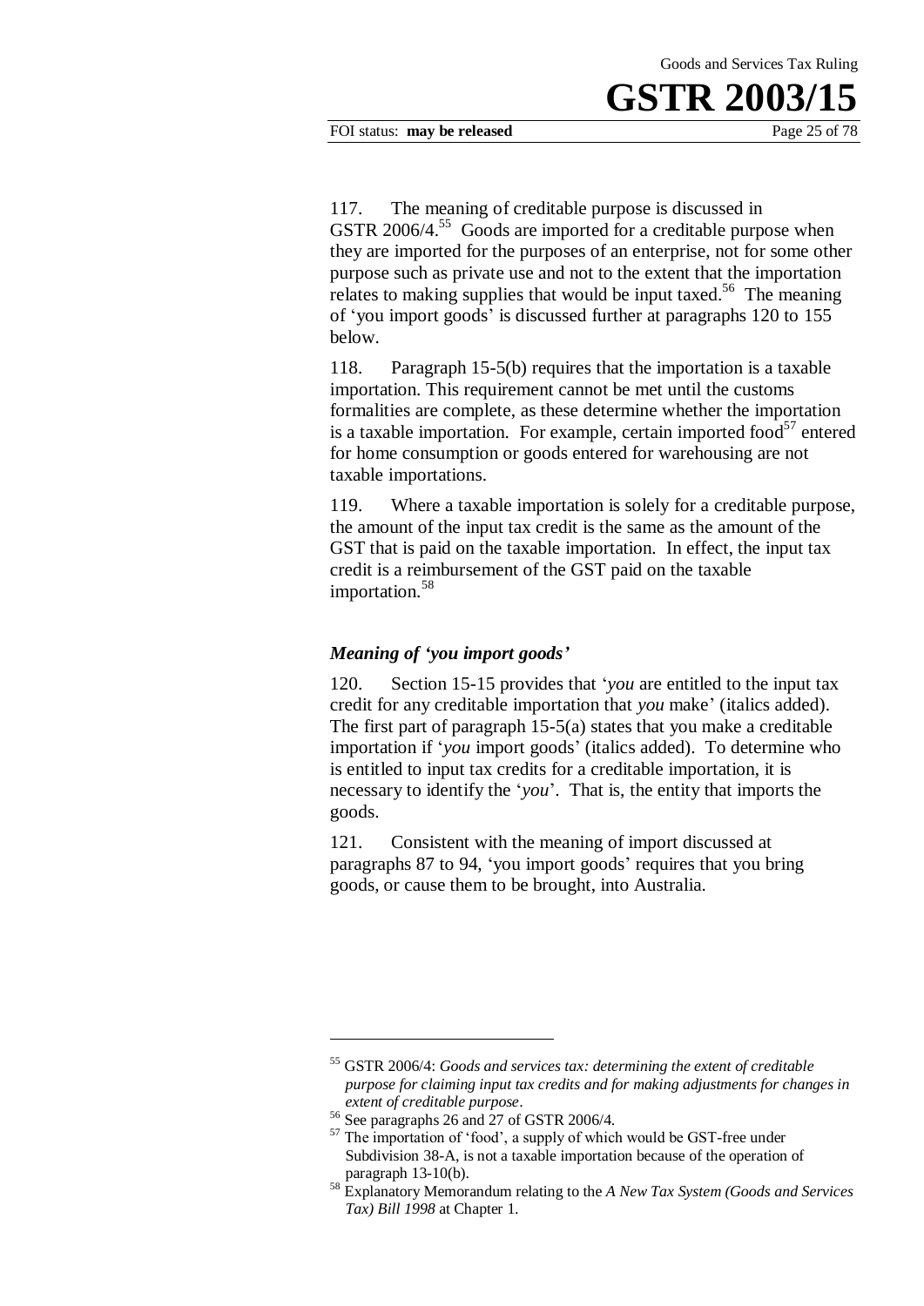117. The meaning of creditable purpose is discussed in GSTR 2006/4.[55] Goods are imported for a creditable purpose when they are imported for the purposes of an enterprise, not for some other purpose such as private use and not to the extent that the importation relates to making supplies that would be input taxed.[56] The meaning of 'you import goods' is discussed further at paragraphs 120 to 155 below.

118. Paragraph 15-5(b) requires that the importation is a taxable importation. This requirement cannot be met until the customs formalities are complete, as these determine whether the importation is a taxable importation. For example, certain imported food[57] entered for home consumption or goods entered for warehousing are not taxable importations.

119. Where a taxable importation is solely for a creditable purpose, the amount of the input tax credit is the same as the amount of the GST that is paid on the taxable importation. In effect, the input tax credit is a reimbursement of the GST paid on the taxable importation.[58]

### *Meaning of 'you import goods'*

120. Section 15-15 provides that '*you* are entitled to the input tax credit for any creditable importation that *you* make' (italics added). The first part of paragraph 15-5(a) states that you make a creditable importation if '*you* import goods' (italics added). To determine who is entitled to input tax credits for a creditable importation, it is necessary to identify the '*you*'. That is, the entity that imports the goods.

121. Consistent with the meaning of import discussed at paragraphs 87 to 94, 'you import goods' requires that you bring goods, or cause them to be brought, into Australia.

---

[55] GSTR 2006/4: *Goods and services tax: determining the extent of creditable purpose for claiming input tax credits and for making adjustments for changes in extent of creditable purpose*.

[56] See paragraphs 26 and 27 of GSTR 2006/4.

[57] The importation of 'food', a supply of which would be GST-free under Subdivision 38-A, is not a taxable importation because of the operation of paragraph 13-10(b).

[58] Explanatory Memorandum relating to the *A New Tax System (Goods and Services Tax) Bill 1998* at Chapter 1.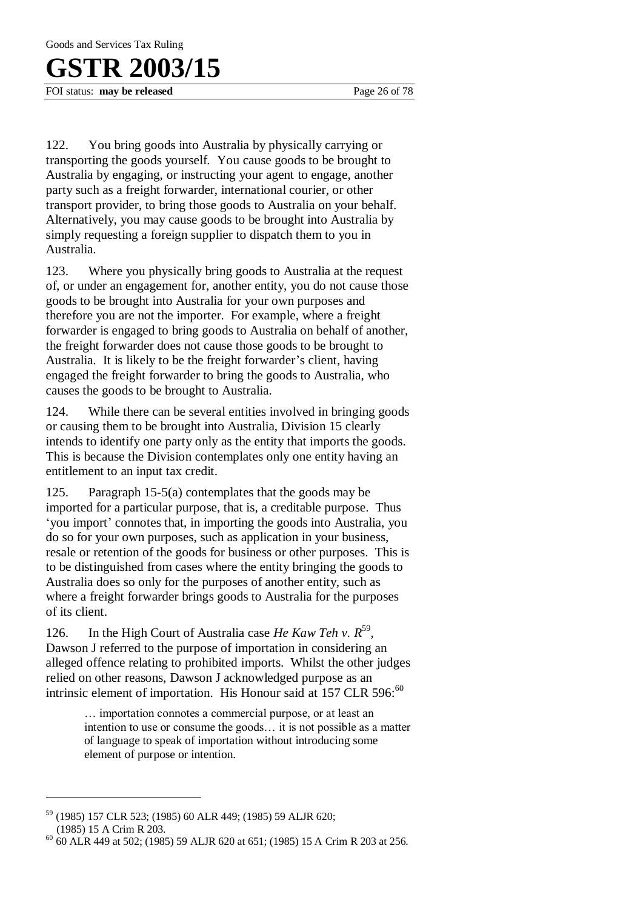122. You bring goods into Australia by physically carrying or transporting the goods yourself. You cause goods to be brought to Australia by engaging, or instructing your agent to engage, another party such as a freight forwarder, international courier, or other transport provider, to bring those goods to Australia on your behalf. Alternatively, you may cause goods to be brought into Australia by simply requesting a foreign supplier to dispatch them to you in Australia.

123. Where you physically bring goods to Australia at the request of, or under an engagement for, another entity, you do not cause those goods to be brought into Australia for your own purposes and therefore you are not the importer. For example, where a freight forwarder is engaged to bring goods to Australia on behalf of another, the freight forwarder does not cause those goods to be brought to Australia. It is likely to be the freight forwarder's client, having engaged the freight forwarder to bring the goods to Australia, who causes the goods to be brought to Australia.

124. While there can be several entities involved in bringing goods or causing them to be brought into Australia, Division 15 clearly intends to identify one party only as the entity that imports the goods. This is because the Division contemplates only one entity having an entitlement to an input tax credit.

125. Paragraph 15-5(a) contemplates that the goods may be imported for a particular purpose, that is, a creditable purpose. Thus 'you import' connotes that, in importing the goods into Australia, you do so for your own purposes, such as application in your business, resale or retention of the goods for business or other purposes. This is to be distinguished from cases where the entity bringing the goods to Australia does so only for the purposes of another entity, such as where a freight forwarder brings goods to Australia for the purposes of its client.

126. In the High Court of Australia case *He Kaw Teh v. R*[59], Dawson J referred to the purpose of importation in considering an alleged offence relating to prohibited imports. Whilst the other judges relied on other reasons, Dawson J acknowledged purpose as an intrinsic element of importation. His Honour said at 157 CLR 596:[60]

> … importation connotes a commercial purpose, or at least an intention to use or consume the goods… it is not possible as a matter of language to speak of importation without introducing some element of purpose or intention.

---

[59] (1985) 157 CLR 523; (1985) 60 ALR 449; (1985) 59 ALJR 620; (1985) 15 A Crim R 203.

[60] 60 ALR 449 at 502; (1985) 59 ALJR 620 at 651; (1985) 15 A Crim R 203 at 256.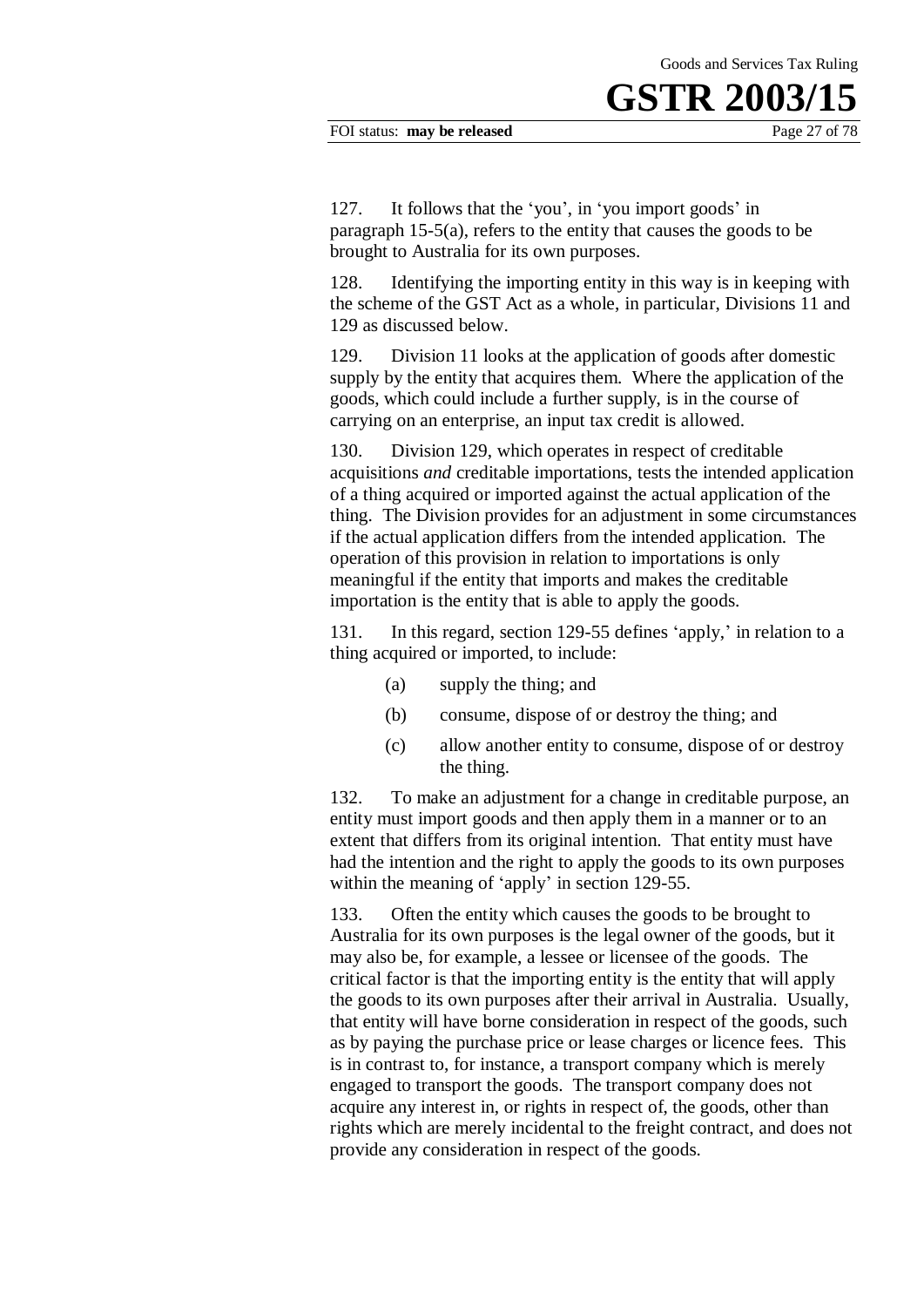127. It follows that the 'you', in 'you import goods' in paragraph 15-5(a), refers to the entity that causes the goods to be brought to Australia for its own purposes.

128. Identifying the importing entity in this way is in keeping with the scheme of the GST Act as a whole, in particular, Divisions 11 and 129 as discussed below.

129. Division 11 looks at the application of goods after domestic supply by the entity that acquires them. Where the application of the goods, which could include a further supply, is in the course of carrying on an enterprise, an input tax credit is allowed.

130. Division 129, which operates in respect of creditable acquisitions *and* creditable importations, tests the intended application of a thing acquired or imported against the actual application of the thing. The Division provides for an adjustment in some circumstances if the actual application differs from the intended application. The operation of this provision in relation to importations is only meaningful if the entity that imports and makes the creditable importation is the entity that is able to apply the goods.

131. In this regard, section 129-55 defines 'apply,' in relation to a thing acquired or imported, to include:

- (a) supply the thing; and
- (b) consume, dispose of or destroy the thing; and
- (c) allow another entity to consume, dispose of or destroy the thing.

132. To make an adjustment for a change in creditable purpose, an entity must import goods and then apply them in a manner or to an extent that differs from its original intention. That entity must have had the intention and the right to apply the goods to its own purposes within the meaning of 'apply' in section 129-55.

133. Often the entity which causes the goods to be brought to Australia for its own purposes is the legal owner of the goods, but it may also be, for example, a lessee or licensee of the goods. The critical factor is that the importing entity is the entity that will apply the goods to its own purposes after their arrival in Australia. Usually, that entity will have borne consideration in respect of the goods, such as by paying the purchase price or lease charges or licence fees. This is in contrast to, for instance, a transport company which is merely engaged to transport the goods. The transport company does not acquire any interest in, or rights in respect of, the goods, other than rights which are merely incidental to the freight contract, and does not provide any consideration in respect of the goods.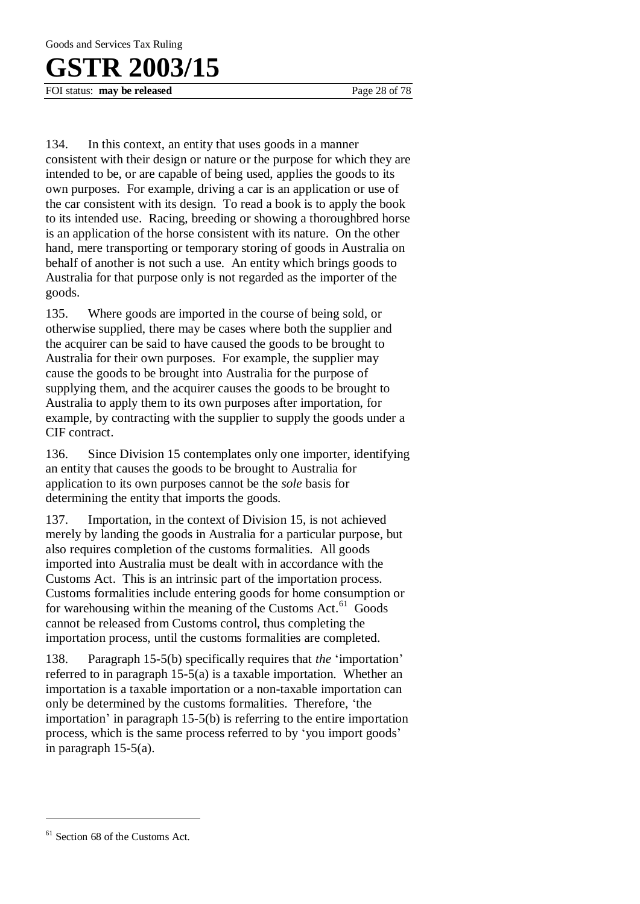134. In this context, an entity that uses goods in a manner consistent with their design or nature or the purpose for which they are intended to be, or are capable of being used, applies the goods to its own purposes. For example, driving a car is an application or use of the car consistent with its design. To read a book is to apply the book to its intended use. Racing, breeding or showing a thoroughbred horse is an application of the horse consistent with its nature. On the other hand, mere transporting or temporary storing of goods in Australia on behalf of another is not such a use. An entity which brings goods to Australia for that purpose only is not regarded as the importer of the goods.

135. Where goods are imported in the course of being sold, or otherwise supplied, there may be cases where both the supplier and the acquirer can be said to have caused the goods to be brought to Australia for their own purposes. For example, the supplier may cause the goods to be brought into Australia for the purpose of supplying them, and the acquirer causes the goods to be brought to Australia to apply them to its own purposes after importation, for example, by contracting with the supplier to supply the goods under a CIF contract.

136. Since Division 15 contemplates only one importer, identifying an entity that causes the goods to be brought to Australia for application to its own purposes cannot be the *sole* basis for determining the entity that imports the goods.

137. Importation, in the context of Division 15, is not achieved merely by landing the goods in Australia for a particular purpose, but also requires completion of the customs formalities. All goods imported into Australia must be dealt with in accordance with the Customs Act. This is an intrinsic part of the importation process. Customs formalities include entering goods for home consumption or for warehousing within the meaning of the Customs Act.[61] Goods cannot be released from Customs control, thus completing the importation process, until the customs formalities are completed.

138. Paragraph 15-5(b) specifically requires that *the* 'importation' referred to in paragraph 15-5(a) is a taxable importation. Whether an importation is a taxable importation or a non-taxable importation can only be determined by the customs formalities. Therefore, 'the importation' in paragraph 15-5(b) is referring to the entire importation process, which is the same process referred to by 'you import goods' in paragraph 15-5(a).

---

[61] Section 68 of the Customs Act.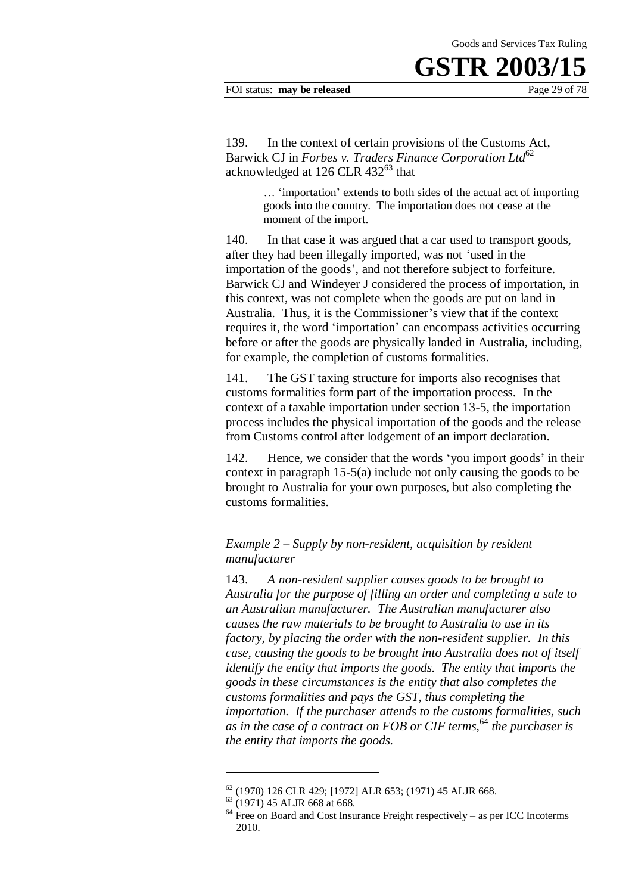139. In the context of certain provisions of the Customs Act, Barwick CJ in *Forbes v. Traders Finance Corporation Ltd*[62] acknowledged at 126 CLR 432[63] that

> … 'importation' extends to both sides of the actual act of importing goods into the country. The importation does not cease at the moment of the import.

140. In that case it was argued that a car used to transport goods, after they had been illegally imported, was not 'used in the importation of the goods', and not therefore subject to forfeiture. Barwick CJ and Windeyer J considered the process of importation, in this context, was not complete when the goods are put on land in Australia. Thus, it is the Commissioner's view that if the context requires it, the word 'importation' can encompass activities occurring before or after the goods are physically landed in Australia, including, for example, the completion of customs formalities.

141. The GST taxing structure for imports also recognises that customs formalities form part of the importation process. In the context of a taxable importation under section 13-5, the importation process includes the physical importation of the goods and the release from Customs control after lodgement of an import declaration.

142. Hence, we consider that the words 'you import goods' in their context in paragraph 15-5(a) include not only causing the goods to be brought to Australia for your own purposes, but also completing the customs formalities.

*Example 2 – Supply by non-resident, acquisition by resident manufacturer*

143. *A non-resident supplier causes goods to be brought to Australia for the purpose of filling an order and completing a sale to an Australian manufacturer. The Australian manufacturer also causes the raw materials to be brought to Australia to use in its factory, by placing the order with the non-resident supplier. In this case, causing the goods to be brought into Australia does not of itself identify the entity that imports the goods. The entity that imports the goods in these circumstances is the entity that also completes the customs formalities and pays the GST, thus completing the importation. If the purchaser attends to the customs formalities, such as in the case of a contract on FOB or CIF terms,*[64] *the purchaser is the entity that imports the goods.*

---

[62] (1970) 126 CLR 429; [1972] ALR 653; (1971) 45 ALJR 668.

[63] (1971) 45 ALJR 668 at 668.

[64] Free on Board and Cost Insurance Freight respectively – as per ICC Incoterms 2010.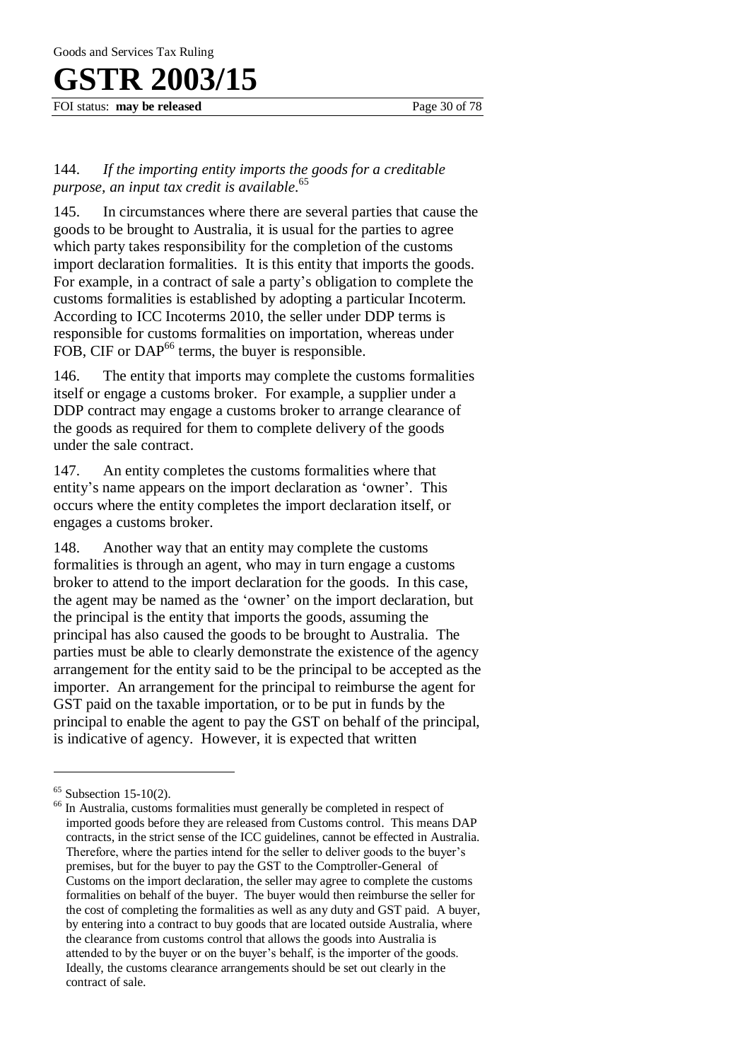144. *If the importing entity imports the goods for a creditable purpose, an input tax credit is available.*[65]

145. In circumstances where there are several parties that cause the goods to be brought to Australia, it is usual for the parties to agree which party takes responsibility for the completion of the customs import declaration formalities. It is this entity that imports the goods. For example, in a contract of sale a party's obligation to complete the customs formalities is established by adopting a particular Incoterm. According to ICC Incoterms 2010, the seller under DDP terms is responsible for customs formalities on importation, whereas under FOB, CIF or DAP[66] terms, the buyer is responsible.

146. The entity that imports may complete the customs formalities itself or engage a customs broker. For example, a supplier under a DDP contract may engage a customs broker to arrange clearance of the goods as required for them to complete delivery of the goods under the sale contract.

147. An entity completes the customs formalities where that entity's name appears on the import declaration as 'owner'. This occurs where the entity completes the import declaration itself, or engages a customs broker.

148. Another way that an entity may complete the customs formalities is through an agent, who may in turn engage a customs broker to attend to the import declaration for the goods. In this case, the agent may be named as the 'owner' on the import declaration, but the principal is the entity that imports the goods, assuming the principal has also caused the goods to be brought to Australia. The parties must be able to clearly demonstrate the existence of the agency arrangement for the entity said to be the principal to be accepted as the importer. An arrangement for the principal to reimburse the agent for GST paid on the taxable importation, or to be put in funds by the principal to enable the agent to pay the GST on behalf of the principal, is indicative of agency. However, it is expected that written

---

[65] Subsection 15-10(2).

[66] In Australia, customs formalities must generally be completed in respect of imported goods before they are released from Customs control. This means DAP contracts, in the strict sense of the ICC guidelines, cannot be effected in Australia. Therefore, where the parties intend for the seller to deliver goods to the buyer's premises, but for the buyer to pay the GST to the Comptroller-General of Customs on the import declaration, the seller may agree to complete the customs formalities on behalf of the buyer. The buyer would then reimburse the seller for the cost of completing the formalities as well as any duty and GST paid. A buyer, by entering into a contract to buy goods that are located outside Australia, where the clearance from customs control that allows the goods into Australia is attended to by the buyer or on the buyer's behalf, is the importer of the goods. Ideally, the customs clearance arrangements should be set out clearly in the contract of sale.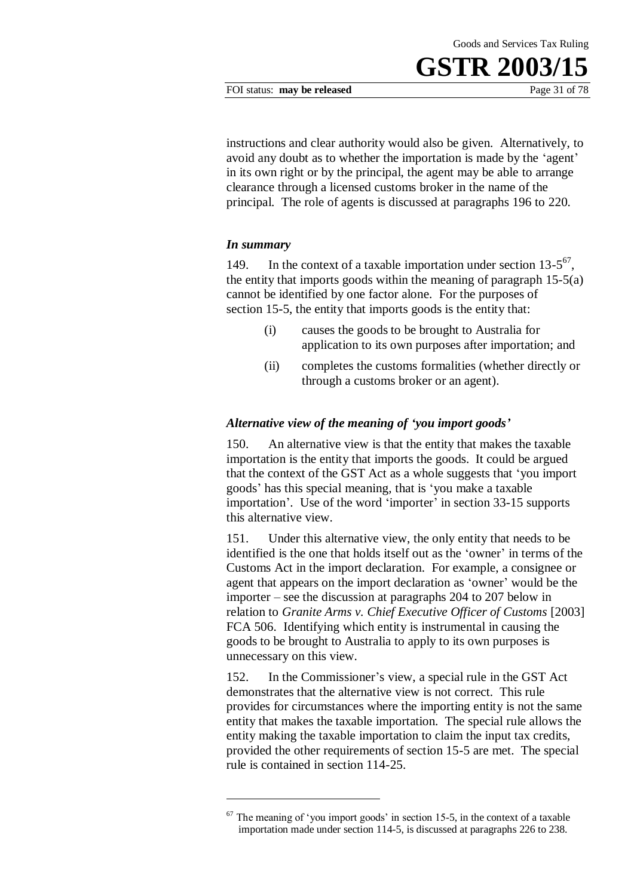instructions and clear authority would also be given. Alternatively, to avoid any doubt as to whether the importation is made by the 'agent' in its own right or by the principal, the agent may be able to arrange clearance through a licensed customs broker in the name of the principal. The role of agents is discussed at paragraphs 196 to 220.

### *In summary*

149. In the context of a taxable importation under section 13-5[67], the entity that imports goods within the meaning of paragraph 15-5(a) cannot be identified by one factor alone. For the purposes of section 15-5, the entity that imports goods is the entity that:

(i) causes the goods to be brought to Australia for application to its own purposes after importation; and

(ii) completes the customs formalities (whether directly or through a customs broker or an agent).

### *Alternative view of the meaning of 'you import goods'*

150. An alternative view is that the entity that makes the taxable importation is the entity that imports the goods. It could be argued that the context of the GST Act as a whole suggests that 'you import goods' has this special meaning, that is 'you make a taxable importation'. Use of the word 'importer' in section 33-15 supports this alternative view.

151. Under this alternative view, the only entity that needs to be identified is the one that holds itself out as the 'owner' in terms of the Customs Act in the import declaration. For example, a consignee or agent that appears on the import declaration as 'owner' would be the importer – see the discussion at paragraphs 204 to 207 below in relation to *Granite Arms v. Chief Executive Officer of Customs* [2003] FCA 506. Identifying which entity is instrumental in causing the goods to be brought to Australia to apply to its own purposes is unnecessary on this view.

152. In the Commissioner's view, a special rule in the GST Act demonstrates that the alternative view is not correct. This rule provides for circumstances where the importing entity is not the same entity that makes the taxable importation. The special rule allows the entity making the taxable importation to claim the input tax credits, provided the other requirements of section 15-5 are met. The special rule is contained in section 114-25.

---

[67] The meaning of 'you import goods' in section 15-5, in the context of a taxable importation made under section 114-5, is discussed at paragraphs 226 to 238.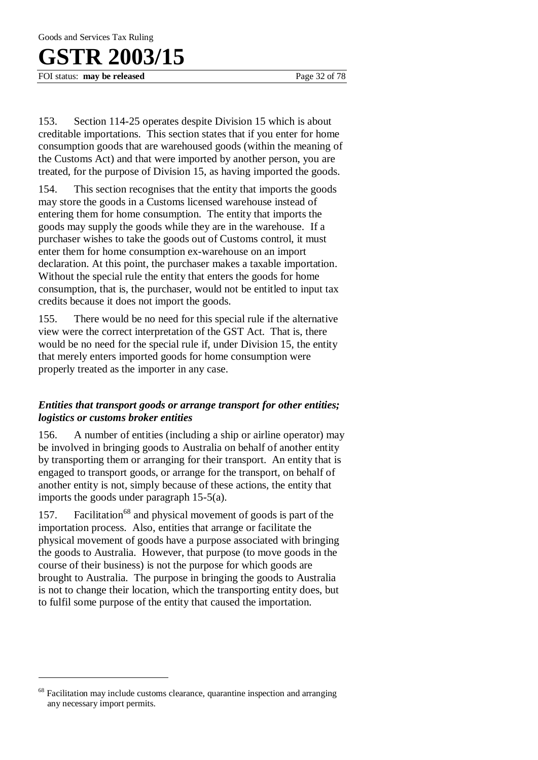153. Section 114-25 operates despite Division 15 which is about creditable importations. This section states that if you enter for home consumption goods that are warehoused goods (within the meaning of the Customs Act) and that were imported by another person, you are treated, for the purpose of Division 15, as having imported the goods.

154. This section recognises that the entity that imports the goods may store the goods in a Customs licensed warehouse instead of entering them for home consumption. The entity that imports the goods may supply the goods while they are in the warehouse. If a purchaser wishes to take the goods out of Customs control, it must enter them for home consumption ex-warehouse on an import declaration. At this point, the purchaser makes a taxable importation. Without the special rule the entity that enters the goods for home consumption, that is, the purchaser, would not be entitled to input tax credits because it does not import the goods.

155. There would be no need for this special rule if the alternative view were the correct interpretation of the GST Act. That is, there would be no need for the special rule if, under Division 15, the entity that merely enters imported goods for home consumption were properly treated as the importer in any case.

### *Entities that transport goods or arrange transport for other entities; logistics or customs broker entities*

156. A number of entities (including a ship or airline operator) may be involved in bringing goods to Australia on behalf of another entity by transporting them or arranging for their transport. An entity that is engaged to transport goods, or arrange for the transport, on behalf of another entity is not, simply because of these actions, the entity that imports the goods under paragraph 15-5(a).

157. Facilitation[68] and physical movement of goods is part of the importation process. Also, entities that arrange or facilitate the physical movement of goods have a purpose associated with bringing the goods to Australia. However, that purpose (to move goods in the course of their business) is not the purpose for which goods are brought to Australia. The purpose in bringing the goods to Australia is not to change their location, which the transporting entity does, but to fulfil some purpose of the entity that caused the importation.

---

[68] Facilitation may include customs clearance, quarantine inspection and arranging any necessary import permits.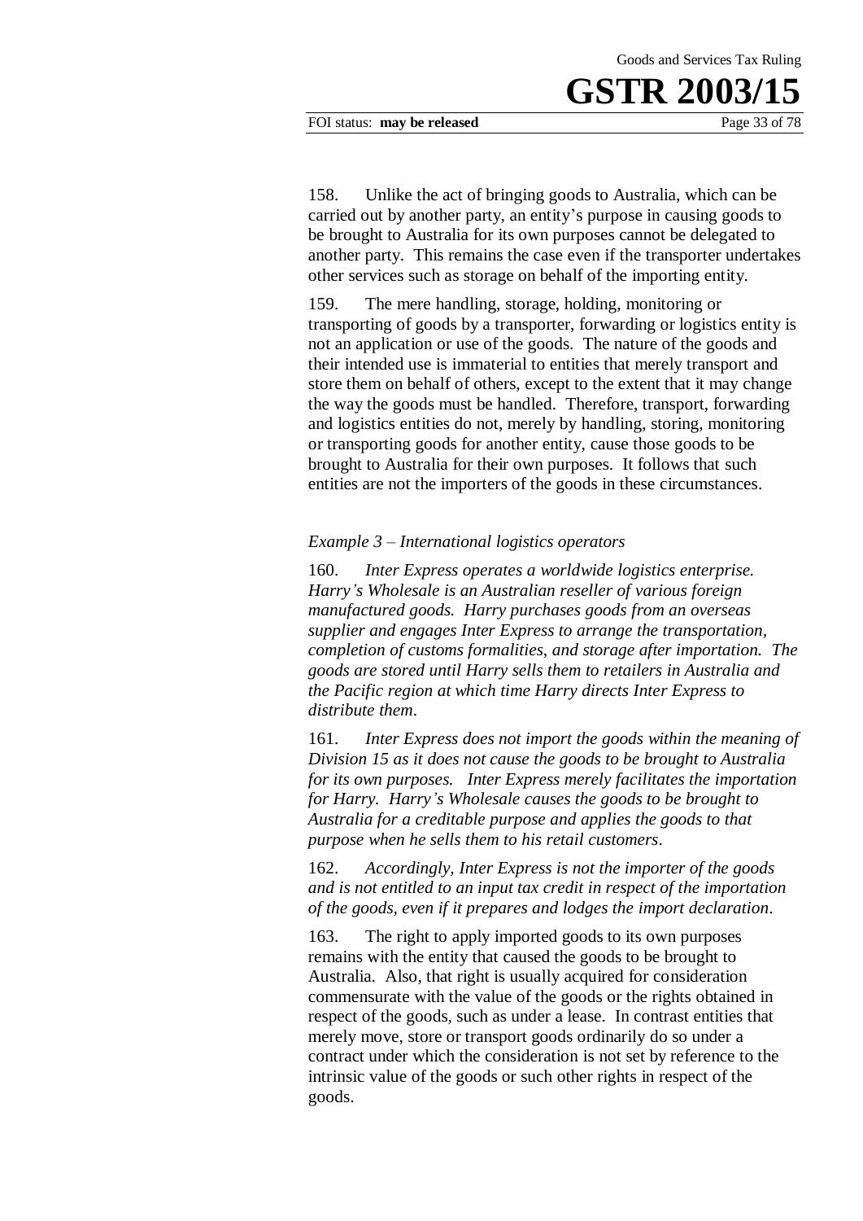158. Unlike the act of bringing goods to Australia, which can be carried out by another party, an entity's purpose in causing goods to be brought to Australia for its own purposes cannot be delegated to another party. This remains the case even if the transporter undertakes other services such as storage on behalf of the importing entity.

159. The mere handling, storage, holding, monitoring or transporting of goods by a transporter, forwarding or logistics entity is not an application or use of the goods. The nature of the goods and their intended use is immaterial to entities that merely transport and store them on behalf of others, except to the extent that it may change the way the goods must be handled. Therefore, transport, forwarding and logistics entities do not, merely by handling, storing, monitoring or transporting goods for another entity, cause those goods to be brought to Australia for their own purposes. It follows that such entities are not the importers of the goods in these circumstances.

### *Example 3 – International logistics operators*

160. *Inter Express operates a worldwide logistics enterprise. Harry's Wholesale is an Australian reseller of various foreign manufactured goods. Harry purchases goods from an overseas supplier and engages Inter Express to arrange the transportation, completion of customs formalities, and storage after importation. The goods are stored until Harry sells them to retailers in Australia and the Pacific region at which time Harry directs Inter Express to distribute them.*

161. *Inter Express does not import the goods within the meaning of Division 15 as it does not cause the goods to be brought to Australia for its own purposes. Inter Express merely facilitates the importation for Harry. Harry's Wholesale causes the goods to be brought to Australia for a creditable purpose and applies the goods to that purpose when he sells them to his retail customers.*

162. *Accordingly, Inter Express is not the importer of the goods and is not entitled to an input tax credit in respect of the importation of the goods, even if it prepares and lodges the import declaration.*

163. The right to apply imported goods to its own purposes remains with the entity that caused the goods to be brought to Australia. Also, that right is usually acquired for consideration commensurate with the value of the goods or the rights obtained in respect of the goods, such as under a lease. In contrast entities that merely move, store or transport goods ordinarily do so under a contract under which the consideration is not set by reference to the intrinsic value of the goods or such other rights in respect of the goods.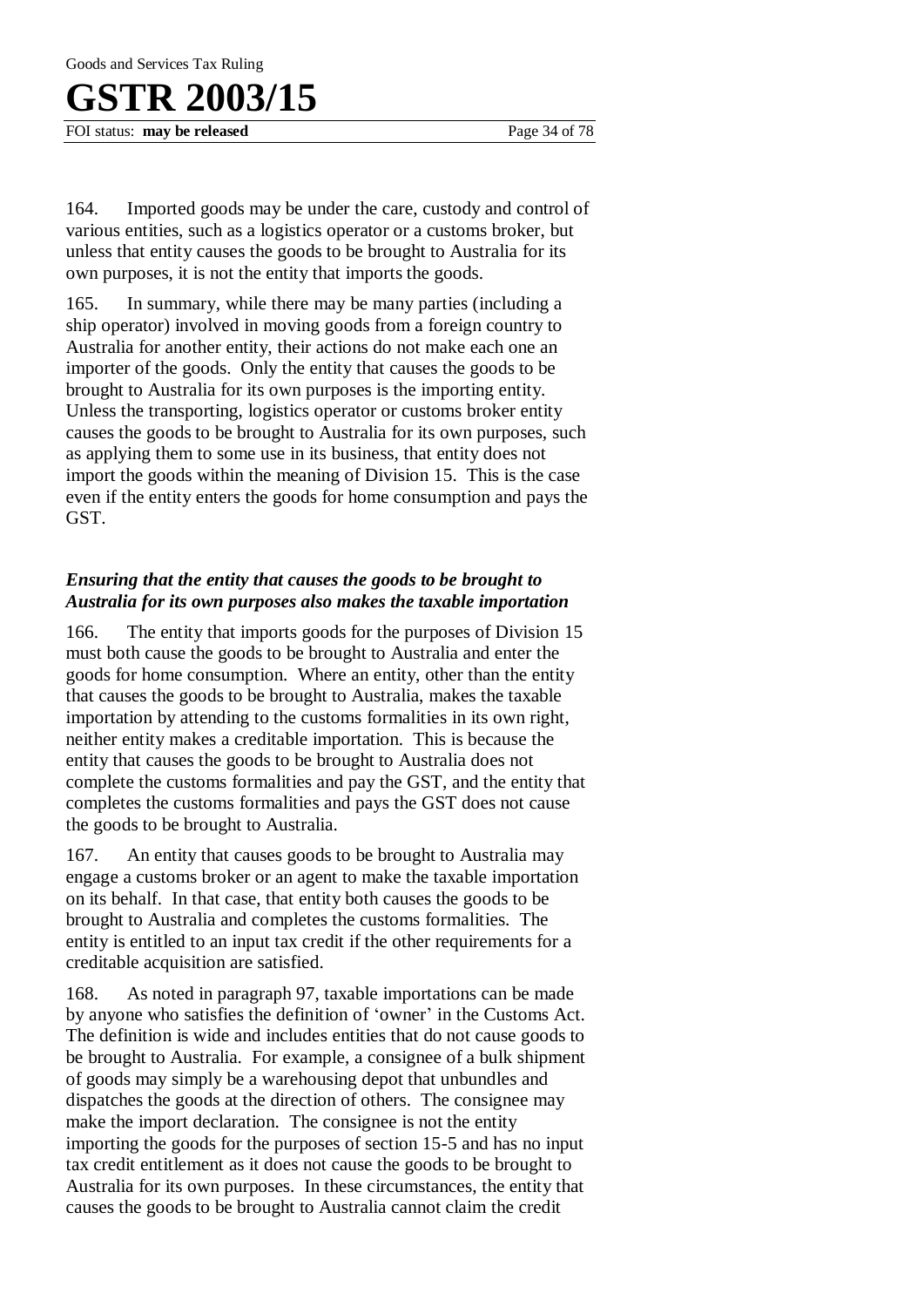164. Imported goods may be under the care, custody and control of various entities, such as a logistics operator or a customs broker, but unless that entity causes the goods to be brought to Australia for its own purposes, it is not the entity that imports the goods.

165. In summary, while there may be many parties (including a ship operator) involved in moving goods from a foreign country to Australia for another entity, their actions do not make each one an importer of the goods. Only the entity that causes the goods to be brought to Australia for its own purposes is the importing entity. Unless the transporting, logistics operator or customs broker entity causes the goods to be brought to Australia for its own purposes, such as applying them to some use in its business, that entity does not import the goods within the meaning of Division 15. This is the case even if the entity enters the goods for home consumption and pays the GST.

### *Ensuring that the entity that causes the goods to be brought to Australia for its own purposes also makes the taxable importation*

166. The entity that imports goods for the purposes of Division 15 must both cause the goods to be brought to Australia and enter the goods for home consumption. Where an entity, other than the entity that causes the goods to be brought to Australia, makes the taxable importation by attending to the customs formalities in its own right, neither entity makes a creditable importation. This is because the entity that causes the goods to be brought to Australia does not complete the customs formalities and pay the GST, and the entity that completes the customs formalities and pays the GST does not cause the goods to be brought to Australia.

167. An entity that causes goods to be brought to Australia may engage a customs broker or an agent to make the taxable importation on its behalf. In that case, that entity both causes the goods to be brought to Australia and completes the customs formalities. The entity is entitled to an input tax credit if the other requirements for a creditable acquisition are satisfied.

168. As noted in paragraph 97, taxable importations can be made by anyone who satisfies the definition of 'owner' in the Customs Act. The definition is wide and includes entities that do not cause goods to be brought to Australia. For example, a consignee of a bulk shipment of goods may simply be a warehousing depot that unbundles and dispatches the goods at the direction of others. The consignee may make the import declaration. The consignee is not the entity importing the goods for the purposes of section 15-5 and has no input tax credit entitlement as it does not cause the goods to be brought to Australia for its own purposes. In these circumstances, the entity that causes the goods to be brought to Australia cannot claim the credit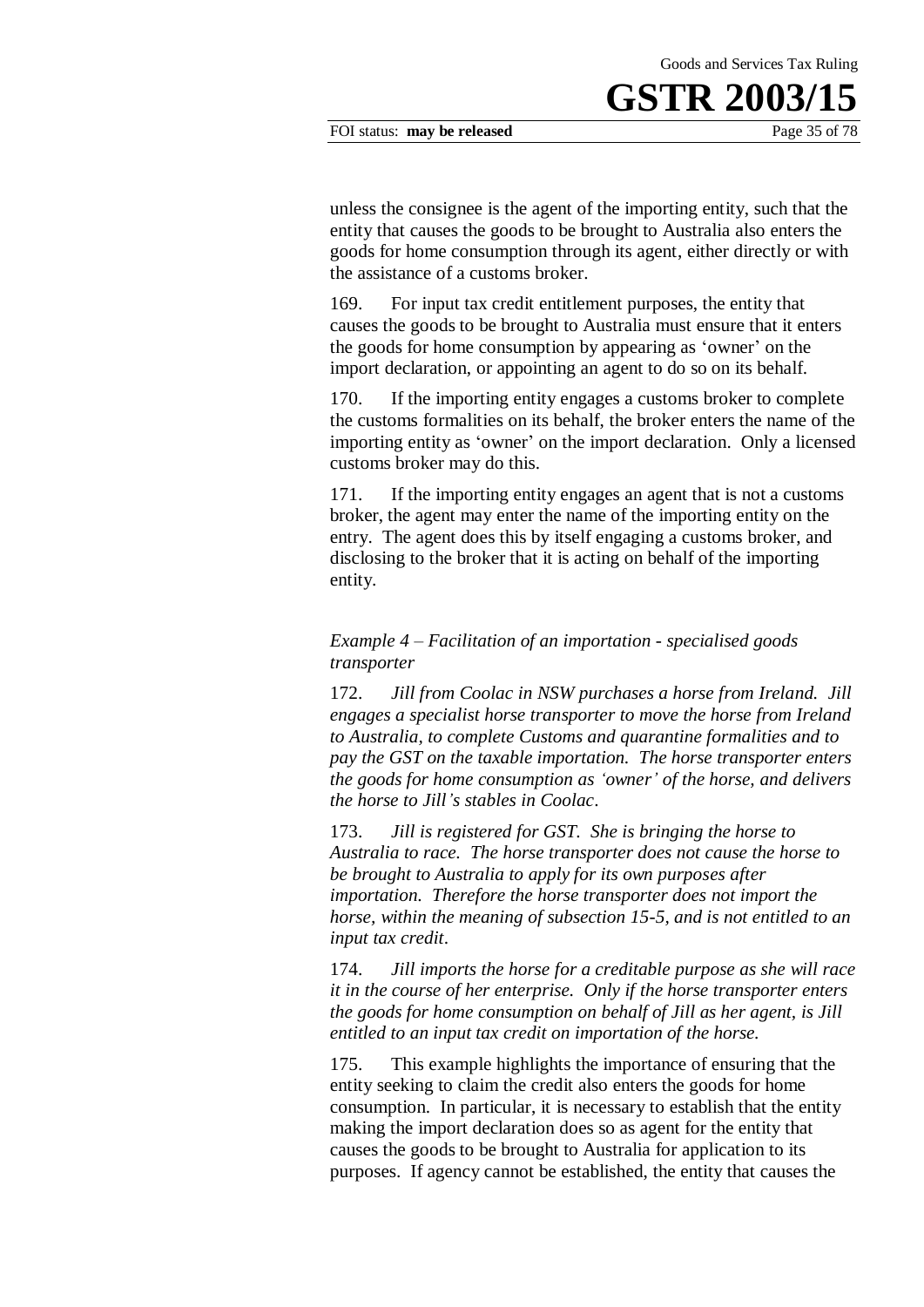unless the consignee is the agent of the importing entity, such that the entity that causes the goods to be brought to Australia also enters the goods for home consumption through its agent, either directly or with the assistance of a customs broker.

169. For input tax credit entitlement purposes, the entity that causes the goods to be brought to Australia must ensure that it enters the goods for home consumption by appearing as 'owner' on the import declaration, or appointing an agent to do so on its behalf.

170. If the importing entity engages a customs broker to complete the customs formalities on its behalf, the broker enters the name of the importing entity as 'owner' on the import declaration. Only a licensed customs broker may do this.

171. If the importing entity engages an agent that is not a customs broker, the agent may enter the name of the importing entity on the entry. The agent does this by itself engaging a customs broker, and disclosing to the broker that it is acting on behalf of the importing entity.

*Example 4 – Facilitation of an importation - specialised goods transporter*

172. *Jill from Coolac in NSW purchases a horse from Ireland. Jill engages a specialist horse transporter to move the horse from Ireland to Australia, to complete Customs and quarantine formalities and to pay the GST on the taxable importation. The horse transporter enters the goods for home consumption as 'owner' of the horse, and delivers the horse to Jill's stables in Coolac.*

173. *Jill is registered for GST. She is bringing the horse to Australia to race. The horse transporter does not cause the horse to be brought to Australia to apply for its own purposes after importation. Therefore the horse transporter does not import the horse, within the meaning of subsection 15-5, and is not entitled to an input tax credit.*

174. *Jill imports the horse for a creditable purpose as she will race it in the course of her enterprise. Only if the horse transporter enters the goods for home consumption on behalf of Jill as her agent, is Jill entitled to an input tax credit on importation of the horse.*

175. This example highlights the importance of ensuring that the entity seeking to claim the credit also enters the goods for home consumption. In particular, it is necessary to establish that the entity making the import declaration does so as agent for the entity that causes the goods to be brought to Australia for application to its purposes. If agency cannot be established, the entity that causes the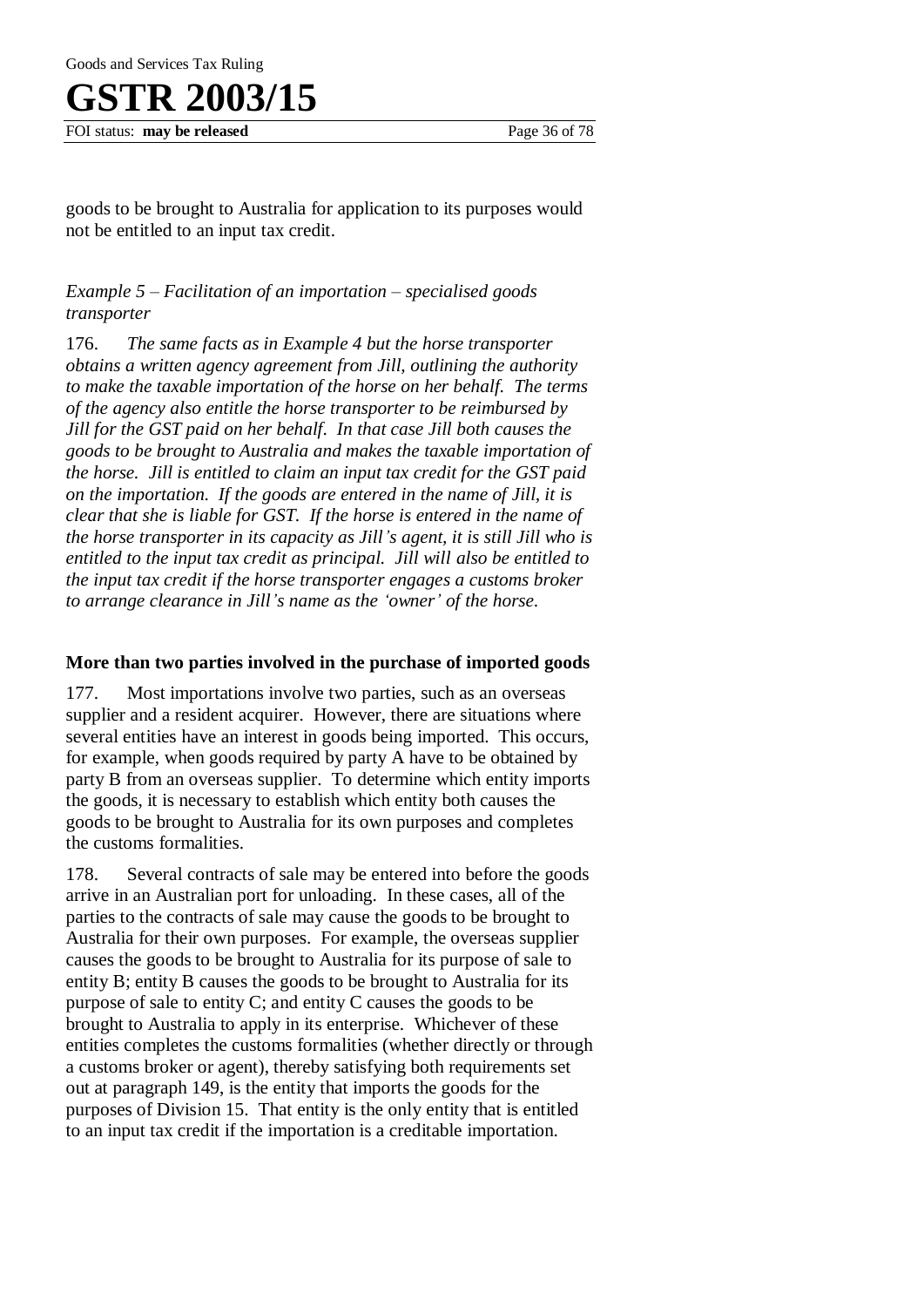goods to be brought to Australia for application to its purposes would not be entitled to an input tax credit.

*Example 5 – Facilitation of an importation – specialised goods transporter*

176. *The same facts as in Example 4 but the horse transporter obtains a written agency agreement from Jill, outlining the authority to make the taxable importation of the horse on her behalf. The terms of the agency also entitle the horse transporter to be reimbursed by Jill for the GST paid on her behalf. In that case Jill both causes the goods to be brought to Australia and makes the taxable importation of the horse. Jill is entitled to claim an input tax credit for the GST paid on the importation. If the goods are entered in the name of Jill, it is clear that she is liable for GST. If the horse is entered in the name of the horse transporter in its capacity as Jill's agent, it is still Jill who is entitled to the input tax credit as principal. Jill will also be entitled to the input tax credit if the horse transporter engages a customs broker to arrange clearance in Jill's name as the 'owner' of the horse.*

### More than two parties involved in the purchase of imported goods

177. Most importations involve two parties, such as an overseas supplier and a resident acquirer. However, there are situations where several entities have an interest in goods being imported. This occurs, for example, when goods required by party A have to be obtained by party B from an overseas supplier. To determine which entity imports the goods, it is necessary to establish which entity both causes the goods to be brought to Australia for its own purposes and completes the customs formalities.

178. Several contracts of sale may be entered into before the goods arrive in an Australian port for unloading. In these cases, all of the parties to the contracts of sale may cause the goods to be brought to Australia for their own purposes. For example, the overseas supplier causes the goods to be brought to Australia for its purpose of sale to entity B; entity B causes the goods to be brought to Australia for its purpose of sale to entity C; and entity C causes the goods to be brought to Australia to apply in its enterprise. Whichever of these entities completes the customs formalities (whether directly or through a customs broker or agent), thereby satisfying both requirements set out at paragraph 149, is the entity that imports the goods for the purposes of Division 15. That entity is the only entity that is entitled to an input tax credit if the importation is a creditable importation.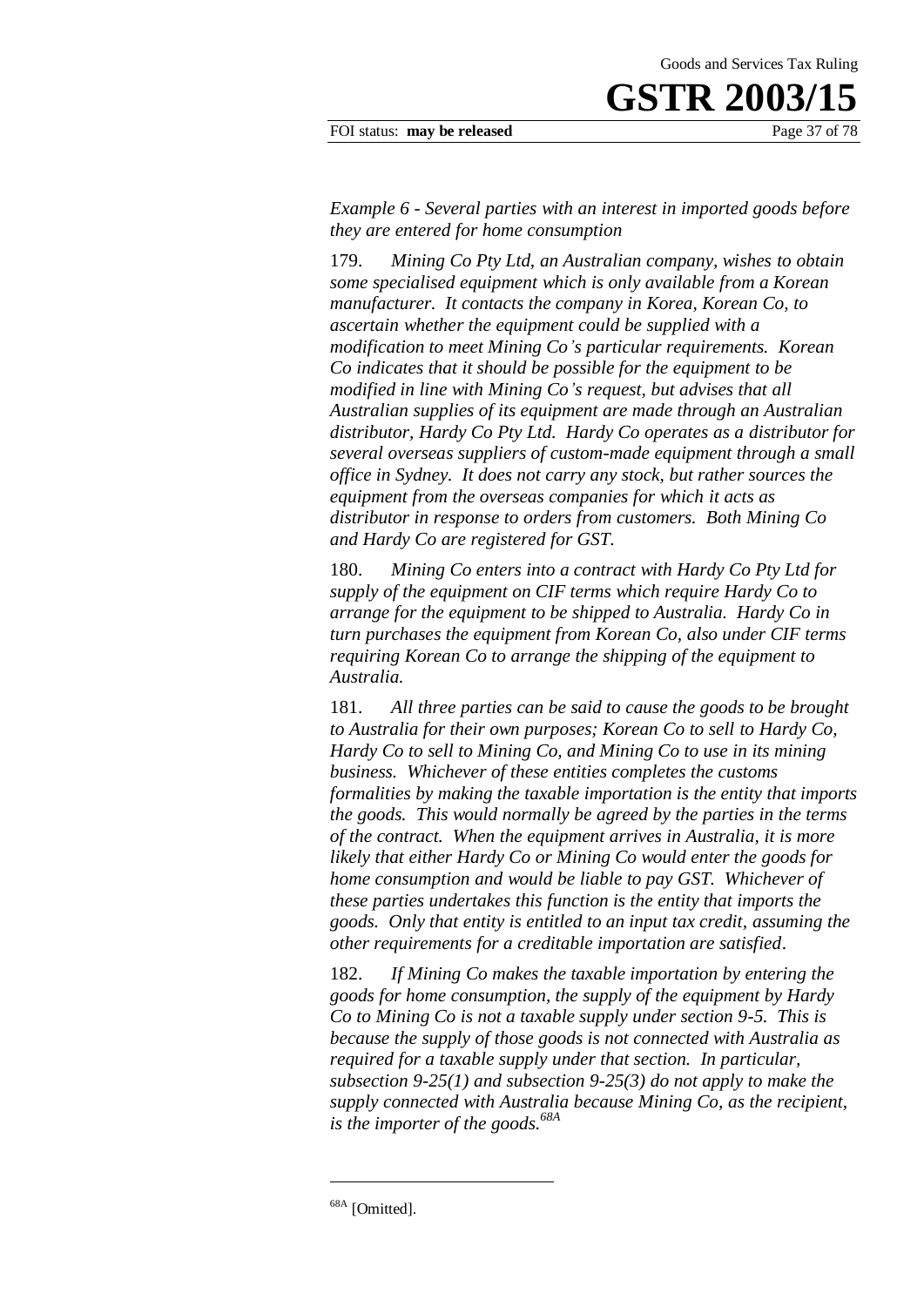*Example 6 - Several parties with an interest in imported goods before they are entered for home consumption*

179. *Mining Co Pty Ltd, an Australian company, wishes to obtain some specialised equipment which is only available from a Korean manufacturer. It contacts the company in Korea, Korean Co, to ascertain whether the equipment could be supplied with a modification to meet Mining Co's particular requirements. Korean Co indicates that it should be possible for the equipment to be modified in line with Mining Co's request, but advises that all Australian supplies of its equipment are made through an Australian distributor, Hardy Co Pty Ltd. Hardy Co operates as a distributor for several overseas suppliers of custom-made equipment through a small office in Sydney. It does not carry any stock, but rather sources the equipment from the overseas companies for which it acts as distributor in response to orders from customers. Both Mining Co and Hardy Co are registered for GST.*

180. *Mining Co enters into a contract with Hardy Co Pty Ltd for supply of the equipment on CIF terms which require Hardy Co to arrange for the equipment to be shipped to Australia. Hardy Co in turn purchases the equipment from Korean Co, also under CIF terms requiring Korean Co to arrange the shipping of the equipment to Australia.*

181. *All three parties can be said to cause the goods to be brought to Australia for their own purposes; Korean Co to sell to Hardy Co, Hardy Co to sell to Mining Co, and Mining Co to use in its mining business. Whichever of these entities completes the customs formalities by making the taxable importation is the entity that imports the goods. This would normally be agreed by the parties in the terms of the contract. When the equipment arrives in Australia, it is more likely that either Hardy Co or Mining Co would enter the goods for home consumption and would be liable to pay GST. Whichever of these parties undertakes this function is the entity that imports the goods. Only that entity is entitled to an input tax credit, assuming the other requirements for a creditable importation are satisfied.*

182. *If Mining Co makes the taxable importation by entering the goods for home consumption, the supply of the equipment by Hardy Co to Mining Co is not a taxable supply under section 9-5. This is because the supply of those goods is not connected with Australia as required for a taxable supply under that section. In particular, subsection 9-25(1) and subsection 9-25(3) do not apply to make the supply connected with Australia because Mining Co, as the recipient, is the importer of the goods.*[68A]

---

[68A] [Omitted].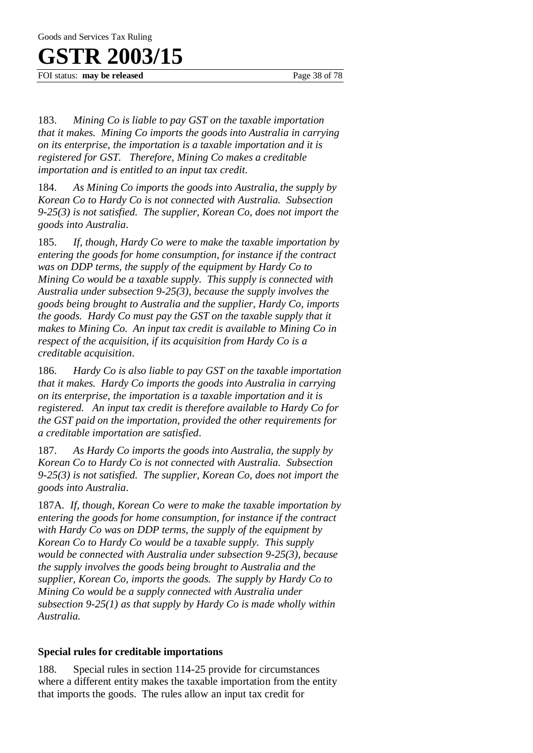183. *Mining Co is liable to pay GST on the taxable importation that it makes. Mining Co imports the goods into Australia in carrying on its enterprise, the importation is a taxable importation and it is registered for GST. Therefore, Mining Co makes a creditable importation and is entitled to an input tax credit.*

184. *As Mining Co imports the goods into Australia, the supply by Korean Co to Hardy Co is not connected with Australia. Subsection 9-25(3) is not satisfied. The supplier, Korean Co, does not import the goods into Australia.*

185. *If, though, Hardy Co were to make the taxable importation by entering the goods for home consumption, for instance if the contract was on DDP terms, the supply of the equipment by Hardy Co to Mining Co would be a taxable supply. This supply is connected with Australia under subsection 9-25(3), because the supply involves the goods being brought to Australia and the supplier, Hardy Co, imports the goods. Hardy Co must pay the GST on the taxable supply that it makes to Mining Co. An input tax credit is available to Mining Co in respect of the acquisition, if its acquisition from Hardy Co is a creditable acquisition.*

186. *Hardy Co is also liable to pay GST on the taxable importation that it makes. Hardy Co imports the goods into Australia in carrying on its enterprise, the importation is a taxable importation and it is registered. An input tax credit is therefore available to Hardy Co for the GST paid on the importation, provided the other requirements for a creditable importation are satisfied.*

187. *As Hardy Co imports the goods into Australia, the supply by Korean Co to Hardy Co is not connected with Australia. Subsection 9-25(3) is not satisfied. The supplier, Korean Co, does not import the goods into Australia.*

187A. *If, though, Korean Co were to make the taxable importation by entering the goods for home consumption, for instance if the contract with Hardy Co was on DDP terms, the supply of the equipment by Korean Co to Hardy Co would be a taxable supply. This supply would be connected with Australia under subsection 9-25(3), because the supply involves the goods being brought to Australia and the supplier, Korean Co, imports the goods. The supply by Hardy Co to Mining Co would be a supply connected with Australia under subsection 9-25(1) as that supply by Hardy Co is made wholly within Australia.*

### Special rules for creditable importations

188. Special rules in section 114-25 provide for circumstances where a different entity makes the taxable importation from the entity that imports the goods. The rules allow an input tax credit for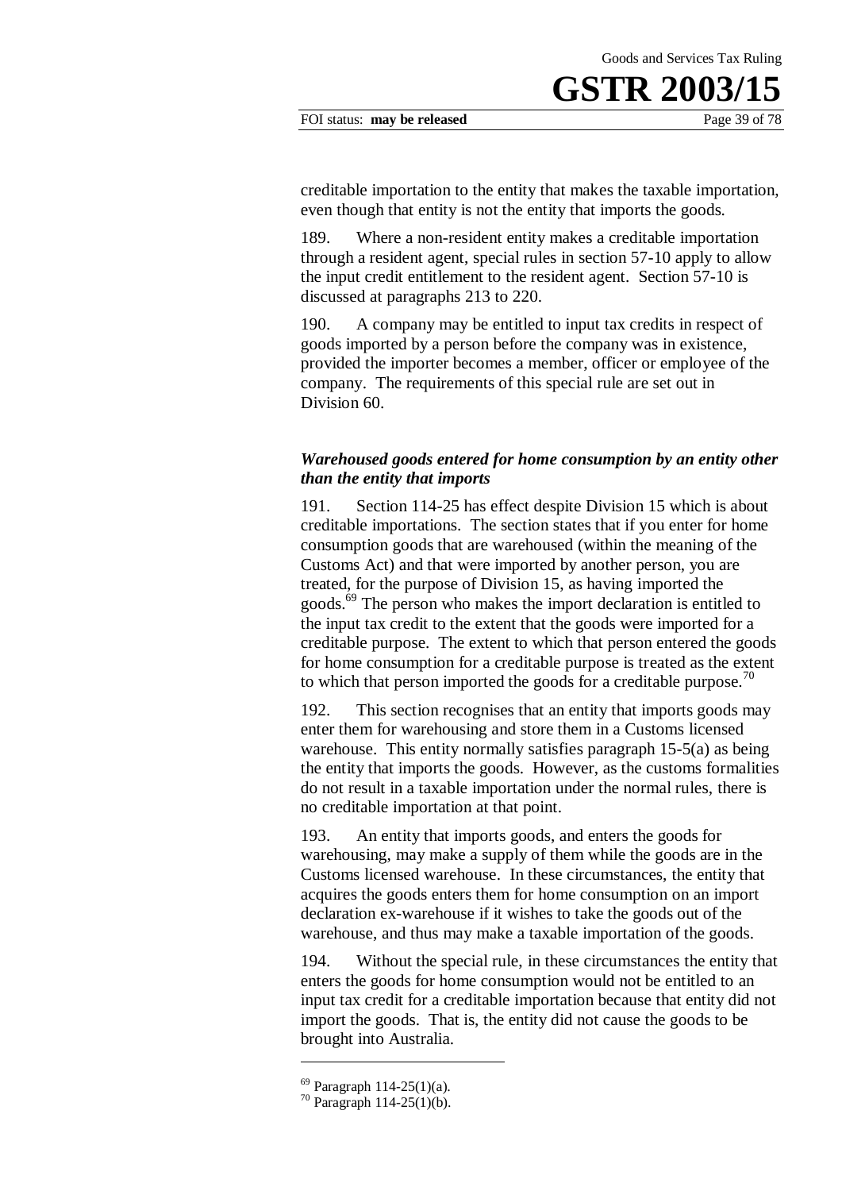creditable importation to the entity that makes the taxable importation, even though that entity is not the entity that imports the goods.

189. Where a non-resident entity makes a creditable importation through a resident agent, special rules in section 57-10 apply to allow the input credit entitlement to the resident agent. Section 57-10 is discussed at paragraphs 213 to 220.

190. A company may be entitled to input tax credits in respect of goods imported by a person before the company was in existence, provided the importer becomes a member, officer or employee of the company. The requirements of this special rule are set out in Division 60.

### *Warehoused goods entered for home consumption by an entity other than the entity that imports*

191. Section 114-25 has effect despite Division 15 which is about creditable importations. The section states that if you enter for home consumption goods that are warehoused (within the meaning of the Customs Act) and that were imported by another person, you are treated, for the purpose of Division 15, as having imported the goods.[69] The person who makes the import declaration is entitled to the input tax credit to the extent that the goods were imported for a creditable purpose. The extent to which that person entered the goods for home consumption for a creditable purpose is treated as the extent to which that person imported the goods for a creditable purpose.[70]

192. This section recognises that an entity that imports goods may enter them for warehousing and store them in a Customs licensed warehouse. This entity normally satisfies paragraph 15-5(a) as being the entity that imports the goods. However, as the customs formalities do not result in a taxable importation under the normal rules, there is no creditable importation at that point.

193. An entity that imports goods, and enters the goods for warehousing, may make a supply of them while the goods are in the Customs licensed warehouse. In these circumstances, the entity that acquires the goods enters them for home consumption on an import declaration ex-warehouse if it wishes to take the goods out of the warehouse, and thus may make a taxable importation of the goods.

194. Without the special rule, in these circumstances the entity that enters the goods for home consumption would not be entitled to an input tax credit for a creditable importation because that entity did not import the goods. That is, the entity did not cause the goods to be brought into Australia.

---

[69] Paragraph 114-25(1)(a).

[70] Paragraph 114-25(1)(b).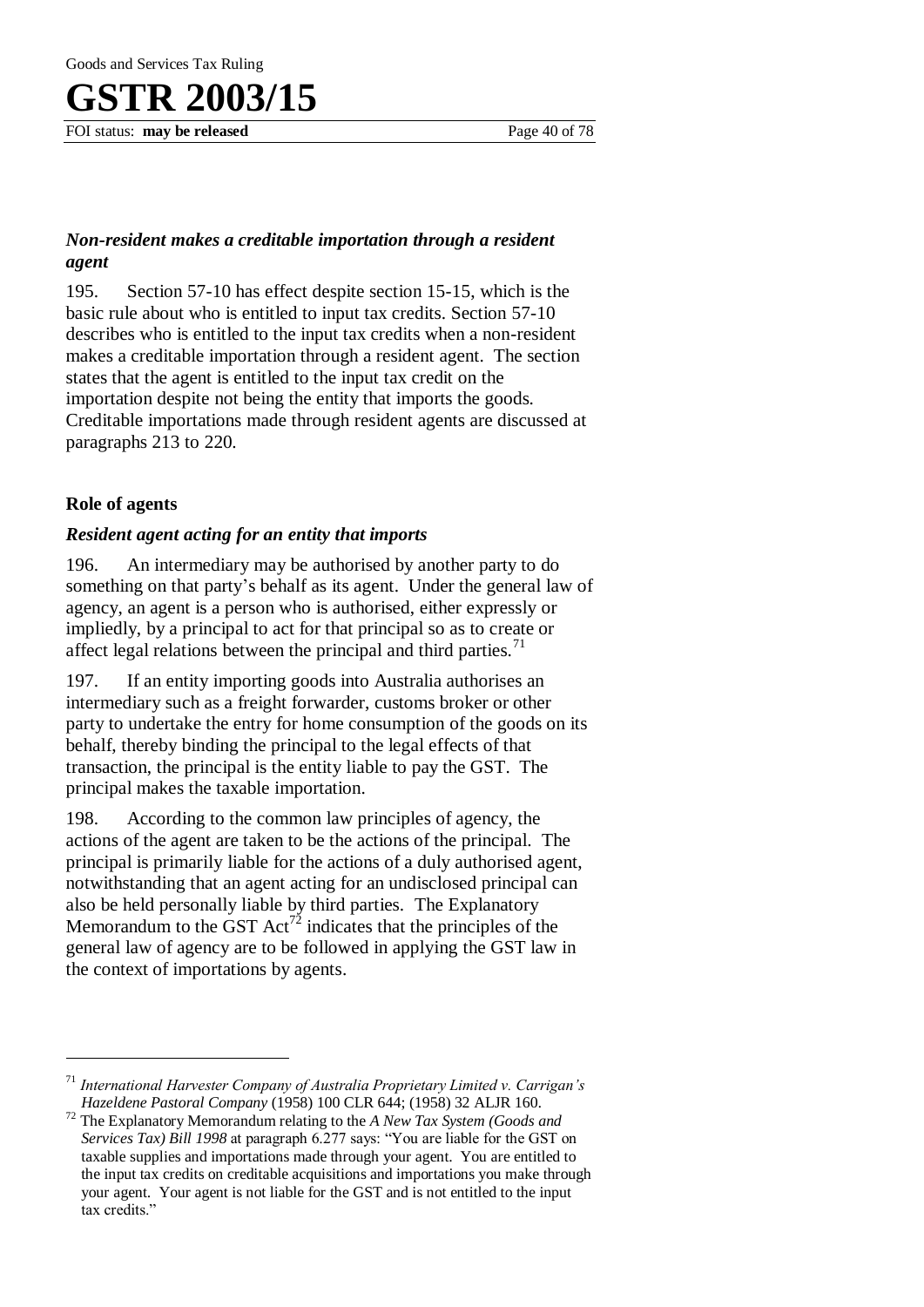### *Non-resident makes a creditable importation through a resident agent*

195. Section 57-10 has effect despite section 15-15, which is the basic rule about who is entitled to input tax credits. Section 57-10 describes who is entitled to the input tax credits when a non-resident makes a creditable importation through a resident agent. The section states that the agent is entitled to the input tax credit on the importation despite not being the entity that imports the goods. Creditable importations made through resident agents are discussed at paragraphs 213 to 220.

### Role of agents

### *Resident agent acting for an entity that imports*

196. An intermediary may be authorised by another party to do something on that party's behalf as its agent. Under the general law of agency, an agent is a person who is authorised, either expressly or impliedly, by a principal to act for that principal so as to create or affect legal relations between the principal and third parties.[71]

197. If an entity importing goods into Australia authorises an intermediary such as a freight forwarder, customs broker or other party to undertake the entry for home consumption of the goods on its behalf, thereby binding the principal to the legal effects of that transaction, the principal is the entity liable to pay the GST. The principal makes the taxable importation.

198. According to the common law principles of agency, the actions of the agent are taken to be the actions of the principal. The principal is primarily liable for the actions of a duly authorised agent, notwithstanding that an agent acting for an undisclosed principal can also be held personally liable by third parties. The Explanatory Memorandum to the GST Act[72] indicates that the principles of the general law of agency are to be followed in applying the GST law in the context of importations by agents.

---

[71] *International Harvester Company of Australia Proprietary Limited v. Carrigan's Hazeldene Pastoral Company* (1958) 100 CLR 644; (1958) 32 ALJR 160.

[72] The Explanatory Memorandum relating to the *A New Tax System (Goods and Services Tax) Bill 1998* at paragraph 6.277 says: "You are liable for the GST on taxable supplies and importations made through your agent. You are entitled to the input tax credits on creditable acquisitions and importations you make through your agent. Your agent is not liable for the GST and is not entitled to the input tax credits."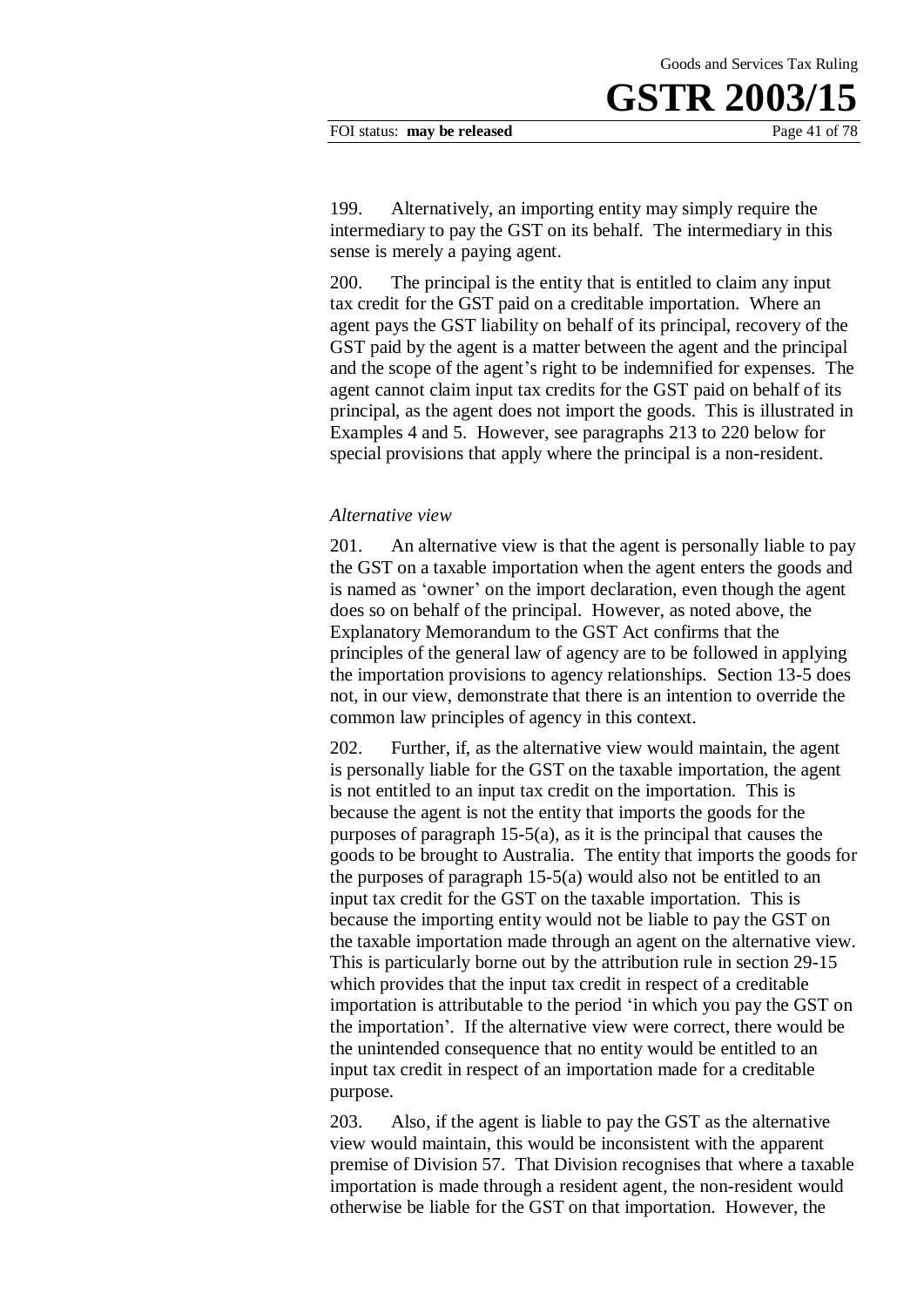199. Alternatively, an importing entity may simply require the intermediary to pay the GST on its behalf. The intermediary in this sense is merely a paying agent.

200. The principal is the entity that is entitled to claim any input tax credit for the GST paid on a creditable importation. Where an agent pays the GST liability on behalf of its principal, recovery of the GST paid by the agent is a matter between the agent and the principal and the scope of the agent's right to be indemnified for expenses. The agent cannot claim input tax credits for the GST paid on behalf of its principal, as the agent does not import the goods. This is illustrated in Examples 4 and 5. However, see paragraphs 213 to 220 below for special provisions that apply where the principal is a non-resident.

*Alternative view*

201. An alternative view is that the agent is personally liable to pay the GST on a taxable importation when the agent enters the goods and is named as 'owner' on the import declaration, even though the agent does so on behalf of the principal. However, as noted above, the Explanatory Memorandum to the GST Act confirms that the principles of the general law of agency are to be followed in applying the importation provisions to agency relationships. Section 13-5 does not, in our view, demonstrate that there is an intention to override the common law principles of agency in this context.

202. Further, if, as the alternative view would maintain, the agent is personally liable for the GST on the taxable importation, the agent is not entitled to an input tax credit on the importation. This is because the agent is not the entity that imports the goods for the purposes of paragraph 15-5(a), as it is the principal that causes the goods to be brought to Australia. The entity that imports the goods for the purposes of paragraph 15-5(a) would also not be entitled to an input tax credit for the GST on the taxable importation. This is because the importing entity would not be liable to pay the GST on the taxable importation made through an agent on the alternative view. This is particularly borne out by the attribution rule in section 29-15 which provides that the input tax credit in respect of a creditable importation is attributable to the period 'in which you pay the GST on the importation'. If the alternative view were correct, there would be the unintended consequence that no entity would be entitled to an input tax credit in respect of an importation made for a creditable purpose.

203. Also, if the agent is liable to pay the GST as the alternative view would maintain, this would be inconsistent with the apparent premise of Division 57. That Division recognises that where a taxable importation is made through a resident agent, the non-resident would otherwise be liable for the GST on that importation. However, the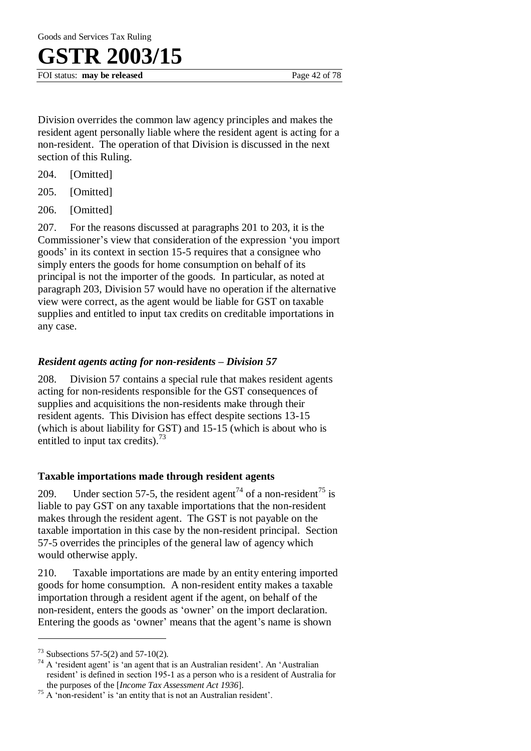Division overrides the common law agency principles and makes the resident agent personally liable where the resident agent is acting for a non-resident. The operation of that Division is discussed in the next section of this Ruling.

204. [Omitted]

205. [Omitted]

206. [Omitted]

207. For the reasons discussed at paragraphs 201 to 203, it is the Commissioner's view that consideration of the expression 'you import goods' in its context in section 15-5 requires that a consignee who simply enters the goods for home consumption on behalf of its principal is not the importer of the goods. In particular, as noted at paragraph 203, Division 57 would have no operation if the alternative view were correct, as the agent would be liable for GST on taxable supplies and entitled to input tax credits on creditable importations in any case.

### *Resident agents acting for non-residents – Division 57*

208. Division 57 contains a special rule that makes resident agents acting for non-residents responsible for the GST consequences of supplies and acquisitions the non-residents make through their resident agents. This Division has effect despite sections 13-15 (which is about liability for GST) and 15-15 (which is about who is entitled to input tax credits).[73]

### **Taxable importations made through resident agents**

209. Under section 57-5, the resident agent[74] of a non-resident[75] is liable to pay GST on any taxable importations that the non-resident makes through the resident agent. The GST is not payable on the taxable importation in this case by the non-resident principal. Section 57-5 overrides the principles of the general law of agency which would otherwise apply.

210. Taxable importations are made by an entity entering imported goods for home consumption. A non-resident entity makes a taxable importation through a resident agent if the agent, on behalf of the non-resident, enters the goods as 'owner' on the import declaration. Entering the goods as 'owner' means that the agent's name is shown

---

[73] Subsections 57-5(2) and 57-10(2).

[74] A 'resident agent' is 'an agent that is an Australian resident'. An 'Australian resident' is defined in section 195-1 as a person who is a resident of Australia for the purposes of the [*Income Tax Assessment Act 1936*].

[75] A 'non-resident' is 'an entity that is not an Australian resident'.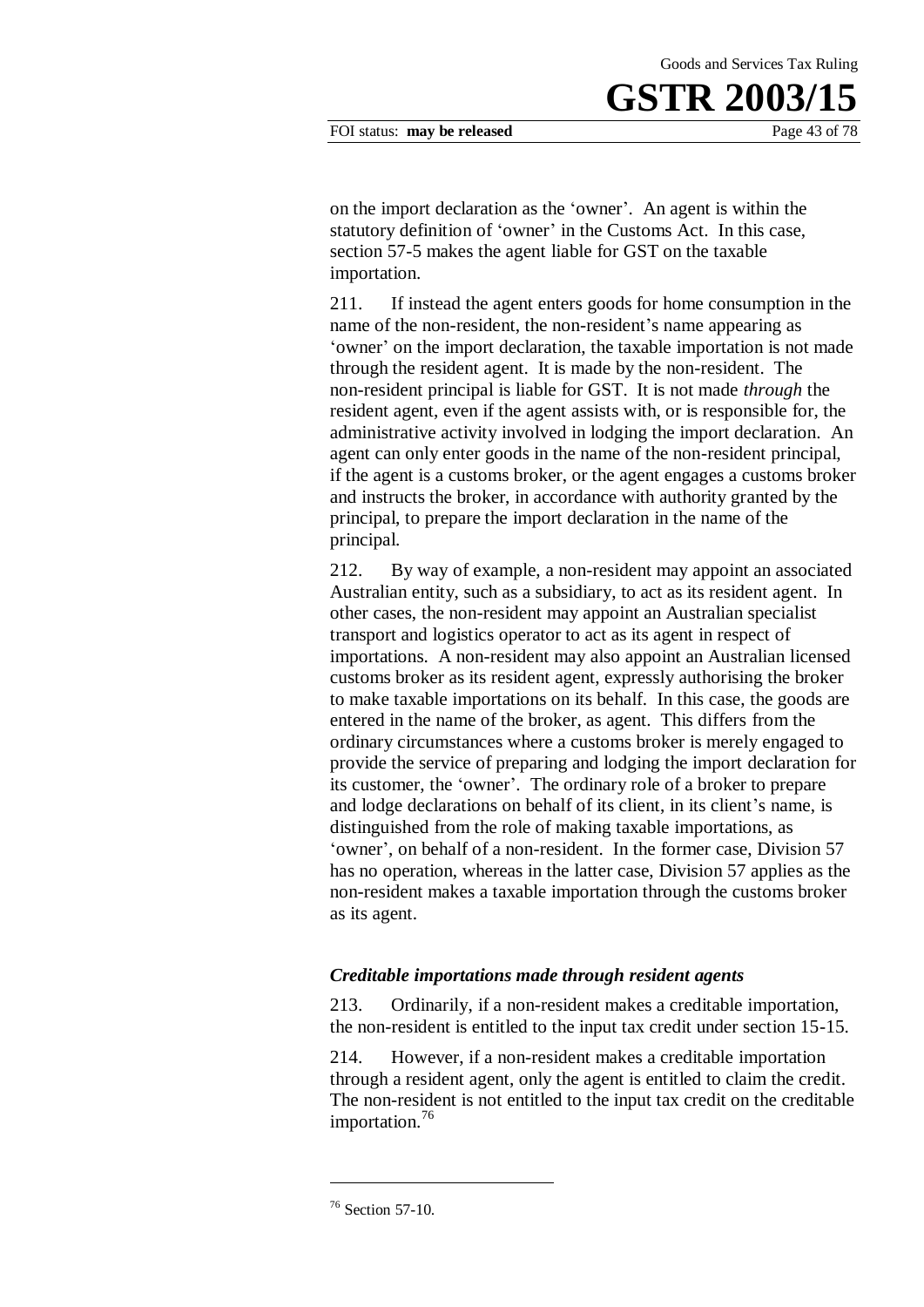on the import declaration as the 'owner'. An agent is within the statutory definition of 'owner' in the Customs Act. In this case, section 57-5 makes the agent liable for GST on the taxable importation.

211. If instead the agent enters goods for home consumption in the name of the non-resident, the non-resident's name appearing as 'owner' on the import declaration, the taxable importation is not made through the resident agent. It is made by the non-resident. The non-resident principal is liable for GST. It is not made *through* the resident agent, even if the agent assists with, or is responsible for, the administrative activity involved in lodging the import declaration. An agent can only enter goods in the name of the non-resident principal, if the agent is a customs broker, or the agent engages a customs broker and instructs the broker, in accordance with authority granted by the principal, to prepare the import declaration in the name of the principal.

212. By way of example, a non-resident may appoint an associated Australian entity, such as a subsidiary, to act as its resident agent. In other cases, the non-resident may appoint an Australian specialist transport and logistics operator to act as its agent in respect of importations. A non-resident may also appoint an Australian licensed customs broker as its resident agent, expressly authorising the broker to make taxable importations on its behalf. In this case, the goods are entered in the name of the broker, as agent. This differs from the ordinary circumstances where a customs broker is merely engaged to provide the service of preparing and lodging the import declaration for its customer, the 'owner'. The ordinary role of a broker to prepare and lodge declarations on behalf of its client, in its client's name, is distinguished from the role of making taxable importations, as 'owner', on behalf of a non-resident. In the former case, Division 57 has no operation, whereas in the latter case, Division 57 applies as the non-resident makes a taxable importation through the customs broker as its agent.

### *Creditable importations made through resident agents*

213. Ordinarily, if a non-resident makes a creditable importation, the non-resident is entitled to the input tax credit under section 15-15.

214. However, if a non-resident makes a creditable importation through a resident agent, only the agent is entitled to claim the credit. The non-resident is not entitled to the input tax credit on the creditable importation.[76]

---

[76] Section 57-10.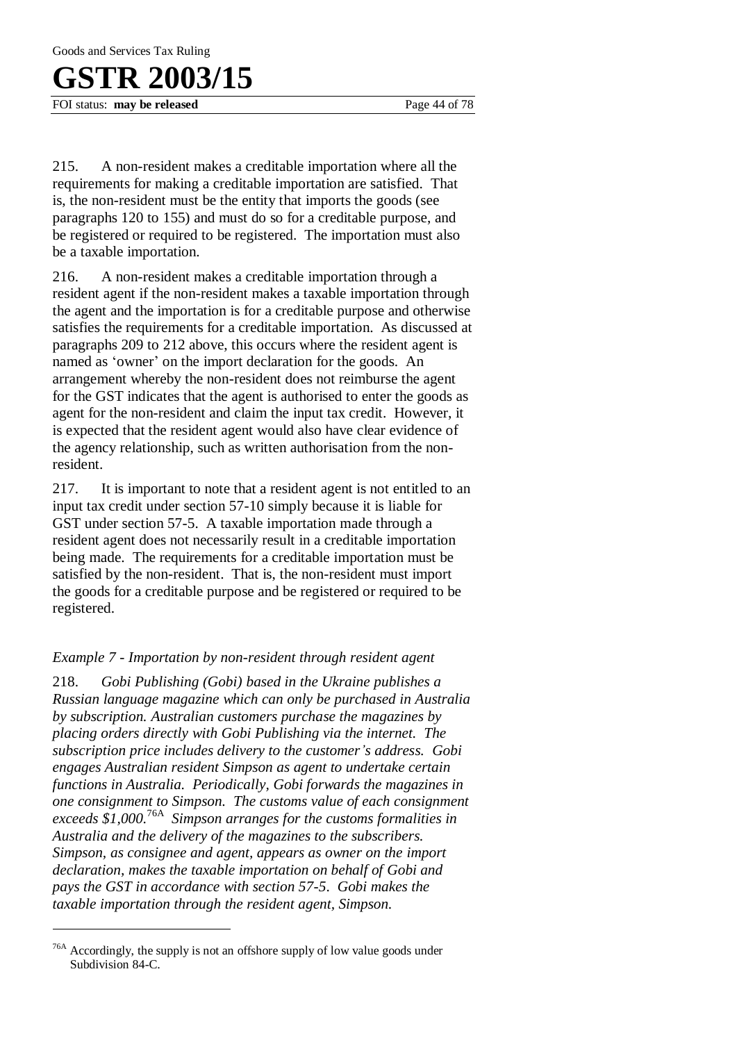215. A non-resident makes a creditable importation where all the requirements for making a creditable importation are satisfied. That is, the non-resident must be the entity that imports the goods (see paragraphs 120 to 155) and must do so for a creditable purpose, and be registered or required to be registered. The importation must also be a taxable importation.

216. A non-resident makes a creditable importation through a resident agent if the non-resident makes a taxable importation through the agent and the importation is for a creditable purpose and otherwise satisfies the requirements for a creditable importation. As discussed at paragraphs 209 to 212 above, this occurs where the resident agent is named as 'owner' on the import declaration for the goods. An arrangement whereby the non-resident does not reimburse the agent for the GST indicates that the agent is authorised to enter the goods as agent for the non-resident and claim the input tax credit. However, it is expected that the resident agent would also have clear evidence of the agency relationship, such as written authorisation from the non-resident.

217. It is important to note that a resident agent is not entitled to an input tax credit under section 57-10 simply because it is liable for GST under section 57-5. A taxable importation made through a resident agent does not necessarily result in a creditable importation being made. The requirements for a creditable importation must be satisfied by the non-resident. That is, the non-resident must import the goods for a creditable purpose and be registered or required to be registered.

*Example 7 - Importation by non-resident through resident agent*

218. *Gobi Publishing (Gobi) based in the Ukraine publishes a Russian language magazine which can only be purchased in Australia by subscription. Australian customers purchase the magazines by placing orders directly with Gobi Publishing via the internet. The subscription price includes delivery to the customer's address. Gobi engages Australian resident Simpson as agent to undertake certain functions in Australia. Periodically, Gobi forwards the magazines in one consignment to Simpson. The customs value of each consignment exceeds $1,000.*[76A] *Simpson arranges for the customs formalities in Australia and the delivery of the magazines to the subscribers. Simpson, as consignee and agent, appears as owner on the import declaration, makes the taxable importation on behalf of Gobi and pays the GST in accordance with section 57-5. Gobi makes the taxable importation through the resident agent, Simpson.*

---

[76A] Accordingly, the supply is not an offshore supply of low value goods under Subdivision 84-C.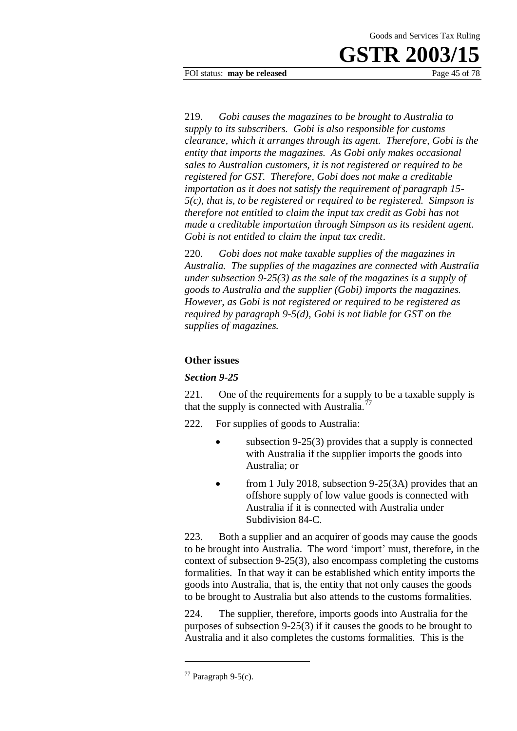219. *Gobi causes the magazines to be brought to Australia to supply to its subscribers. Gobi is also responsible for customs clearance, which it arranges through its agent. Therefore, Gobi is the entity that imports the magazines. As Gobi only makes occasional sales to Australian customers, it is not registered or required to be registered for GST. Therefore, Gobi does not make a creditable importation as it does not satisfy the requirement of paragraph 15-5(c), that is, to be registered or required to be registered. Simpson is therefore not entitled to claim the input tax credit as Gobi has not made a creditable importation through Simpson as its resident agent. Gobi is not entitled to claim the input tax credit.*

220. *Gobi does not make taxable supplies of the magazines in Australia. The supplies of the magazines are connected with Australia under subsection 9-25(3) as the sale of the magazines is a supply of goods to Australia and the supplier (Gobi) imports the magazines. However, as Gobi is not registered or required to be registered as required by paragraph 9-5(d), Gobi is not liable for GST on the supplies of magazines.*

### Other issues

#### *Section 9-25*

221. One of the requirements for a supply to be a taxable supply is that the supply is connected with Australia.[77]

222. For supplies of goods to Australia:

- subsection 9-25(3) provides that a supply is connected with Australia if the supplier imports the goods into Australia; or
- from 1 July 2018, subsection 9-25(3A) provides that an offshore supply of low value goods is connected with Australia if it is connected with Australia under Subdivision 84-C.

223. Both a supplier and an acquirer of goods may cause the goods to be brought into Australia. The word 'import' must, therefore, in the context of subsection 9-25(3), also encompass completing the customs formalities. In that way it can be established which entity imports the goods into Australia, that is, the entity that not only causes the goods to be brought to Australia but also attends to the customs formalities.

224. The supplier, therefore, imports goods into Australia for the purposes of subsection 9-25(3) if it causes the goods to be brought to Australia and it also completes the customs formalities. This is the

[77] Paragraph 9-5(c).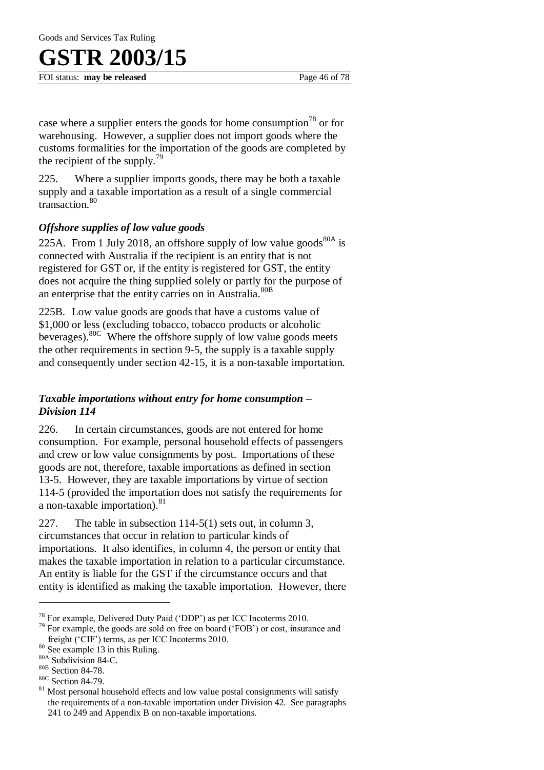case where a supplier enters the goods for home consumption[78] or for warehousing. However, a supplier does not import goods where the customs formalities for the importation of the goods are completed by the recipient of the supply.[79]

225. Where a supplier imports goods, there may be both a taxable supply and a taxable importation as a result of a single commercial transaction.[80]

### *Offshore supplies of low value goods*

225A. From 1 July 2018, an offshore supply of low value goods[80A] is connected with Australia if the recipient is an entity that is not registered for GST or, if the entity is registered for GST, the entity does not acquire the thing supplied solely or partly for the purpose of an enterprise that the entity carries on in Australia.[80B]

225B. Low value goods are goods that have a customs value of $1,000 or less (excluding tobacco, tobacco products or alcoholic beverages).[80C] Where the offshore supply of low value goods meets the other requirements in section 9-5, the supply is a taxable supply and consequently under section 42-15, it is a non-taxable importation.

### *Taxable importations without entry for home consumption – Division 114*

226. In certain circumstances, goods are not entered for home consumption. For example, personal household effects of passengers and crew or low value consignments by post. Importations of these goods are not, therefore, taxable importations as defined in section 13-5. However, they are taxable importations by virtue of section 114-5 (provided the importation does not satisfy the requirements for a non-taxable importation).[81]

227. The table in subsection 114-5(1) sets out, in column 3, circumstances that occur in relation to particular kinds of importations. It also identifies, in column 4, the person or entity that makes the taxable importation in relation to a particular circumstance. An entity is liable for the GST if the circumstance occurs and that entity is identified as making the taxable importation. However, there

---

[78] For example, Delivered Duty Paid ('DDP') as per ICC Incoterms 2010.

[79] For example, the goods are sold on free on board ('FOB') or cost, insurance and freight ('CIF') terms, as per ICC Incoterms 2010.

[80] See example 13 in this Ruling.

[80A] Subdivision 84-C.

[80B] Section 84-78.

[80C] Section 84-79.

[81] Most personal household effects and low value postal consignments will satisfy the requirements of a non-taxable importation under Division 42. See paragraphs 241 to 249 and Appendix B on non-taxable importations.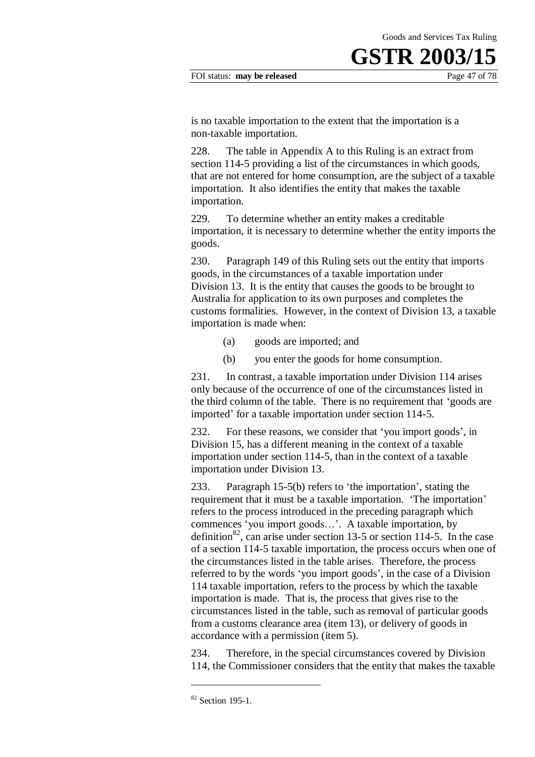is no taxable importation to the extent that the importation is a non-taxable importation.

228. The table in Appendix A to this Ruling is an extract from section 114-5 providing a list of the circumstances in which goods, that are not entered for home consumption, are the subject of a taxable importation. It also identifies the entity that makes the taxable importation.

229. To determine whether an entity makes a creditable importation, it is necessary to determine whether the entity imports the goods.

230. Paragraph 149 of this Ruling sets out the entity that imports goods, in the circumstances of a taxable importation under Division 13. It is the entity that causes the goods to be brought to Australia for application to its own purposes and completes the customs formalities. However, in the context of Division 13, a taxable importation is made when:

(a) goods are imported; and

(b) you enter the goods for home consumption.

231. In contrast, a taxable importation under Division 114 arises only because of the occurrence of one of the circumstances listed in the third column of the table. There is no requirement that 'goods are imported' for a taxable importation under section 114-5.

232. For these reasons, we consider that 'you import goods', in Division 15, has a different meaning in the context of a taxable importation under section 114-5, than in the context of a taxable importation under Division 13.

233. Paragraph 15-5(b) refers to 'the importation', stating the requirement that it must be a taxable importation. 'The importation' refers to the process introduced in the preceding paragraph which commences 'you import goods…'. A taxable importation, by definition[82], can arise under section 13-5 or section 114-5. In the case of a section 114-5 taxable importation, the process occurs when one of the circumstances listed in the table arises. Therefore, the process referred to by the words 'you import goods', in the case of a Division 114 taxable importation, refers to the process by which the taxable importation is made. That is, the process that gives rise to the circumstances listed in the table, such as removal of particular goods from a customs clearance area (item 13), or delivery of goods in accordance with a permission (item 5).

234. Therefore, in the special circumstances covered by Division 114, the Commissioner considers that the entity that makes the taxable

[82] Section 195-1.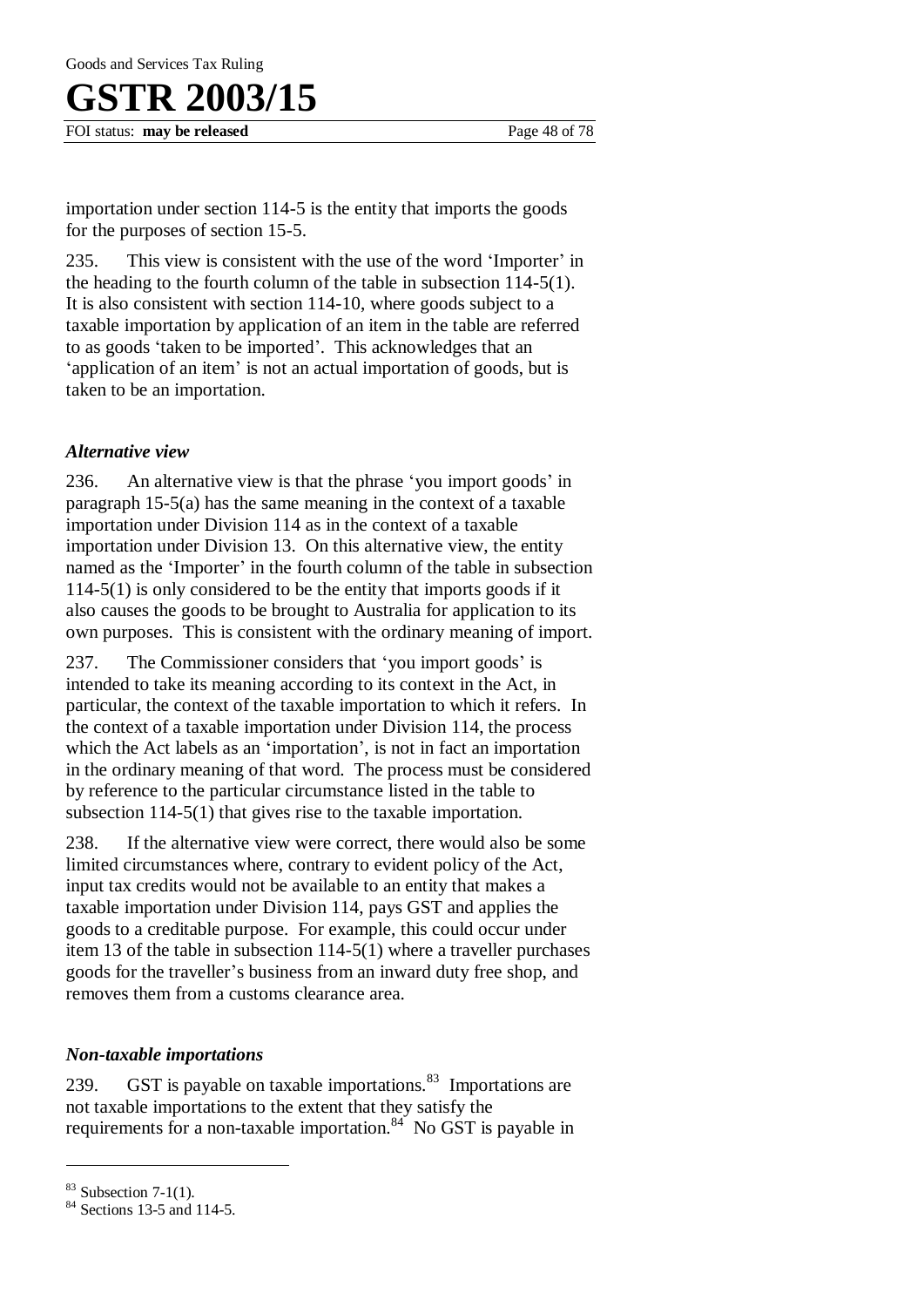importation under section 114-5 is the entity that imports the goods for the purposes of section 15-5.

235. This view is consistent with the use of the word 'Importer' in the heading to the fourth column of the table in subsection 114-5(1). It is also consistent with section 114-10, where goods subject to a taxable importation by application of an item in the table are referred to as goods 'taken to be imported'. This acknowledges that an 'application of an item' is not an actual importation of goods, but is taken to be an importation.

### *Alternative view*

236. An alternative view is that the phrase 'you import goods' in paragraph 15-5(a) has the same meaning in the context of a taxable importation under Division 114 as in the context of a taxable importation under Division 13. On this alternative view, the entity named as the 'Importer' in the fourth column of the table in subsection 114-5(1) is only considered to be the entity that imports goods if it also causes the goods to be brought to Australia for application to its own purposes. This is consistent with the ordinary meaning of import.

237. The Commissioner considers that 'you import goods' is intended to take its meaning according to its context in the Act, in particular, the context of the taxable importation to which it refers. In the context of a taxable importation under Division 114, the process which the Act labels as an 'importation', is not in fact an importation in the ordinary meaning of that word. The process must be considered by reference to the particular circumstance listed in the table to subsection 114-5(1) that gives rise to the taxable importation.

238. If the alternative view were correct, there would also be some limited circumstances where, contrary to evident policy of the Act, input tax credits would not be available to an entity that makes a taxable importation under Division 114, pays GST and applies the goods to a creditable purpose. For example, this could occur under item 13 of the table in subsection 114-5(1) where a traveller purchases goods for the traveller's business from an inward duty free shop, and removes them from a customs clearance area.

### *Non-taxable importations*

239. GST is payable on taxable importations.[83] Importations are not taxable importations to the extent that they satisfy the requirements for a non-taxable importation.[84] No GST is payable in

[83] Subsection 7-1(1).

[84] Sections 13-5 and 114-5.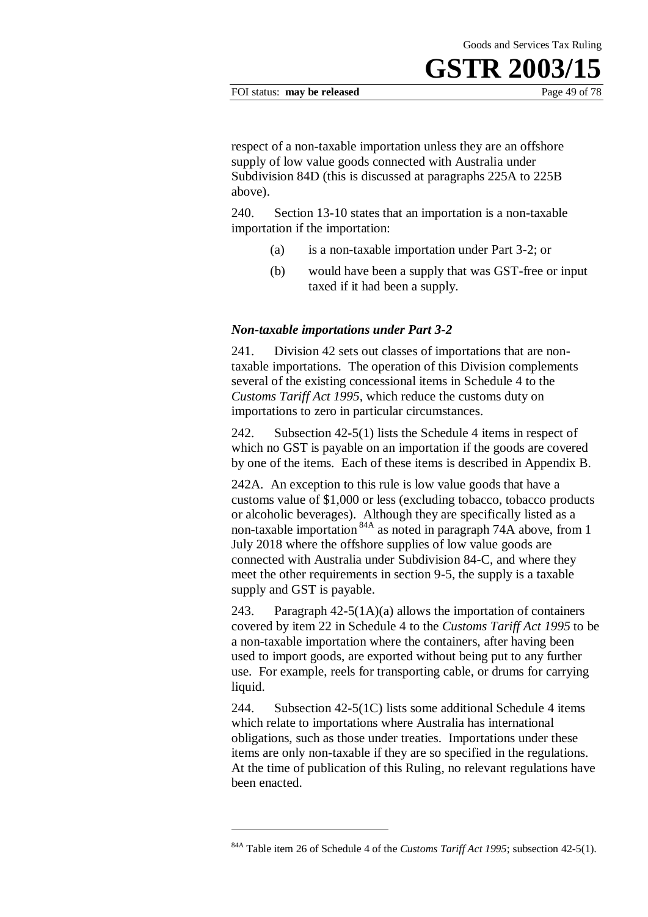respect of a non-taxable importation unless they are an offshore supply of low value goods connected with Australia under Subdivision 84D (this is discussed at paragraphs 225A to 225B above).

240. Section 13-10 states that an importation is a non-taxable importation if the importation:

(a) is a non-taxable importation under Part 3-2; or

(b) would have been a supply that was GST-free or input taxed if it had been a supply.

### *Non-taxable importations under Part 3-2*

241. Division 42 sets out classes of importations that are non-taxable importations. The operation of this Division complements several of the existing concessional items in Schedule 4 to the *Customs Tariff Act 1995*, which reduce the customs duty on importations to zero in particular circumstances.

242. Subsection 42-5(1) lists the Schedule 4 items in respect of which no GST is payable on an importation if the goods are covered by one of the items. Each of these items is described in Appendix B.

242A. An exception to this rule is low value goods that have a customs value of $1,000 or less (excluding tobacco, tobacco products or alcoholic beverages). Although they are specifically listed as a non-taxable importation [84A] as noted in paragraph 74A above, from 1 July 2018 where the offshore supplies of low value goods are connected with Australia under Subdivision 84-C, and where they meet the other requirements in section 9-5, the supply is a taxable supply and GST is payable.

243. Paragraph 42-5(1A)(a) allows the importation of containers covered by item 22 in Schedule 4 to the *Customs Tariff Act 1995* to be a non-taxable importation where the containers, after having been used to import goods, are exported without being put to any further use. For example, reels for transporting cable, or drums for carrying liquid.

244. Subsection 42-5(1C) lists some additional Schedule 4 items which relate to importations where Australia has international obligations, such as those under treaties. Importations under these items are only non-taxable if they are so specified in the regulations. At the time of publication of this Ruling, no relevant regulations have been enacted.

---

[84A] Table item 26 of Schedule 4 of the *Customs Tariff Act 1995*; subsection 42-5(1).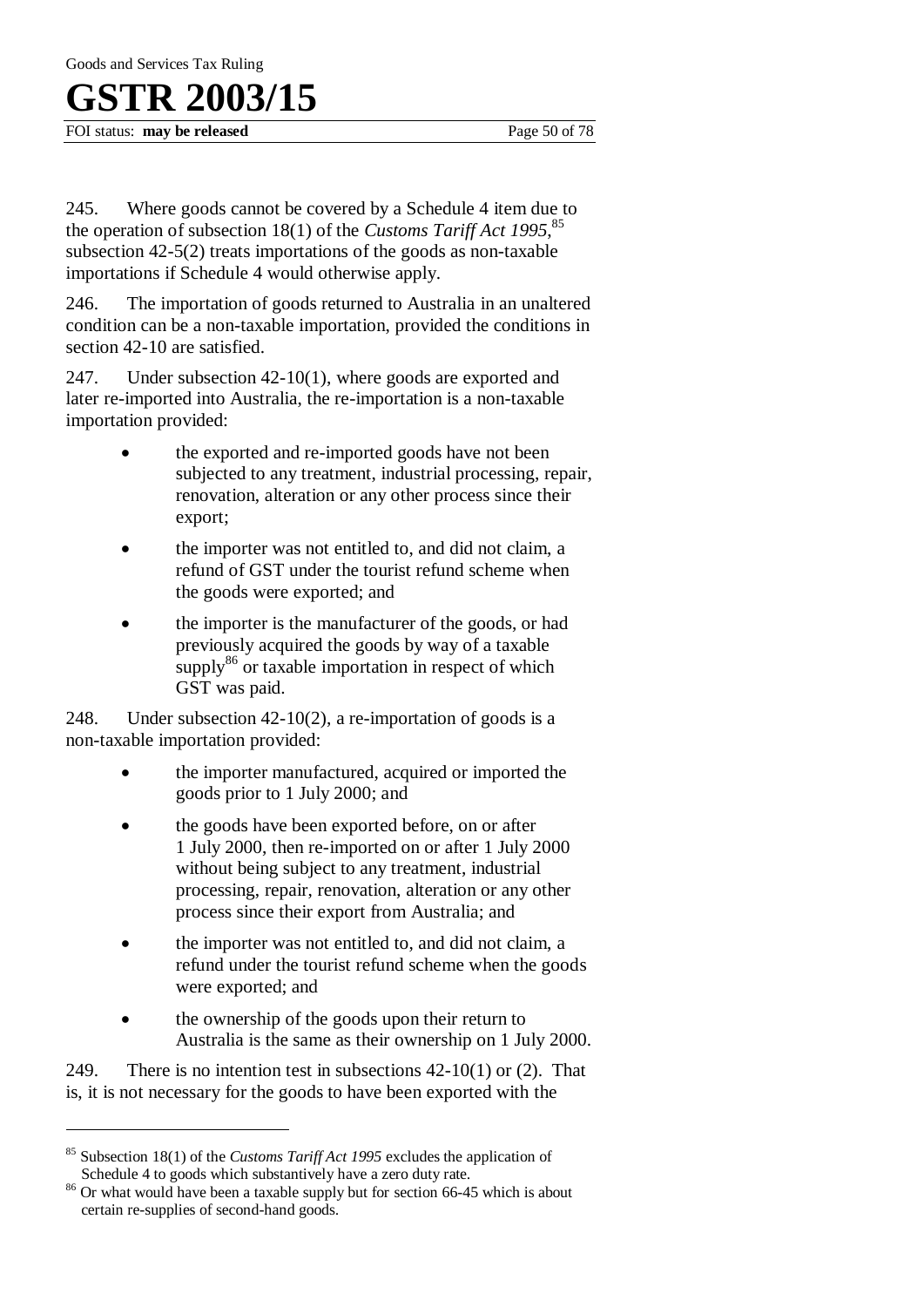245. Where goods cannot be covered by a Schedule 4 item due to the operation of subsection 18(1) of the *Customs Tariff Act 1995*,[85] subsection 42-5(2) treats importations of the goods as non-taxable importations if Schedule 4 would otherwise apply.

246. The importation of goods returned to Australia in an unaltered condition can be a non-taxable importation, provided the conditions in section 42-10 are satisfied.

247. Under subsection 42-10(1), where goods are exported and later re-imported into Australia, the re-importation is a non-taxable importation provided:

- the exported and re-imported goods have not been subjected to any treatment, industrial processing, repair, renovation, alteration or any other process since their export;
- the importer was not entitled to, and did not claim, a refund of GST under the tourist refund scheme when the goods were exported; and
- the importer is the manufacturer of the goods, or had previously acquired the goods by way of a taxable supply[86] or taxable importation in respect of which GST was paid.

248. Under subsection 42-10(2), a re-importation of goods is a non-taxable importation provided:

- the importer manufactured, acquired or imported the goods prior to 1 July 2000; and
- the goods have been exported before, on or after 1 July 2000, then re-imported on or after 1 July 2000 without being subject to any treatment, industrial processing, repair, renovation, alteration or any other process since their export from Australia; and
- the importer was not entitled to, and did not claim, a refund under the tourist refund scheme when the goods were exported; and
- the ownership of the goods upon their return to Australia is the same as their ownership on 1 July 2000.

249. There is no intention test in subsections 42-10(1) or (2). That is, it is not necessary for the goods to have been exported with the

---

[85] Subsection 18(1) of the *Customs Tariff Act 1995* excludes the application of Schedule 4 to goods which substantively have a zero duty rate.

[86] Or what would have been a taxable supply but for section 66-45 which is about certain re-supplies of second-hand goods.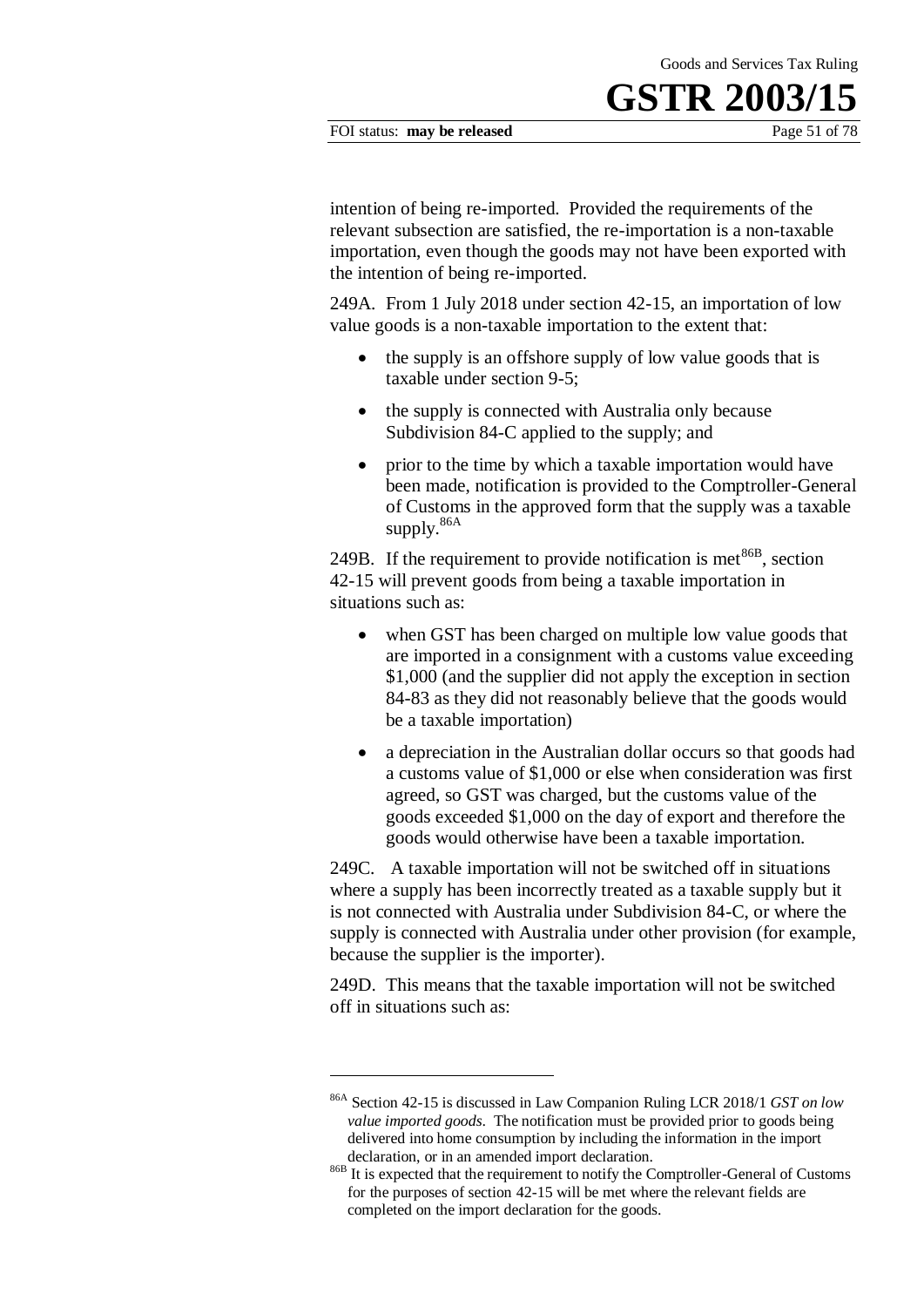intention of being re-imported. Provided the requirements of the relevant subsection are satisfied, the re-importation is a non-taxable importation, even though the goods may not have been exported with the intention of being re-imported.

249A. From 1 July 2018 under section 42-15, an importation of low value goods is a non-taxable importation to the extent that:

- the supply is an offshore supply of low value goods that is taxable under section 9-5;
- the supply is connected with Australia only because Subdivision 84-C applied to the supply; and
- prior to the time by which a taxable importation would have been made, notification is provided to the Comptroller-General of Customs in the approved form that the supply was a taxable supply.[86A]

249B. If the requirement to provide notification is met[86B], section 42-15 will prevent goods from being a taxable importation in situations such as:

- when GST has been charged on multiple low value goods that are imported in a consignment with a customs value exceeding $1,000 (and the supplier did not apply the exception in section 84-83 as they did not reasonably believe that the goods would be a taxable importation)
- a depreciation in the Australian dollar occurs so that goods had a customs value of $1,000 or else when consideration was first agreed, so GST was charged, but the customs value of the goods exceeded $1,000 on the day of export and therefore the goods would otherwise have been a taxable importation.

249C. A taxable importation will not be switched off in situations where a supply has been incorrectly treated as a taxable supply but it is not connected with Australia under Subdivision 84-C, or where the supply is connected with Australia under other provision (for example, because the supplier is the importer).

249D. This means that the taxable importation will not be switched off in situations such as:

---

[86A] Section 42-15 is discussed in Law Companion Ruling LCR 2018/1 *GST on low value imported goods*. The notification must be provided prior to goods being delivered into home consumption by including the information in the import declaration, or in an amended import declaration.

[86B] It is expected that the requirement to notify the Comptroller-General of Customs for the purposes of section 42-15 will be met where the relevant fields are completed on the import declaration for the goods.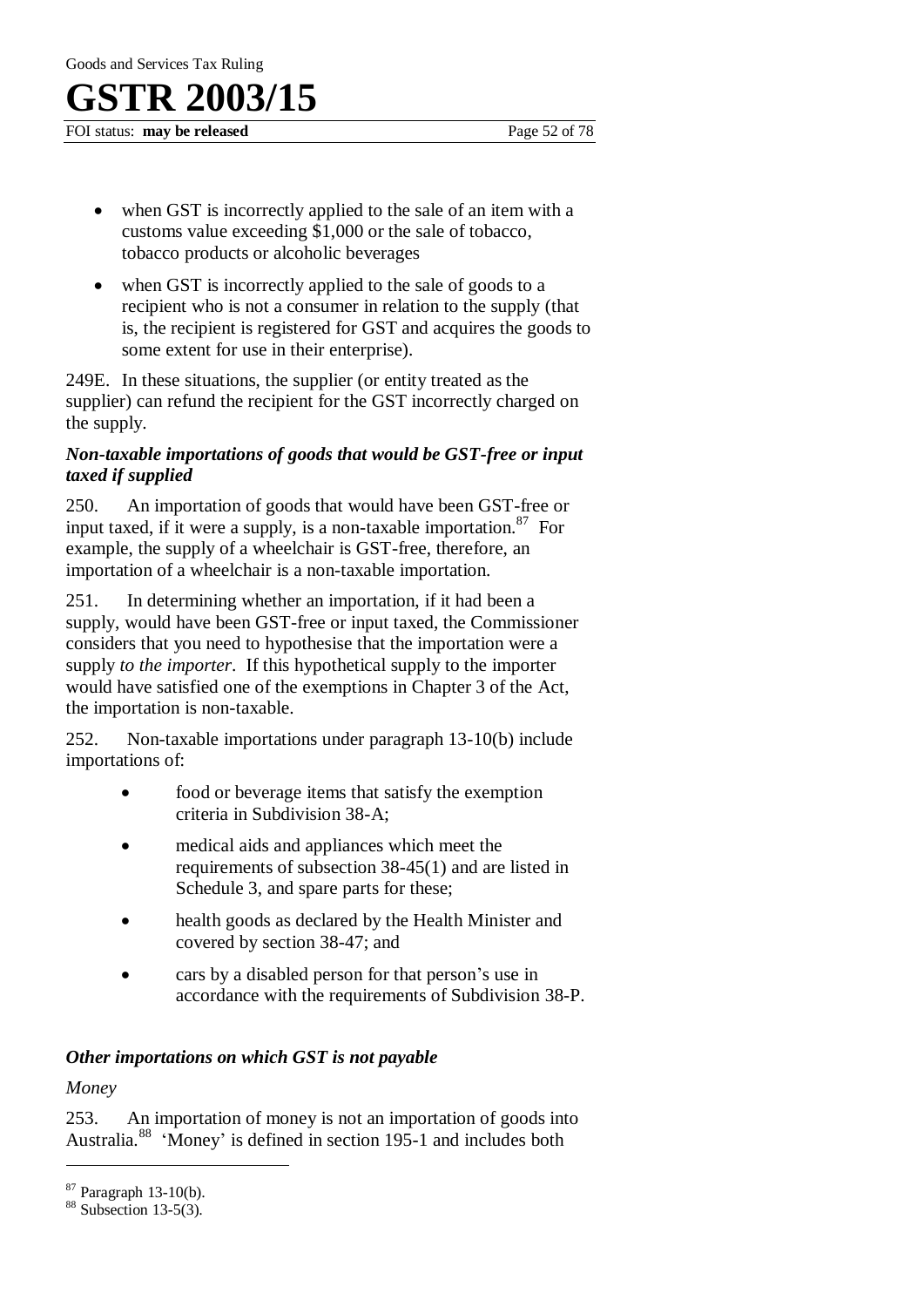- when GST is incorrectly applied to the sale of an item with a customs value exceeding $1,000 or the sale of tobacco, tobacco products or alcoholic beverages
- when GST is incorrectly applied to the sale of goods to a recipient who is not a consumer in relation to the supply (that is, the recipient is registered for GST and acquires the goods to some extent for use in their enterprise).

249E. In these situations, the supplier (or entity treated as the supplier) can refund the recipient for the GST incorrectly charged on the supply.

### *Non-taxable importations of goods that would be GST-free or input taxed if supplied*

250. An importation of goods that would have been GST-free or input taxed, if it were a supply, is a non-taxable importation.[87] For example, the supply of a wheelchair is GST-free, therefore, an importation of a wheelchair is a non-taxable importation.

251. In determining whether an importation, if it had been a supply, would have been GST-free or input taxed, the Commissioner considers that you need to hypothesise that the importation were a supply *to the importer*. If this hypothetical supply to the importer would have satisfied one of the exemptions in Chapter 3 of the Act, the importation is non-taxable.

252. Non-taxable importations under paragraph 13-10(b) include importations of:

- food or beverage items that satisfy the exemption criteria in Subdivision 38-A;
- medical aids and appliances which meet the requirements of subsection 38-45(1) and are listed in Schedule 3, and spare parts for these;
- health goods as declared by the Health Minister and covered by section 38-47; and
- cars by a disabled person for that person's use in accordance with the requirements of Subdivision 38-P.

### *Other importations on which GST is not payable*

*Money*

253. An importation of money is not an importation of goods into Australia.[88] 'Money' is defined in section 195-1 and includes both

---

[87] Paragraph 13-10(b).

[88] Subsection 13-5(3).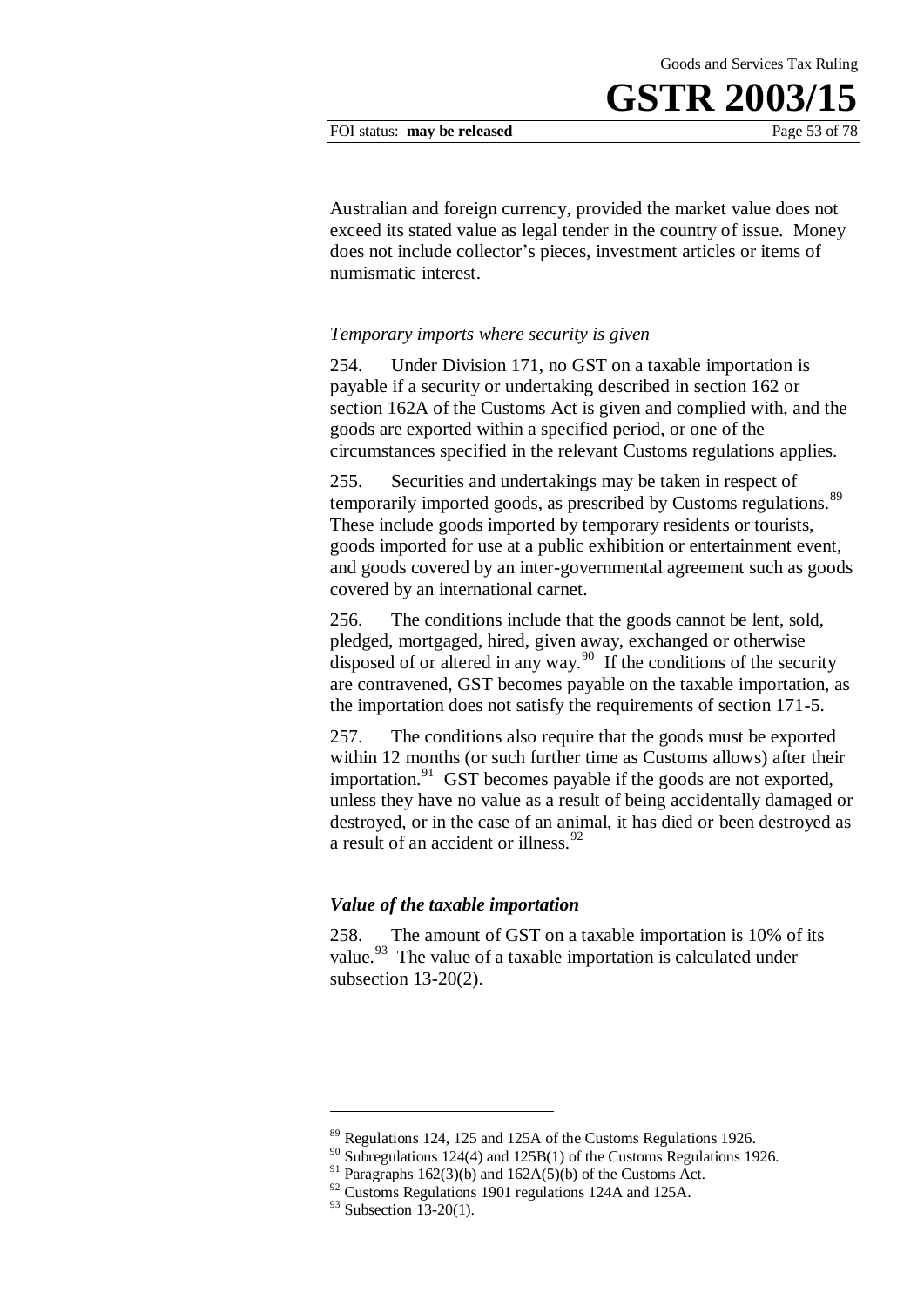Australian and foreign currency, provided the market value does not exceed its stated value as legal tender in the country of issue. Money does not include collector's pieces, investment articles or items of numismatic interest.

*Temporary imports where security is given*

254. Under Division 171, no GST on a taxable importation is payable if a security or undertaking described in section 162 or section 162A of the Customs Act is given and complied with, and the goods are exported within a specified period, or one of the circumstances specified in the relevant Customs regulations applies.

255. Securities and undertakings may be taken in respect of temporarily imported goods, as prescribed by Customs regulations.[89] These include goods imported by temporary residents or tourists, goods imported for use at a public exhibition or entertainment event, and goods covered by an inter-governmental agreement such as goods covered by an international carnet.

256. The conditions include that the goods cannot be lent, sold, pledged, mortgaged, hired, given away, exchanged or otherwise disposed of or altered in any way.[90] If the conditions of the security are contravened, GST becomes payable on the taxable importation, as the importation does not satisfy the requirements of section 171-5.

257. The conditions also require that the goods must be exported within 12 months (or such further time as Customs allows) after their importation.[91] GST becomes payable if the goods are not exported, unless they have no value as a result of being accidentally damaged or destroyed, or in the case of an animal, it has died or been destroyed as a result of an accident or illness.[92]

### *Value of the taxable importation*

258. The amount of GST on a taxable importation is 10% of its value.[93] The value of a taxable importation is calculated under subsection 13-20(2).

---

[89] Regulations 124, 125 and 125A of the Customs Regulations 1926.

[90] Subregulations 124(4) and 125B(1) of the Customs Regulations 1926.

[91] Paragraphs 162(3)(b) and 162A(5)(b) of the Customs Act.

[92] Customs Regulations 1901 regulations 124A and 125A.

[93] Subsection 13-20(1).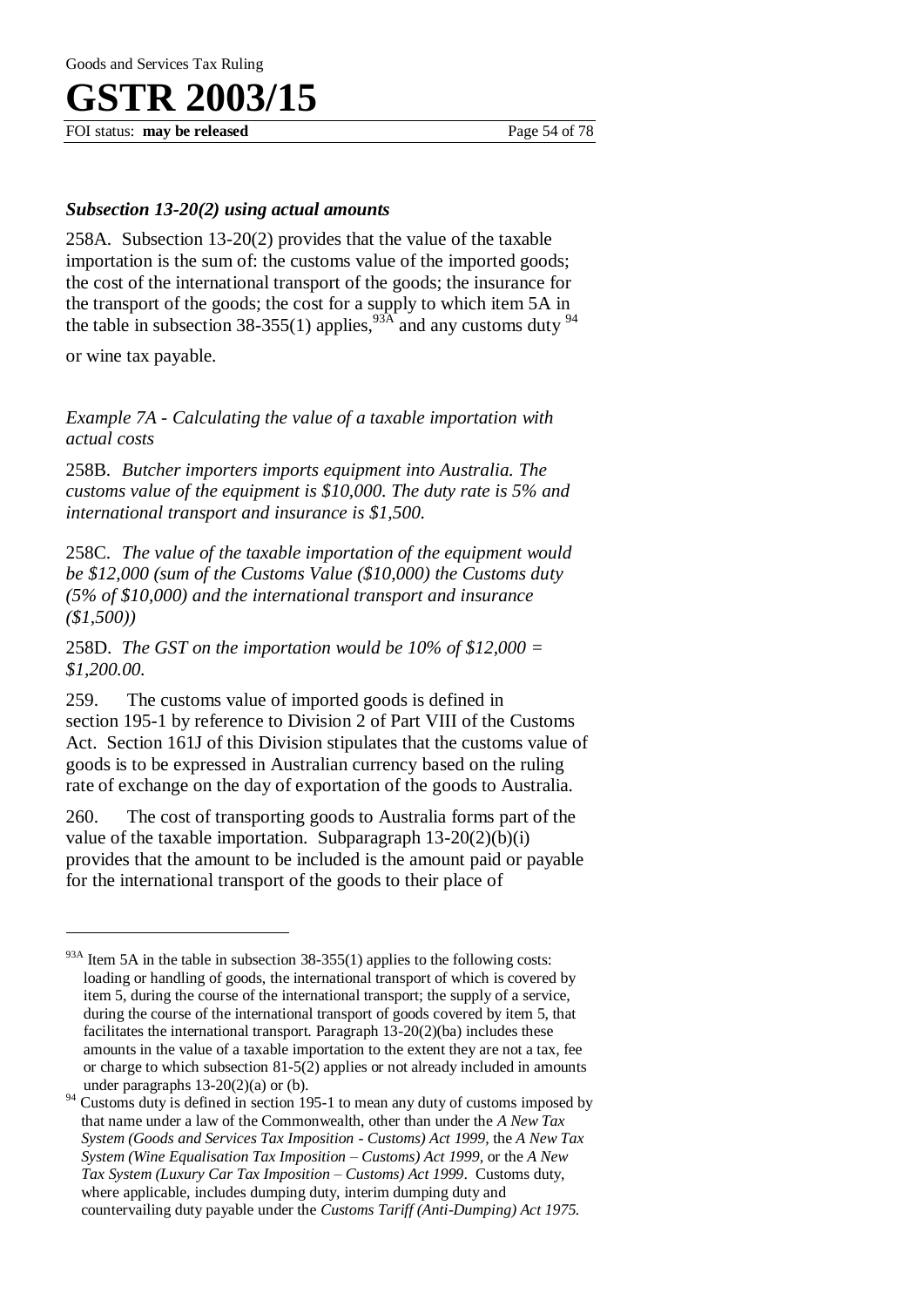### *Subsection 13-20(2) using actual amounts*

258A. Subsection 13-20(2) provides that the value of the taxable importation is the sum of: the customs value of the imported goods; the cost of the international transport of the goods; the insurance for the transport of the goods; the cost for a supply to which item 5A in the table in subsection 38-355(1) applies,[93A] and any customs duty [94] or wine tax payable.

*Example 7A - Calculating the value of a taxable importation with actual costs*

258B. *Butcher importers imports equipment into Australia. The customs value of the equipment is $10,000. The duty rate is 5% and international transport and insurance is $1,500.*

258C. *The value of the taxable importation of the equipment would be $12,000 (sum of the Customs Value ($10,000) the Customs duty (5% of $10,000) and the international transport and insurance ($1,500))*

258D. *The GST on the importation would be 10% of $12,000 = $1,200.00.*

259. The customs value of imported goods is defined in section 195-1 by reference to Division 2 of Part VIII of the Customs Act. Section 161J of this Division stipulates that the customs value of goods is to be expressed in Australian currency based on the ruling rate of exchange on the day of exportation of the goods to Australia.

260. The cost of transporting goods to Australia forms part of the value of the taxable importation. Subparagraph 13-20(2)(b)(i) provides that the amount to be included is the amount paid or payable for the international transport of the goods to their place of

---

[93A] Item 5A in the table in subsection 38-355(1) applies to the following costs: loading or handling of goods, the international transport of which is covered by item 5, during the course of the international transport; the supply of a service, during the course of the international transport of goods covered by item 5, that facilitates the international transport. Paragraph 13-20(2)(ba) includes these amounts in the value of a taxable importation to the extent they are not a tax, fee or charge to which subsection 81-5(2) applies or not already included in amounts under paragraphs 13-20(2)(a) or (b).

[94] Customs duty is defined in section 195-1 to mean any duty of customs imposed by that name under a law of the Commonwealth, other than under the *A New Tax System (Goods and Services Tax Imposition - Customs) Act 1999,* the *A New Tax System (Wine Equalisation Tax Imposition – Customs) Act 1999,* or the *A New Tax System (Luxury Car Tax Imposition – Customs) Act 1999*. Customs duty, where applicable, includes dumping duty, interim dumping duty and countervailing duty payable under the *Customs Tariff (Anti-Dumping) Act 1975.*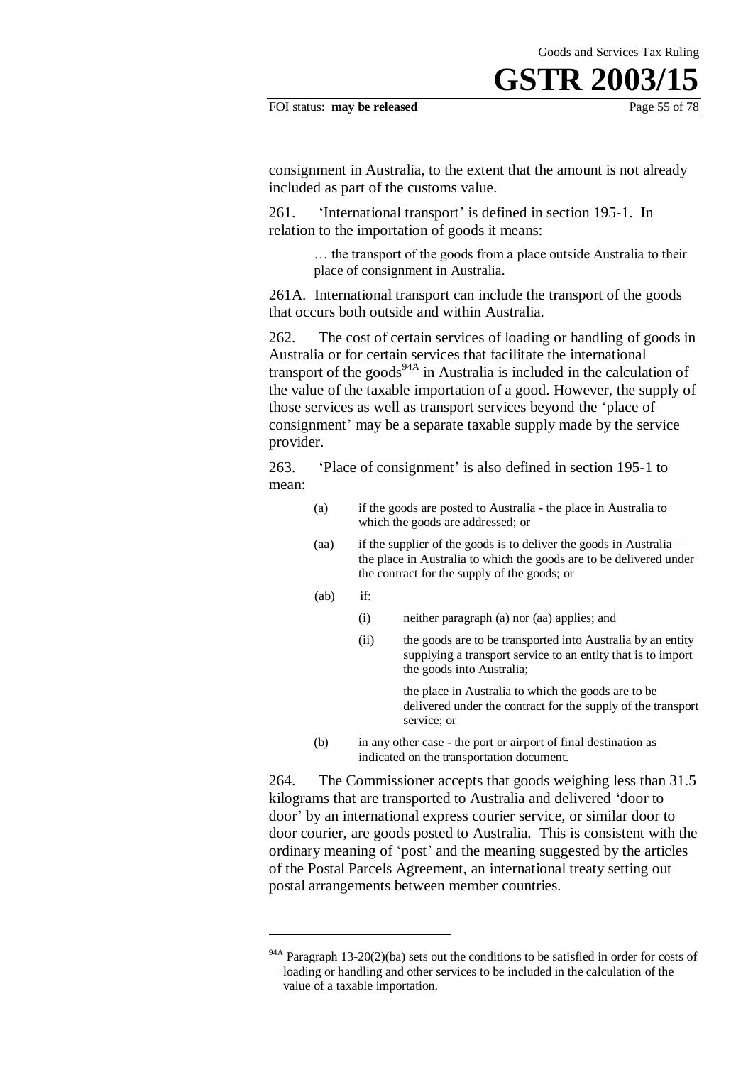consignment in Australia, to the extent that the amount is not already included as part of the customs value.

261. 'International transport' is defined in section 195-1. In relation to the importation of goods it means:

> … the transport of the goods from a place outside Australia to their place of consignment in Australia.

261A. International transport can include the transport of the goods that occurs both outside and within Australia.

262. The cost of certain services of loading or handling of goods in Australia or for certain services that facilitate the international transport of the goods[94A] in Australia is included in the calculation of the value of the taxable importation of a good. However, the supply of those services as well as transport services beyond the 'place of consignment' may be a separate taxable supply made by the service provider.

263. 'Place of consignment' is also defined in section 195-1 to mean:

> (a) if the goods are posted to Australia - the place in Australia to which the goods are addressed; or
>
> (aa) if the supplier of the goods is to deliver the goods in Australia – the place in Australia to which the goods are to be delivered under the contract for the supply of the goods; or
>
> (ab) if:
>
> (i) neither paragraph (a) nor (aa) applies; and
>
> (ii) the goods are to be transported into Australia by an entity supplying a transport service to an entity that is to import the goods into Australia;
>
> the place in Australia to which the goods are to be delivered under the contract for the supply of the transport service; or
>
> (b) in any other case - the port or airport of final destination as indicated on the transportation document.

264. The Commissioner accepts that goods weighing less than 31.5 kilograms that are transported to Australia and delivered 'door to door' by an international express courier service, or similar door to door courier, are goods posted to Australia. This is consistent with the ordinary meaning of 'post' and the meaning suggested by the articles of the Postal Parcels Agreement, an international treaty setting out postal arrangements between member countries.

---

[94A] Paragraph 13-20(2)(ba) sets out the conditions to be satisfied in order for costs of loading or handling and other services to be included in the calculation of the value of a taxable importation.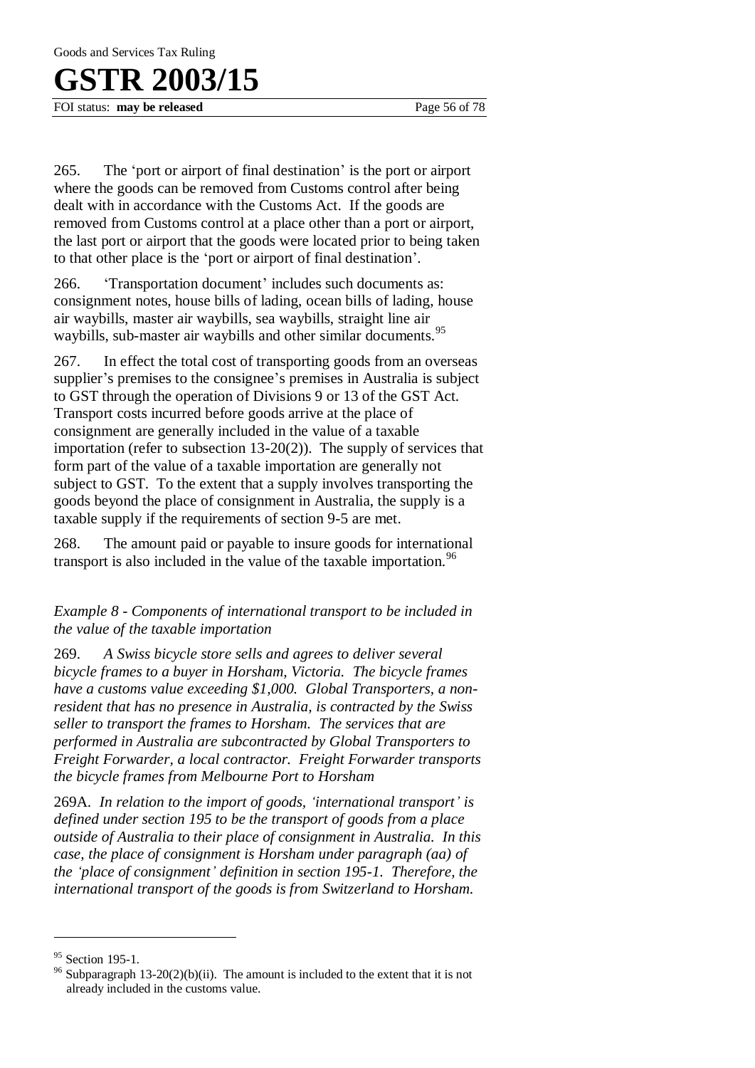265. The 'port or airport of final destination' is the port or airport where the goods can be removed from Customs control after being dealt with in accordance with the Customs Act. If the goods are removed from Customs control at a place other than a port or airport, the last port or airport that the goods were located prior to being taken to that other place is the 'port or airport of final destination'.

266. 'Transportation document' includes such documents as: consignment notes, house bills of lading, ocean bills of lading, house air waybills, master air waybills, sea waybills, straight line air waybills, sub-master air waybills and other similar documents.[95]

267. In effect the total cost of transporting goods from an overseas supplier's premises to the consignee's premises in Australia is subject to GST through the operation of Divisions 9 or 13 of the GST Act. Transport costs incurred before goods arrive at the place of consignment are generally included in the value of a taxable importation (refer to subsection 13-20(2)). The supply of services that form part of the value of a taxable importation are generally not subject to GST. To the extent that a supply involves transporting the goods beyond the place of consignment in Australia, the supply is a taxable supply if the requirements of section 9-5 are met.

268. The amount paid or payable to insure goods for international transport is also included in the value of the taxable importation.[96]

*Example 8 - Components of international transport to be included in the value of the taxable importation*

269. *A Swiss bicycle store sells and agrees to deliver several bicycle frames to a buyer in Horsham, Victoria. The bicycle frames have a customs value exceeding $1,000. Global Transporters, a non-resident that has no presence in Australia, is contracted by the Swiss seller to transport the frames to Horsham. The services that are performed in Australia are subcontracted by Global Transporters to Freight Forwarder, a local contractor. Freight Forwarder transports the bicycle frames from Melbourne Port to Horsham*

269A. *In relation to the import of goods, 'international transport' is defined under section 195 to be the transport of goods from a place outside of Australia to their place of consignment in Australia. In this case, the place of consignment is Horsham under paragraph (aa) of the 'place of consignment' definition in section 195-1. Therefore, the international transport of the goods is from Switzerland to Horsham.*

---

[95] Section 195-1.

[96] Subparagraph 13-20(2)(b)(ii). The amount is included to the extent that it is not already included in the customs value.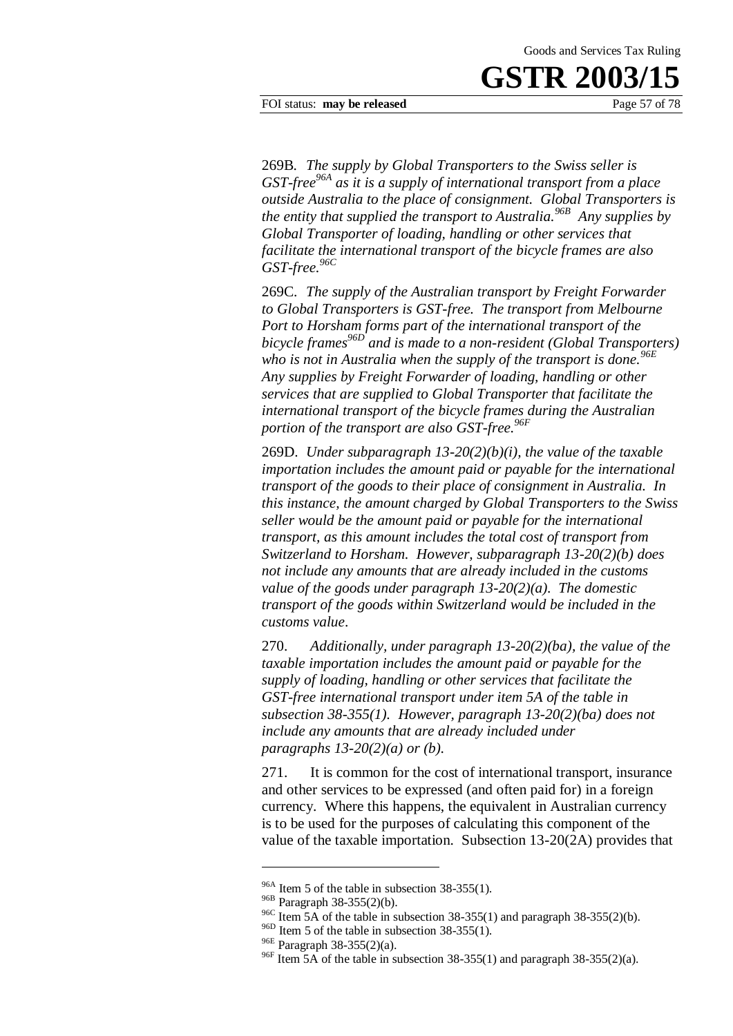269B. *The supply by Global Transporters to the Swiss seller is GST-free*[96A] *as it is a supply of international transport from a place outside Australia to the place of consignment. Global Transporters is the entity that supplied the transport to Australia.*[96B] *Any supplies by Global Transporter of loading, handling or other services that facilitate the international transport of the bicycle frames are also GST-free.*[96C]

269C. *The supply of the Australian transport by Freight Forwarder to Global Transporters is GST-free. The transport from Melbourne Port to Horsham forms part of the international transport of the bicycle frames*[96D] *and is made to a non-resident (Global Transporters) who is not in Australia when the supply of the transport is done.*[96E] *Any supplies by Freight Forwarder of loading, handling or other services that are supplied to Global Transporter that facilitate the international transport of the bicycle frames during the Australian portion of the transport are also GST-free.*[96F]

269D. *Under subparagraph 13-20(2)(b)(i), the value of the taxable importation includes the amount paid or payable for the international transport of the goods to their place of consignment in Australia. In this instance, the amount charged by Global Transporters to the Swiss seller would be the amount paid or payable for the international transport, as this amount includes the total cost of transport from Switzerland to Horsham. However, subparagraph 13-20(2)(b) does not include any amounts that are already included in the customs value of the goods under paragraph 13-20(2)(a). The domestic transport of the goods within Switzerland would be included in the customs value.*

270. *Additionally, under paragraph 13-20(2)(ba), the value of the taxable importation includes the amount paid or payable for the supply of loading, handling or other services that facilitate the GST-free international transport under item 5A of the table in subsection 38-355(1). However, paragraph 13-20(2)(ba) does not include any amounts that are already included under paragraphs 13-20(2)(a) or (b).*

271. It is common for the cost of international transport, insurance and other services to be expressed (and often paid for) in a foreign currency. Where this happens, the equivalent in Australian currency is to be used for the purposes of calculating this component of the value of the taxable importation. Subsection 13-20(2A) provides that

---

[96A] Item 5 of the table in subsection 38-355(1).

[96B] Paragraph 38-355(2)(b).

[96C] Item 5A of the table in subsection 38-355(1) and paragraph 38-355(2)(b).

[96D] Item 5 of the table in subsection 38-355(1).

[96E] Paragraph 38-355(2)(a).

[96F] Item 5A of the table in subsection 38-355(1) and paragraph 38-355(2)(a).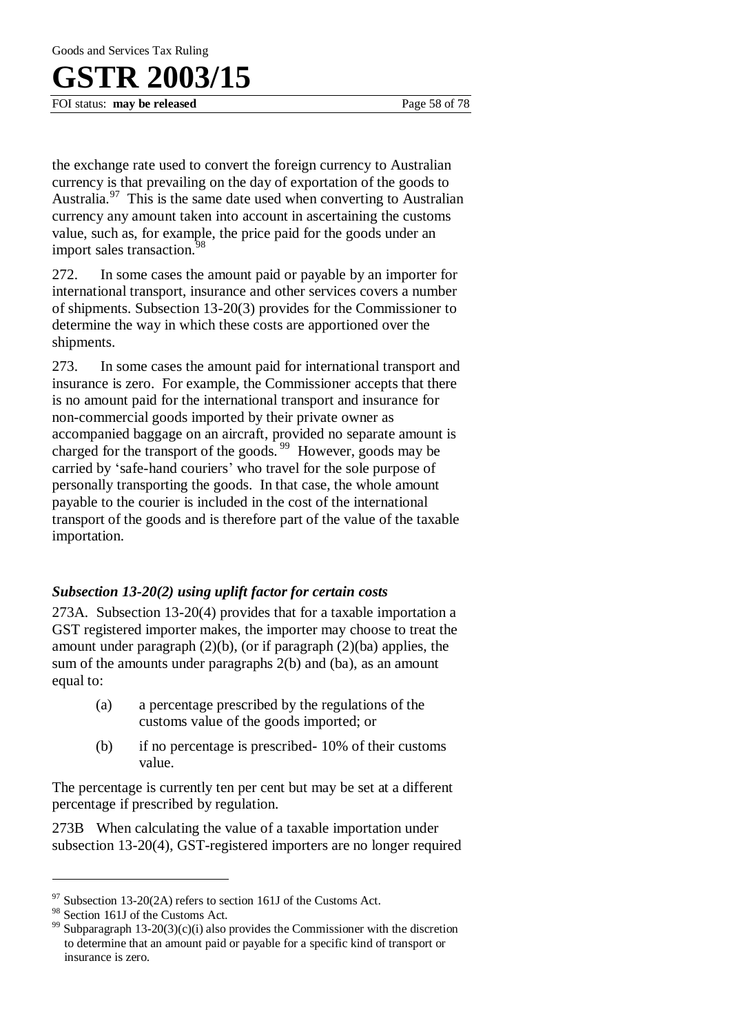the exchange rate used to convert the foreign currency to Australian currency is that prevailing on the day of exportation of the goods to Australia.[97] This is the same date used when converting to Australian currency any amount taken into account in ascertaining the customs value, such as, for example, the price paid for the goods under an import sales transaction.[98]

272. In some cases the amount paid or payable by an importer for international transport, insurance and other services covers a number of shipments. Subsection 13-20(3) provides for the Commissioner to determine the way in which these costs are apportioned over the shipments.

273. In some cases the amount paid for international transport and insurance is zero. For example, the Commissioner accepts that there is no amount paid for the international transport and insurance for non-commercial goods imported by their private owner as accompanied baggage on an aircraft, provided no separate amount is charged for the transport of the goods.[99] However, goods may be carried by 'safe-hand couriers' who travel for the sole purpose of personally transporting the goods. In that case, the whole amount payable to the courier is included in the cost of the international transport of the goods and is therefore part of the value of the taxable importation.

### *Subsection 13-20(2) using uplift factor for certain costs*

273A. Subsection 13-20(4) provides that for a taxable importation a GST registered importer makes, the importer may choose to treat the amount under paragraph (2)(b), (or if paragraph (2)(ba) applies, the sum of the amounts under paragraphs 2(b) and (ba), as an amount equal to:

(a) a percentage prescribed by the regulations of the customs value of the goods imported; or

(b) if no percentage is prescribed- 10% of their customs value.

The percentage is currently ten per cent but may be set at a different percentage if prescribed by regulation.

273B When calculating the value of a taxable importation under subsection 13-20(4), GST-registered importers are no longer required

---

[97] Subsection 13-20(2A) refers to section 161J of the Customs Act.

[98] Section 161J of the Customs Act.

[99] Subparagraph 13-20(3)(c)(i) also provides the Commissioner with the discretion to determine that an amount paid or payable for a specific kind of transport or insurance is zero.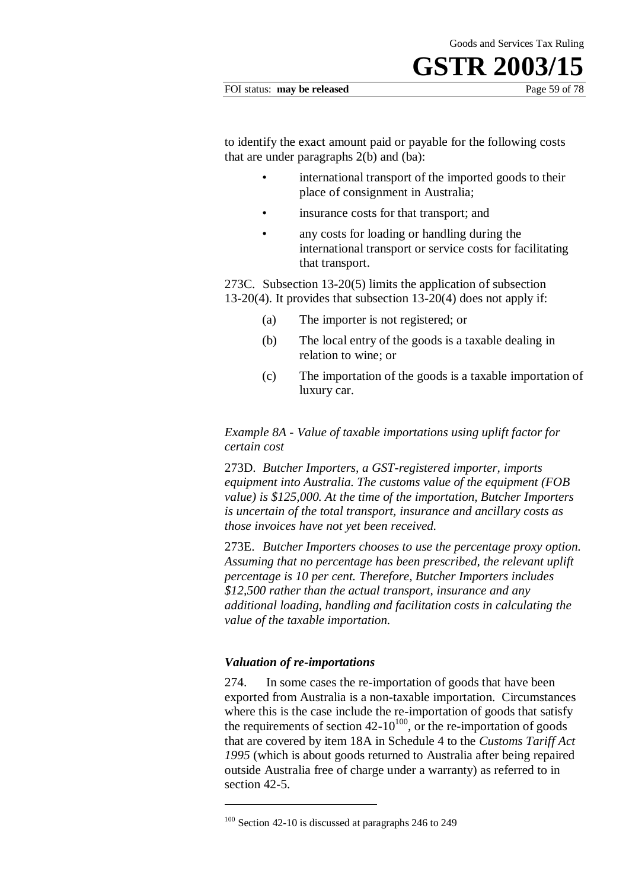to identify the exact amount paid or payable for the following costs that are under paragraphs 2(b) and (ba):

- international transport of the imported goods to their place of consignment in Australia;
- insurance costs for that transport; and
- any costs for loading or handling during the international transport or service costs for facilitating that transport.

273C. Subsection 13-20(5) limits the application of subsection 13-20(4). It provides that subsection 13-20(4) does not apply if:

(a) The importer is not registered; or

(b) The local entry of the goods is a taxable dealing in relation to wine; or

(c) The importation of the goods is a taxable importation of luxury car.

*Example 8A - Value of taxable importations using uplift factor for certain cost*

273D. *Butcher Importers, a GST-registered importer, imports equipment into Australia. The customs value of the equipment (FOB value) is $125,000. At the time of the importation, Butcher Importers is uncertain of the total transport, insurance and ancillary costs as those invoices have not yet been received.*

273E. *Butcher Importers chooses to use the percentage proxy option. Assuming that no percentage has been prescribed, the relevant uplift percentage is 10 per cent. Therefore, Butcher Importers includes $12,500 rather than the actual transport, insurance and any additional loading, handling and facilitation costs in calculating the value of the taxable importation.*

### *Valuation of re-importations*

274. In some cases the re-importation of goods that have been exported from Australia is a non-taxable importation. Circumstances where this is the case include the re-importation of goods that satisfy the requirements of section 42-10[100], or the re-importation of goods that are covered by item 18A in Schedule 4 to the *Customs Tariff Act 1995* (which is about goods returned to Australia after being repaired outside Australia free of charge under a warranty) as referred to in section 42-5.

---

[100] Section 42-10 is discussed at paragraphs 246 to 249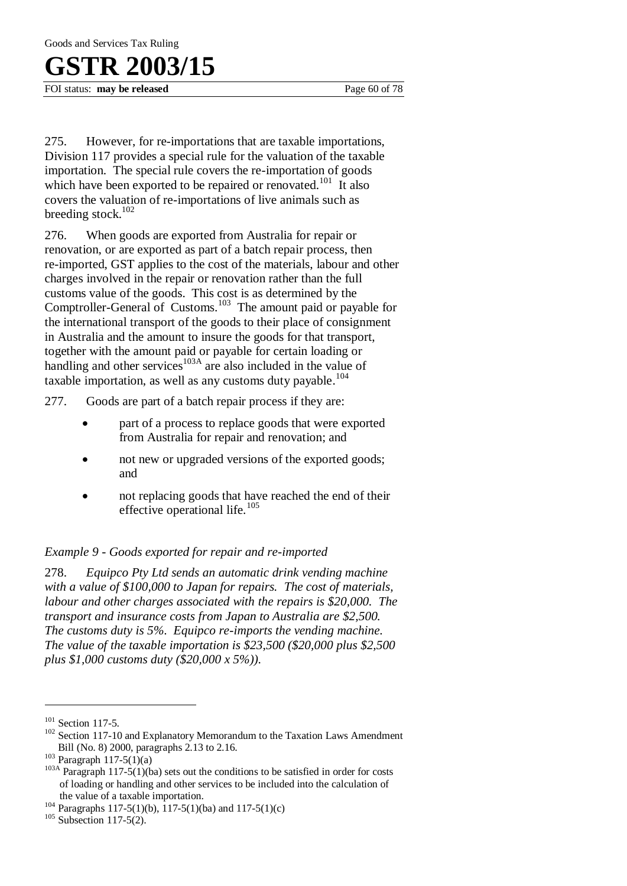275. However, for re-importations that are taxable importations, Division 117 provides a special rule for the valuation of the taxable importation. The special rule covers the re-importation of goods which have been exported to be repaired or renovated.[101] It also covers the valuation of re-importations of live animals such as breeding stock.[102]

276. When goods are exported from Australia for repair or renovation, or are exported as part of a batch repair process, then re-imported, GST applies to the cost of the materials, labour and other charges involved in the repair or renovation rather than the full customs value of the goods. This cost is as determined by the Comptroller-General of Customs.[103] The amount paid or payable for the international transport of the goods to their place of consignment in Australia and the amount to insure the goods for that transport, together with the amount paid or payable for certain loading or handling and other services[103A] are also included in the value of taxable importation, as well as any customs duty payable.[104]

277. Goods are part of a batch repair process if they are:

- part of a process to replace goods that were exported from Australia for repair and renovation; and
- not new or upgraded versions of the exported goods; and
- not replacing goods that have reached the end of their effective operational life.[105]

*Example 9 - Goods exported for repair and re-imported*

278. *Equipco Pty Ltd sends an automatic drink vending machine with a value of $100,000 to Japan for repairs. The cost of materials, labour and other charges associated with the repairs is $20,000. The transport and insurance costs from Japan to Australia are $2,500. The customs duty is 5%. Equipco re-imports the vending machine. The value of the taxable importation is $23,500 ($20,000 plus $2,500 plus $1,000 customs duty ($20,000 x 5%)).*

---

[101] Section 117-5.

[102] Section 117-10 and Explanatory Memorandum to the Taxation Laws Amendment Bill (No. 8) 2000, paragraphs 2.13 to 2.16.

[103] Paragraph 117-5(1)(a)

[103A] Paragraph 117-5(1)(ba) sets out the conditions to be satisfied in order for costs of loading or handling and other services to be included into the calculation of the value of a taxable importation.

[104] Paragraphs 117-5(1)(b), 117-5(1)(ba) and 117-5(1)(c)

[105] Subsection 117-5(2).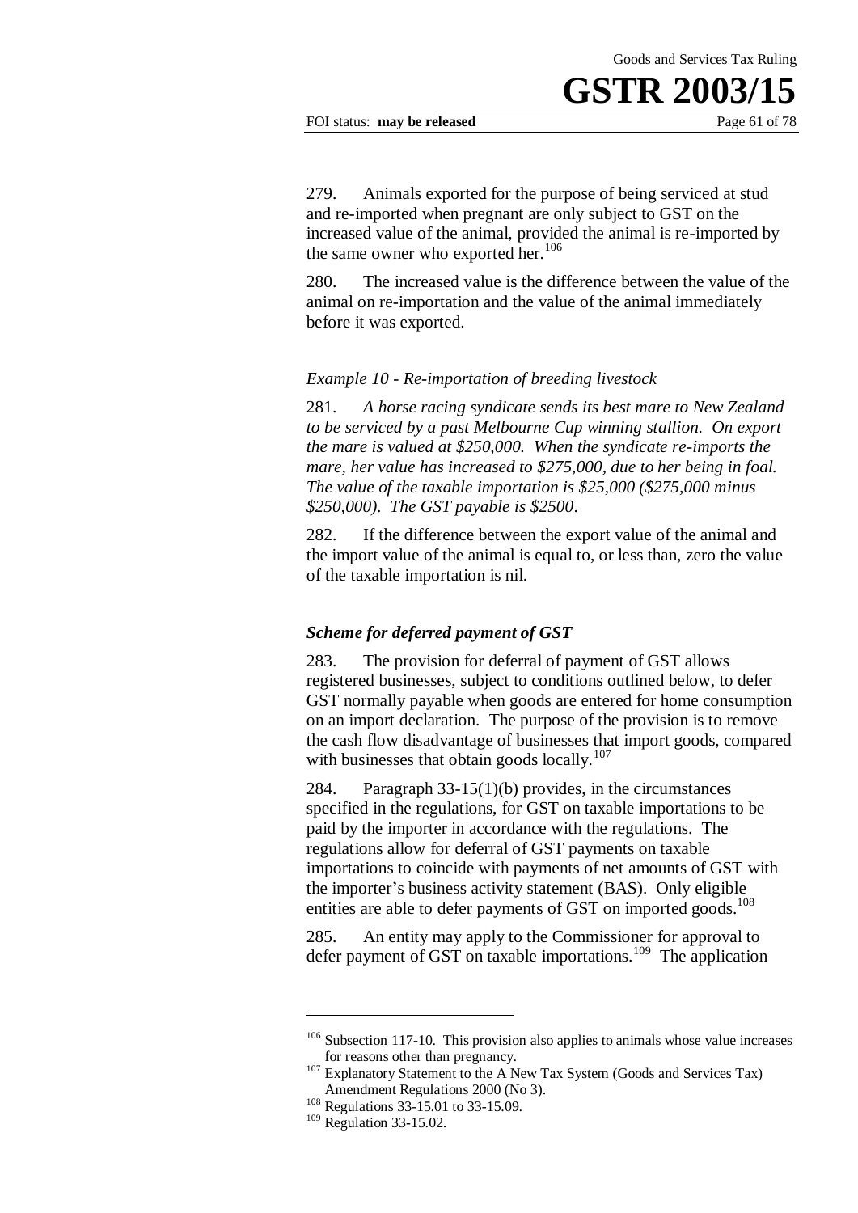279. Animals exported for the purpose of being serviced at stud and re-imported when pregnant are only subject to GST on the increased value of the animal, provided the animal is re-imported by the same owner who exported her.[106]

280. The increased value is the difference between the value of the animal on re-importation and the value of the animal immediately before it was exported.

*Example 10 - Re-importation of breeding livestock*

281. *A horse racing syndicate sends its best mare to New Zealand to be serviced by a past Melbourne Cup winning stallion. On export the mare is valued at $250,000. When the syndicate re-imports the mare, her value has increased to $275,000, due to her being in foal. The value of the taxable importation is $25,000 ($275,000 minus $250,000). The GST payable is $2500.*

282. If the difference between the export value of the animal and the import value of the animal is equal to, or less than, zero the value of the taxable importation is nil.

### *Scheme for deferred payment of GST*

283. The provision for deferral of payment of GST allows registered businesses, subject to conditions outlined below, to defer GST normally payable when goods are entered for home consumption on an import declaration. The purpose of the provision is to remove the cash flow disadvantage of businesses that import goods, compared with businesses that obtain goods locally.[107]

284. Paragraph 33-15(1)(b) provides, in the circumstances specified in the regulations, for GST on taxable importations to be paid by the importer in accordance with the regulations. The regulations allow for deferral of GST payments on taxable importations to coincide with payments of net amounts of GST with the importer's business activity statement (BAS). Only eligible entities are able to defer payments of GST on imported goods.[108]

285. An entity may apply to the Commissioner for approval to defer payment of GST on taxable importations.[109] The application

---

[106] Subsection 117-10. This provision also applies to animals whose value increases for reasons other than pregnancy.

[107] Explanatory Statement to the A New Tax System (Goods and Services Tax) Amendment Regulations 2000 (No 3).

[108] Regulations 33-15.01 to 33-15.09.

[109] Regulation 33-15.02.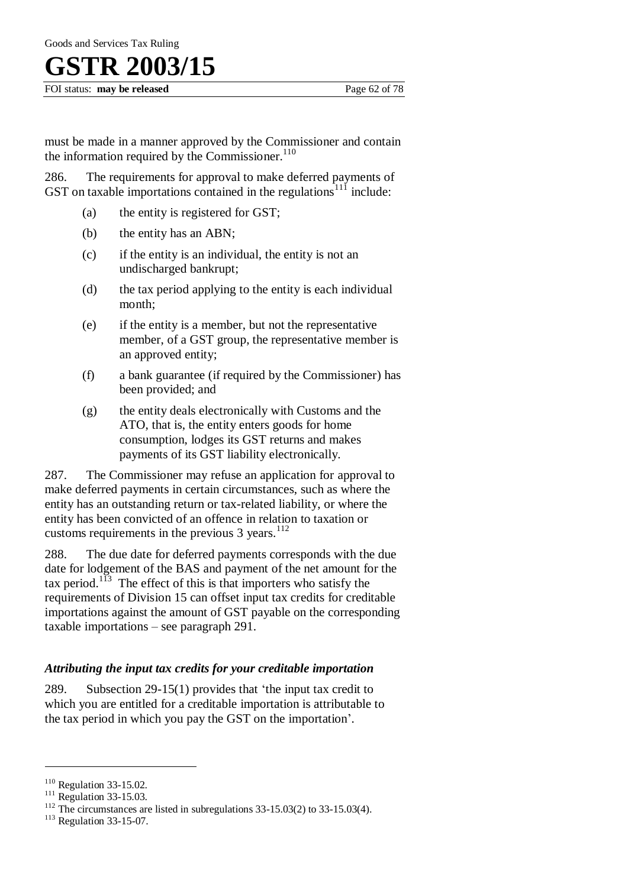must be made in a manner approved by the Commissioner and contain the information required by the Commissioner.[110]

286. The requirements for approval to make deferred payments of GST on taxable importations contained in the regulations[111] include:

(a) the entity is registered for GST;

(b) the entity has an ABN;

(c) if the entity is an individual, the entity is not an undischarged bankrupt;

(d) the tax period applying to the entity is each individual month;

(e) if the entity is a member, but not the representative member, of a GST group, the representative member is an approved entity;

(f) a bank guarantee (if required by the Commissioner) has been provided; and

(g) the entity deals electronically with Customs and the ATO, that is, the entity enters goods for home consumption, lodges its GST returns and makes payments of its GST liability electronically.

287. The Commissioner may refuse an application for approval to make deferred payments in certain circumstances, such as where the entity has an outstanding return or tax-related liability, or where the entity has been convicted of an offence in relation to taxation or customs requirements in the previous 3 years.[112]

288. The due date for deferred payments corresponds with the due date for lodgement of the BAS and payment of the net amount for the tax period.[113] The effect of this is that importers who satisfy the requirements of Division 15 can offset input tax credits for creditable importations against the amount of GST payable on the corresponding taxable importations – see paragraph 291.

### *Attributing the input tax credits for your creditable importation*

289. Subsection 29-15(1) provides that 'the input tax credit to which you are entitled for a creditable importation is attributable to the tax period in which you pay the GST on the importation'.

---

[110] Regulation 33-15.02.

[111] Regulation 33-15.03.

[112] The circumstances are listed in subregulations 33-15.03(2) to 33-15.03(4).

[113] Regulation 33-15-07.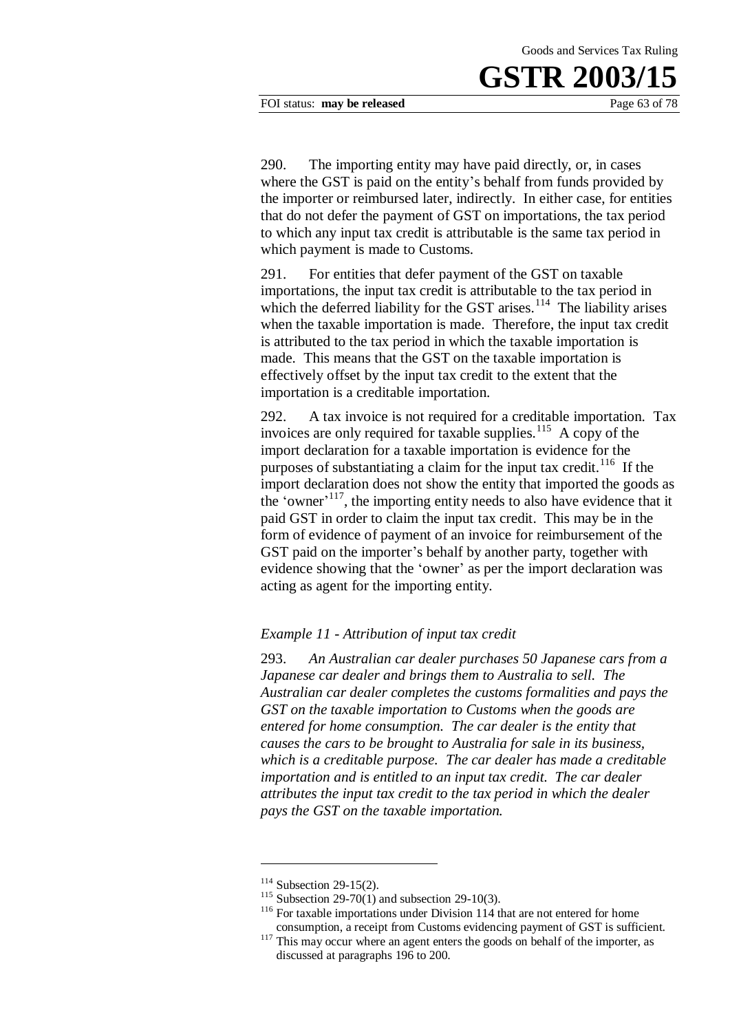290. The importing entity may have paid directly, or, in cases where the GST is paid on the entity's behalf from funds provided by the importer or reimbursed later, indirectly. In either case, for entities that do not defer the payment of GST on importations, the tax period to which any input tax credit is attributable is the same tax period in which payment is made to Customs.

291. For entities that defer payment of the GST on taxable importations, the input tax credit is attributable to the tax period in which the deferred liability for the GST arises.[114] The liability arises when the taxable importation is made. Therefore, the input tax credit is attributed to the tax period in which the taxable importation is made. This means that the GST on the taxable importation is effectively offset by the input tax credit to the extent that the importation is a creditable importation.

292. A tax invoice is not required for a creditable importation. Tax invoices are only required for taxable supplies.[115] A copy of the import declaration for a taxable importation is evidence for the purposes of substantiating a claim for the input tax credit.[116] If the import declaration does not show the entity that imported the goods as the 'owner'[117], the importing entity needs to also have evidence that it paid GST in order to claim the input tax credit. This may be in the form of evidence of payment of an invoice for reimbursement of the GST paid on the importer's behalf by another party, together with evidence showing that the 'owner' as per the import declaration was acting as agent for the importing entity.

*Example 11 - Attribution of input tax credit*

293. *An Australian car dealer purchases 50 Japanese cars from a Japanese car dealer and brings them to Australia to sell. The Australian car dealer completes the customs formalities and pays the GST on the taxable importation to Customs when the goods are entered for home consumption. The car dealer is the entity that causes the cars to be brought to Australia for sale in its business, which is a creditable purpose. The car dealer has made a creditable importation and is entitled to an input tax credit. The car dealer attributes the input tax credit to the tax period in which the dealer pays the GST on the taxable importation.*

---

[114] Subsection 29-15(2).

[115] Subsection 29-70(1) and subsection 29-10(3).

[116] For taxable importations under Division 114 that are not entered for home consumption, a receipt from Customs evidencing payment of GST is sufficient.

[117] This may occur where an agent enters the goods on behalf of the importer, as discussed at paragraphs 196 to 200.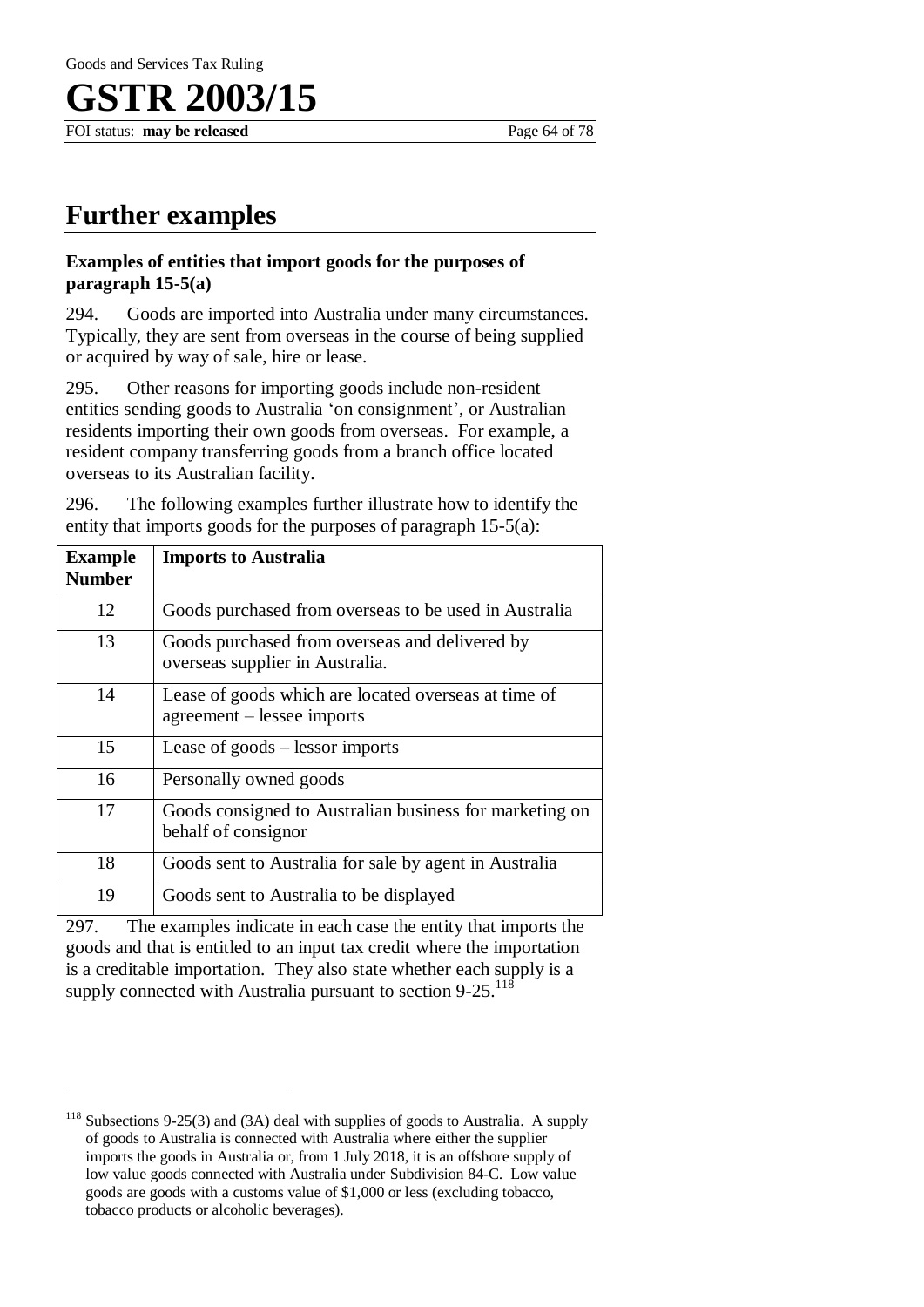## Further examples

### Examples of entities that import goods for the purposes of paragraph 15-5(a)

294. Goods are imported into Australia under many circumstances. Typically, they are sent from overseas in the course of being supplied or acquired by way of sale, hire or lease.

295. Other reasons for importing goods include non-resident entities sending goods to Australia 'on consignment', or Australian residents importing their own goods from overseas. For example, a resident company transferring goods from a branch office located overseas to its Australian facility.

296. The following examples further illustrate how to identify the entity that imports goods for the purposes of paragraph 15-5(a):

| Example Number | Imports to Australia |
|---|---|
| 12 | Goods purchased from overseas to be used in Australia |
| 13 | Goods purchased from overseas and delivered by overseas supplier in Australia. |
| 14 | Lease of goods which are located overseas at time of agreement – lessee imports |
| 15 | Lease of goods – lessor imports |
| 16 | Personally owned goods |
| 17 | Goods consigned to Australian business for marketing on behalf of consignor |
| 18 | Goods sent to Australia for sale by agent in Australia |
| 19 | Goods sent to Australia to be displayed |

297. The examples indicate in each case the entity that imports the goods and that is entitled to an input tax credit where the importation is a creditable importation. They also state whether each supply is a supply connected with Australia pursuant to section 9-25.[118]

---

[118] Subsections 9-25(3) and (3A) deal with supplies of goods to Australia. A supply of goods to Australia is connected with Australia where either the supplier imports the goods in Australia or, from 1 July 2018, it is an offshore supply of low value goods connected with Australia under Subdivision 84-C. Low value goods are goods with a customs value of $1,000 or less (excluding tobacco, tobacco products or alcoholic beverages).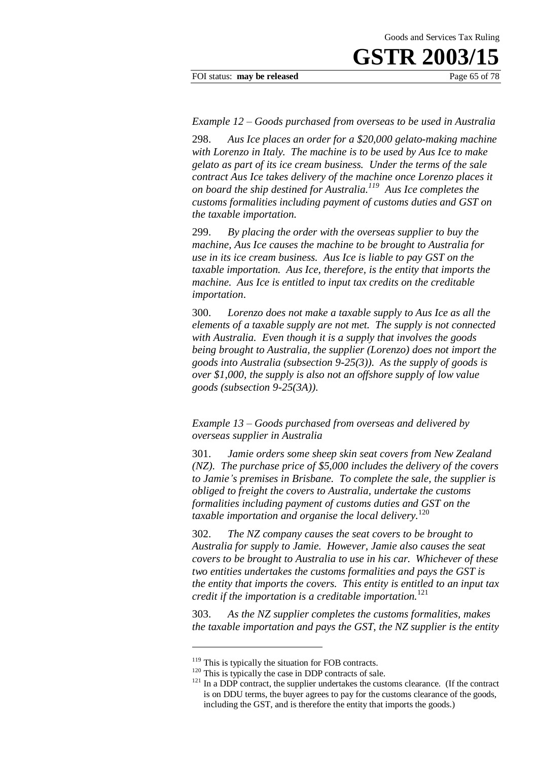*Example 12 – Goods purchased from overseas to be used in Australia*

298. *Aus Ice places an order for a $20,000 gelato-making machine with Lorenzo in Italy. The machine is to be used by Aus Ice to make gelato as part of its ice cream business. Under the terms of the sale contract Aus Ice takes delivery of the machine once Lorenzo places it on board the ship destined for Australia.*[119] *Aus Ice completes the customs formalities including payment of customs duties and GST on the taxable importation.*

299. *By placing the order with the overseas supplier to buy the machine, Aus Ice causes the machine to be brought to Australia for use in its ice cream business. Aus Ice is liable to pay GST on the taxable importation. Aus Ice, therefore, is the entity that imports the machine. Aus Ice is entitled to input tax credits on the creditable importation.*

300. *Lorenzo does not make a taxable supply to Aus Ice as all the elements of a taxable supply are not met. The supply is not connected with Australia. Even though it is a supply that involves the goods being brought to Australia, the supplier (Lorenzo) does not import the goods into Australia (subsection 9-25(3)). As the supply of goods is over $1,000, the supply is also not an offshore supply of low value goods (subsection 9-25(3A)).*

*Example 13 – Goods purchased from overseas and delivered by overseas supplier in Australia*

301. *Jamie orders some sheep skin seat covers from New Zealand (NZ). The purchase price of $5,000 includes the delivery of the covers to Jamie's premises in Brisbane. To complete the sale, the supplier is obliged to freight the covers to Australia, undertake the customs formalities including payment of customs duties and GST on the taxable importation and organise the local delivery.*[120]

302. *The NZ company causes the seat covers to be brought to Australia for supply to Jamie. However, Jamie also causes the seat covers to be brought to Australia to use in his car. Whichever of these two entities undertakes the customs formalities and pays the GST is the entity that imports the covers. This entity is entitled to an input tax credit if the importation is a creditable importation.*[121]

303. *As the NZ supplier completes the customs formalities, makes the taxable importation and pays the GST, the NZ supplier is the entity*

---

[119] This is typically the situation for FOB contracts.

[120] This is typically the case in DDP contracts of sale.

[121] In a DDP contract, the supplier undertakes the customs clearance. (If the contract is on DDU terms, the buyer agrees to pay for the customs clearance of the goods, including the GST, and is therefore the entity that imports the goods.)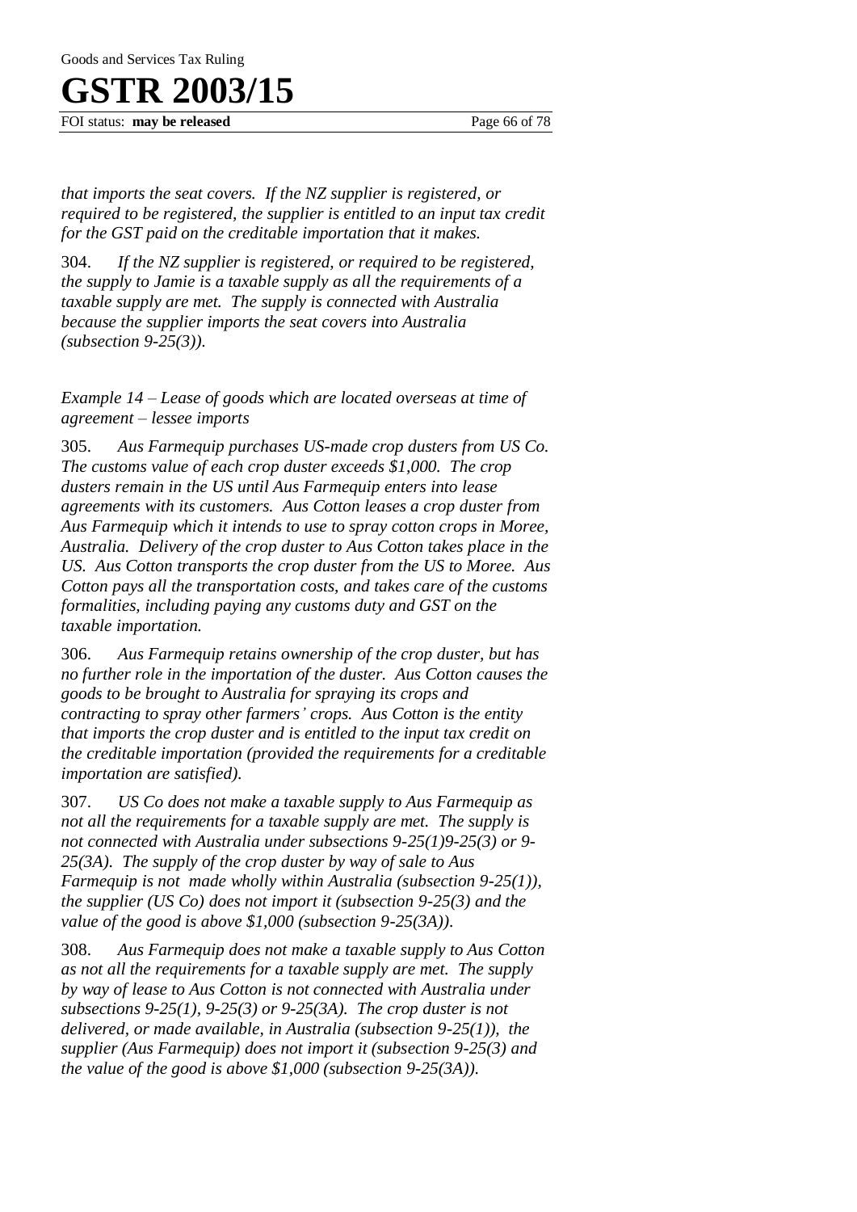*that imports the seat covers. If the NZ supplier is registered, or required to be registered, the supplier is entitled to an input tax credit for the GST paid on the creditable importation that it makes.*

304. *If the NZ supplier is registered, or required to be registered, the supply to Jamie is a taxable supply as all the requirements of a taxable supply are met. The supply is connected with Australia because the supplier imports the seat covers into Australia (subsection 9-25(3)).*

*Example 14 – Lease of goods which are located overseas at time of agreement – lessee imports*

305. *Aus Farmequip purchases US-made crop dusters from US Co. The customs value of each crop duster exceeds $1,000. The crop dusters remain in the US until Aus Farmequip enters into lease agreements with its customers. Aus Cotton leases a crop duster from Aus Farmequip which it intends to use to spray cotton crops in Moree, Australia. Delivery of the crop duster to Aus Cotton takes place in the US. Aus Cotton transports the crop duster from the US to Moree. Aus Cotton pays all the transportation costs, and takes care of the customs formalities, including paying any customs duty and GST on the taxable importation.*

306. *Aus Farmequip retains ownership of the crop duster, but has no further role in the importation of the duster. Aus Cotton causes the goods to be brought to Australia for spraying its crops and contracting to spray other farmers' crops. Aus Cotton is the entity that imports the crop duster and is entitled to the input tax credit on the creditable importation (provided the requirements for a creditable importation are satisfied).*

307. *US Co does not make a taxable supply to Aus Farmequip as not all the requirements for a taxable supply are met. The supply is not connected with Australia under subsections 9-25(1)9-25(3) or 9-25(3A). The supply of the crop duster by way of sale to Aus Farmequip is not made wholly within Australia (subsection 9-25(1)), the supplier (US Co) does not import it (subsection 9-25(3) and the value of the good is above $1,000 (subsection 9-25(3A)).*

308. *Aus Farmequip does not make a taxable supply to Aus Cotton as not all the requirements for a taxable supply are met. The supply by way of lease to Aus Cotton is not connected with Australia under subsections 9-25(1), 9-25(3) or 9-25(3A). The crop duster is not delivered, or made available, in Australia (subsection 9-25(1)), the supplier (Aus Farmequip) does not import it (subsection 9-25(3) and the value of the good is above $1,000 (subsection 9-25(3A)).*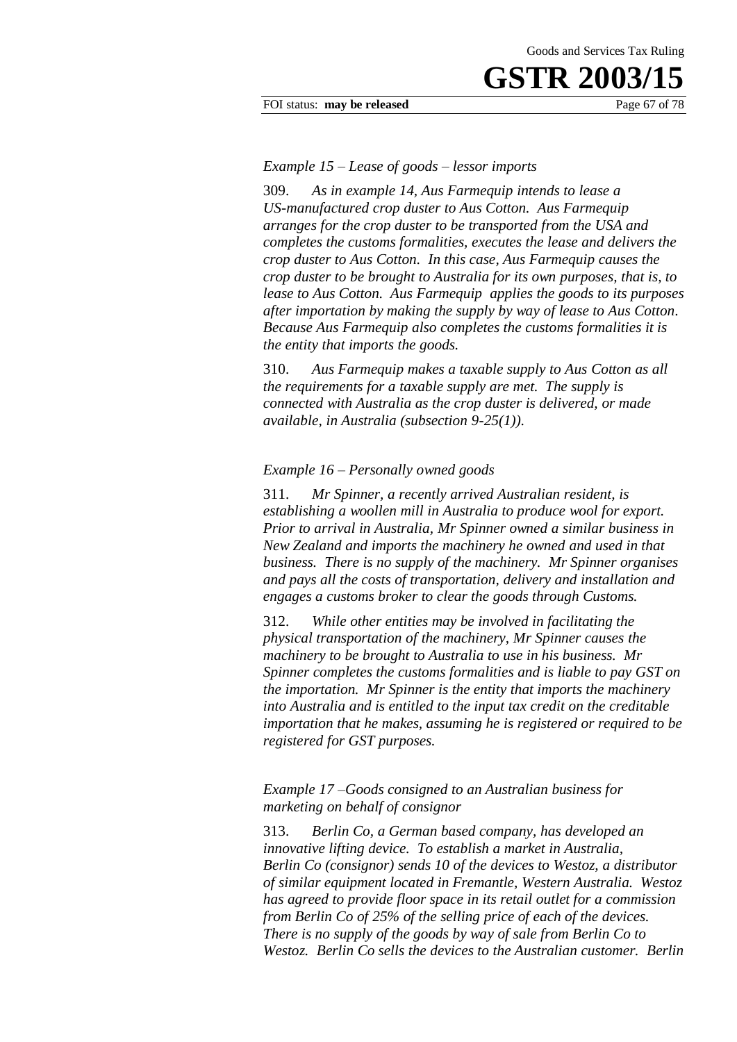*Example 15 – Lease of goods – lessor imports*

309. *As in example 14, Aus Farmequip intends to lease a US-manufactured crop duster to Aus Cotton. Aus Farmequip arranges for the crop duster to be transported from the USA and completes the customs formalities, executes the lease and delivers the crop duster to Aus Cotton. In this case, Aus Farmequip causes the crop duster to be brought to Australia for its own purposes, that is, to lease to Aus Cotton. Aus Farmequip applies the goods to its purposes after importation by making the supply by way of lease to Aus Cotton. Because Aus Farmequip also completes the customs formalities it is the entity that imports the goods.*

310. *Aus Farmequip makes a taxable supply to Aus Cotton as all the requirements for a taxable supply are met. The supply is connected with Australia as the crop duster is delivered, or made available, in Australia (subsection 9-25(1)).*

*Example 16 – Personally owned goods*

311. *Mr Spinner, a recently arrived Australian resident, is establishing a woollen mill in Australia to produce wool for export. Prior to arrival in Australia, Mr Spinner owned a similar business in New Zealand and imports the machinery he owned and used in that business. There is no supply of the machinery. Mr Spinner organises and pays all the costs of transportation, delivery and installation and engages a customs broker to clear the goods through Customs.*

312. *While other entities may be involved in facilitating the physical transportation of the machinery, Mr Spinner causes the machinery to be brought to Australia to use in his business. Mr Spinner completes the customs formalities and is liable to pay GST on the importation. Mr Spinner is the entity that imports the machinery into Australia and is entitled to the input tax credit on the creditable importation that he makes, assuming he is registered or required to be registered for GST purposes.*

*Example 17 –Goods consigned to an Australian business for marketing on behalf of consignor*

313. *Berlin Co, a German based company, has developed an innovative lifting device. To establish a market in Australia, Berlin Co (consignor) sends 10 of the devices to Westoz, a distributor of similar equipment located in Fremantle, Western Australia. Westoz has agreed to provide floor space in its retail outlet for a commission from Berlin Co of 25% of the selling price of each of the devices. There is no supply of the goods by way of sale from Berlin Co to Westoz. Berlin Co sells the devices to the Australian customer. Berlin*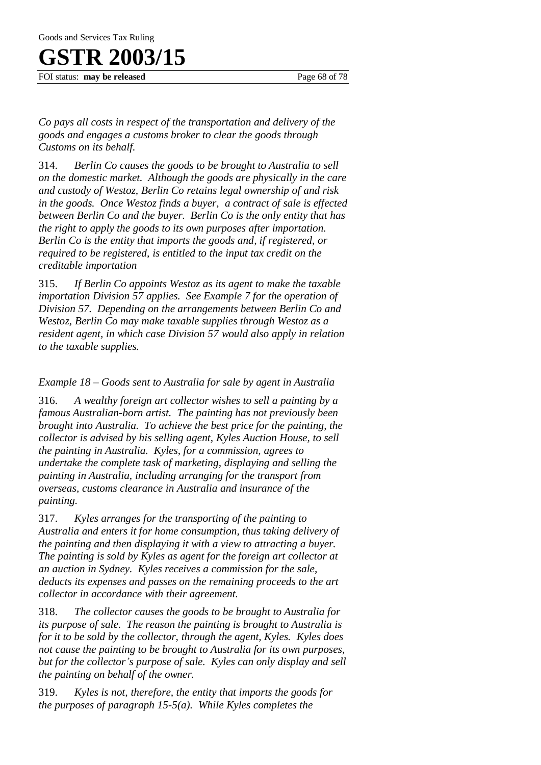*Co pays all costs in respect of the transportation and delivery of the goods and engages a customs broker to clear the goods through Customs on its behalf.*

314. *Berlin Co causes the goods to be brought to Australia to sell on the domestic market. Although the goods are physically in the care and custody of Westoz, Berlin Co retains legal ownership of and risk in the goods. Once Westoz finds a buyer, a contract of sale is effected between Berlin Co and the buyer. Berlin Co is the only entity that has the right to apply the goods to its own purposes after importation. Berlin Co is the entity that imports the goods and, if registered, or required to be registered, is entitled to the input tax credit on the creditable importation*

315. *If Berlin Co appoints Westoz as its agent to make the taxable importation Division 57 applies. See Example 7 for the operation of Division 57. Depending on the arrangements between Berlin Co and Westoz, Berlin Co may make taxable supplies through Westoz as a resident agent, in which case Division 57 would also apply in relation to the taxable supplies.*

*Example 18 – Goods sent to Australia for sale by agent in Australia*

316. *A wealthy foreign art collector wishes to sell a painting by a famous Australian-born artist. The painting has not previously been brought into Australia. To achieve the best price for the painting, the collector is advised by his selling agent, Kyles Auction House, to sell the painting in Australia. Kyles, for a commission, agrees to undertake the complete task of marketing, displaying and selling the painting in Australia, including arranging for the transport from overseas, customs clearance in Australia and insurance of the painting.*

317. *Kyles arranges for the transporting of the painting to Australia and enters it for home consumption, thus taking delivery of the painting and then displaying it with a view to attracting a buyer. The painting is sold by Kyles as agent for the foreign art collector at an auction in Sydney. Kyles receives a commission for the sale, deducts its expenses and passes on the remaining proceeds to the art collector in accordance with their agreement.*

318. *The collector causes the goods to be brought to Australia for its purpose of sale. The reason the painting is brought to Australia is for it to be sold by the collector, through the agent, Kyles. Kyles does not cause the painting to be brought to Australia for its own purposes, but for the collector's purpose of sale. Kyles can only display and sell the painting on behalf of the owner.*

319. *Kyles is not, therefore, the entity that imports the goods for the purposes of paragraph 15-5(a). While Kyles completes the*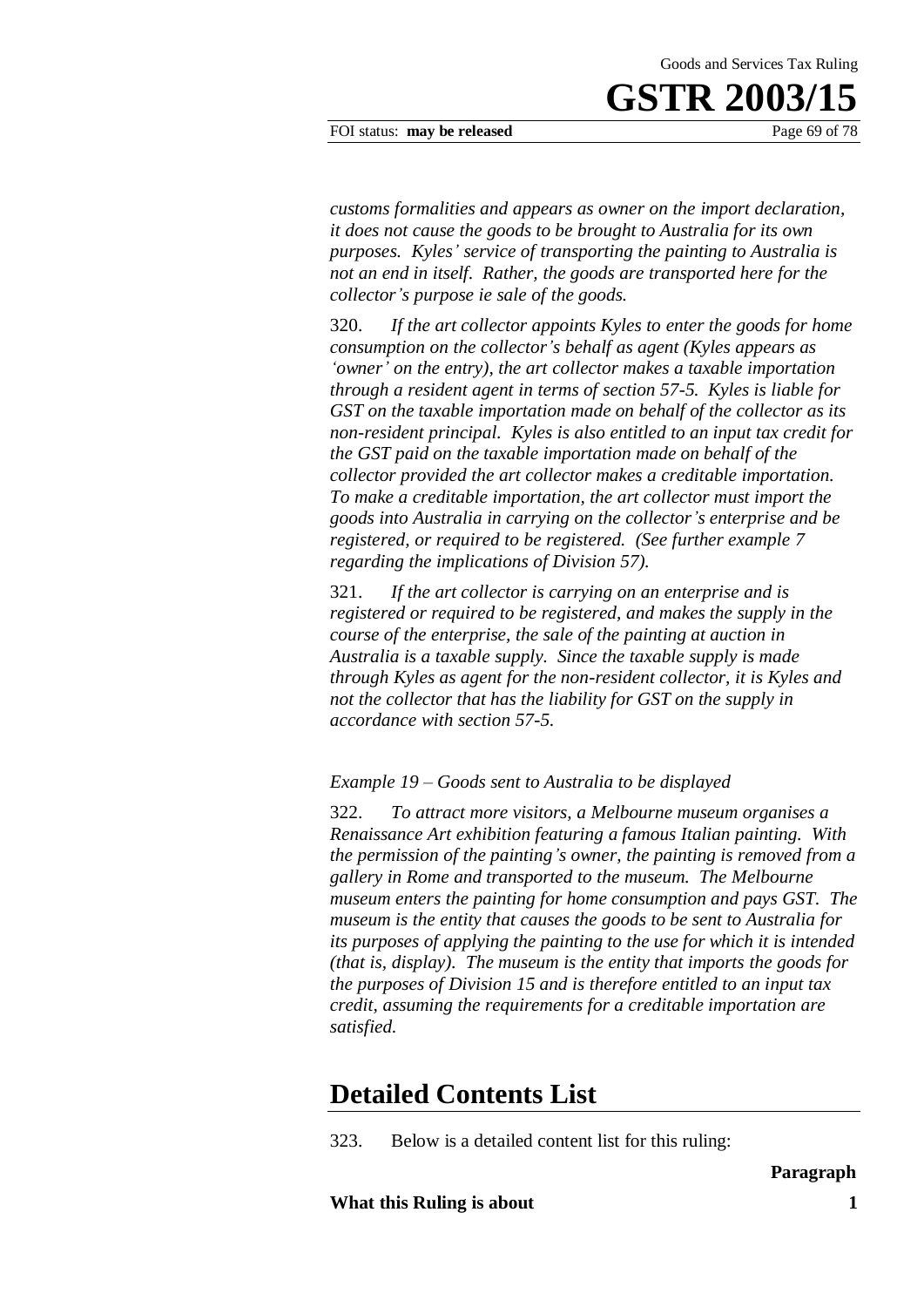*customs formalities and appears as owner on the import declaration, it does not cause the goods to be brought to Australia for its own purposes. Kyles' service of transporting the painting to Australia is not an end in itself. Rather, the goods are transported here for the collector's purpose ie sale of the goods.*

320. *If the art collector appoints Kyles to enter the goods for home consumption on the collector's behalf as agent (Kyles appears as 'owner' on the entry), the art collector makes a taxable importation through a resident agent in terms of section 57-5. Kyles is liable for GST on the taxable importation made on behalf of the collector as its non-resident principal. Kyles is also entitled to an input tax credit for the GST paid on the taxable importation made on behalf of the collector provided the art collector makes a creditable importation. To make a creditable importation, the art collector must import the goods into Australia in carrying on the collector's enterprise and be registered, or required to be registered. (See further example 7 regarding the implications of Division 57).*

321. *If the art collector is carrying on an enterprise and is registered or required to be registered, and makes the supply in the course of the enterprise, the sale of the painting at auction in Australia is a taxable supply. Since the taxable supply is made through Kyles as agent for the non-resident collector, it is Kyles and not the collector that has the liability for GST on the supply in accordance with section 57-5.*

*Example 19 – Goods sent to Australia to be displayed*

322. *To attract more visitors, a Melbourne museum organises a Renaissance Art exhibition featuring a famous Italian painting. With the permission of the painting's owner, the painting is removed from a gallery in Rome and transported to the museum. The Melbourne museum enters the painting for home consumption and pays GST. The museum is the entity that causes the goods to be sent to Australia for its purposes of applying the painting to the use for which it is intended (that is, display). The museum is the entity that imports the goods for the purposes of Division 15 and is therefore entitled to an input tax credit, assuming the requirements for a creditable importation are satisfied.*

## Detailed Contents List

323. Below is a detailed content list for this ruling:

| | **Paragraph** |
|---|---|
| **What this Ruling is about** | **1** |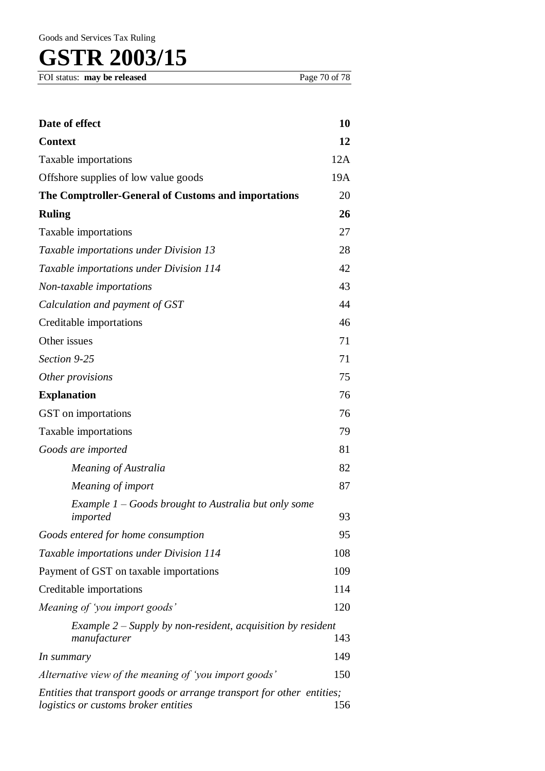| | |
|---|---|
| **Date of effect** | **10** |
| **Context** | **12** |
| Taxable importations | 12A |
| Offshore supplies of low value goods | 19A |
| **The Comptroller-General of Customs and importations** | 20 |
| **Ruling** | **26** |
| Taxable importations | 27 |
| *Taxable importations under Division 13* | 28 |
| *Taxable importations under Division 114* | 42 |
| *Non-taxable importations* | 43 |
| *Calculation and payment of GST* | 44 |
| Creditable importations | 46 |
| Other issues | 71 |
| *Section 9-25* | 71 |
| *Other provisions* | 75 |
| **Explanation** | 76 |
| GST on importations | 76 |
| Taxable importations | 79 |
| *Goods are imported* | 81 |
| *Meaning of Australia* | 82 |
| *Meaning of import* | 87 |
| *Example 1 – Goods brought to Australia but only some imported* | 93 |
| *Goods entered for home consumption* | 95 |
| *Taxable importations under Division 114* | 108 |
| Payment of GST on taxable importations | 109 |
| Creditable importations | 114 |
| *Meaning of 'you import goods'* | 120 |
| *Example 2 – Supply by non-resident, acquisition by resident manufacturer* | 143 |
| *In summary* | 149 |
| *Alternative view of the meaning of 'you import goods'* | 150 |
| *Entities that transport goods or arrange transport for other entities; logistics or customs broker entities* | 156 |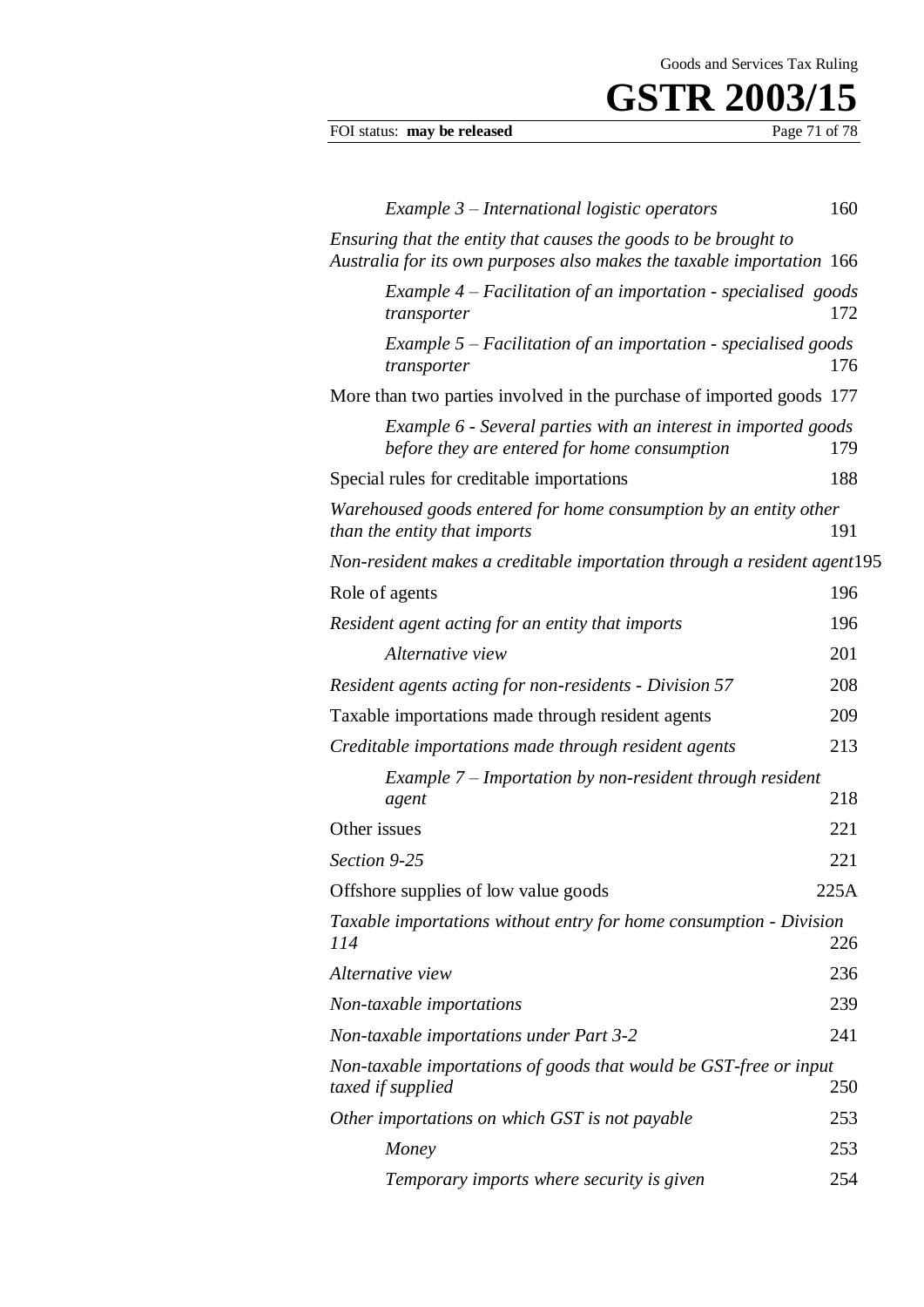*Example 3 – International logistic operators* 160

*Ensuring that the entity that causes the goods to be brought to Australia for its own purposes also makes the taxable importation* 166

*Example 4 – Facilitation of an importation - specialised goods transporter* 172

*Example 5 – Facilitation of an importation - specialised goods transporter* 176

More than two parties involved in the purchase of imported goods 177

*Example 6 - Several parties with an interest in imported goods before they are entered for home consumption* 179

Special rules for creditable importations 188

*Warehoused goods entered for home consumption by an entity other than the entity that imports* 191

*Non-resident makes a creditable importation through a resident agent* 195

Role of agents 196

*Resident agent acting for an entity that imports* 196

*Alternative view* 201

*Resident agents acting for non-residents - Division 57* 208

Taxable importations made through resident agents 209

*Creditable importations made through resident agents* 213

*Example 7 – Importation by non-resident through resident agent* 218

Other issues 221

*Section 9-25* 221

Offshore supplies of low value goods 225A

*Taxable importations without entry for home consumption - Division 114* 226

*Alternative view* 236

*Non-taxable importations* 239

*Non-taxable importations under Part 3-2* 241

*Non-taxable importations of goods that would be GST-free or input taxed if supplied* 250

*Other importations on which GST is not payable* 253

*Money* 253

*Temporary imports where security is given* 254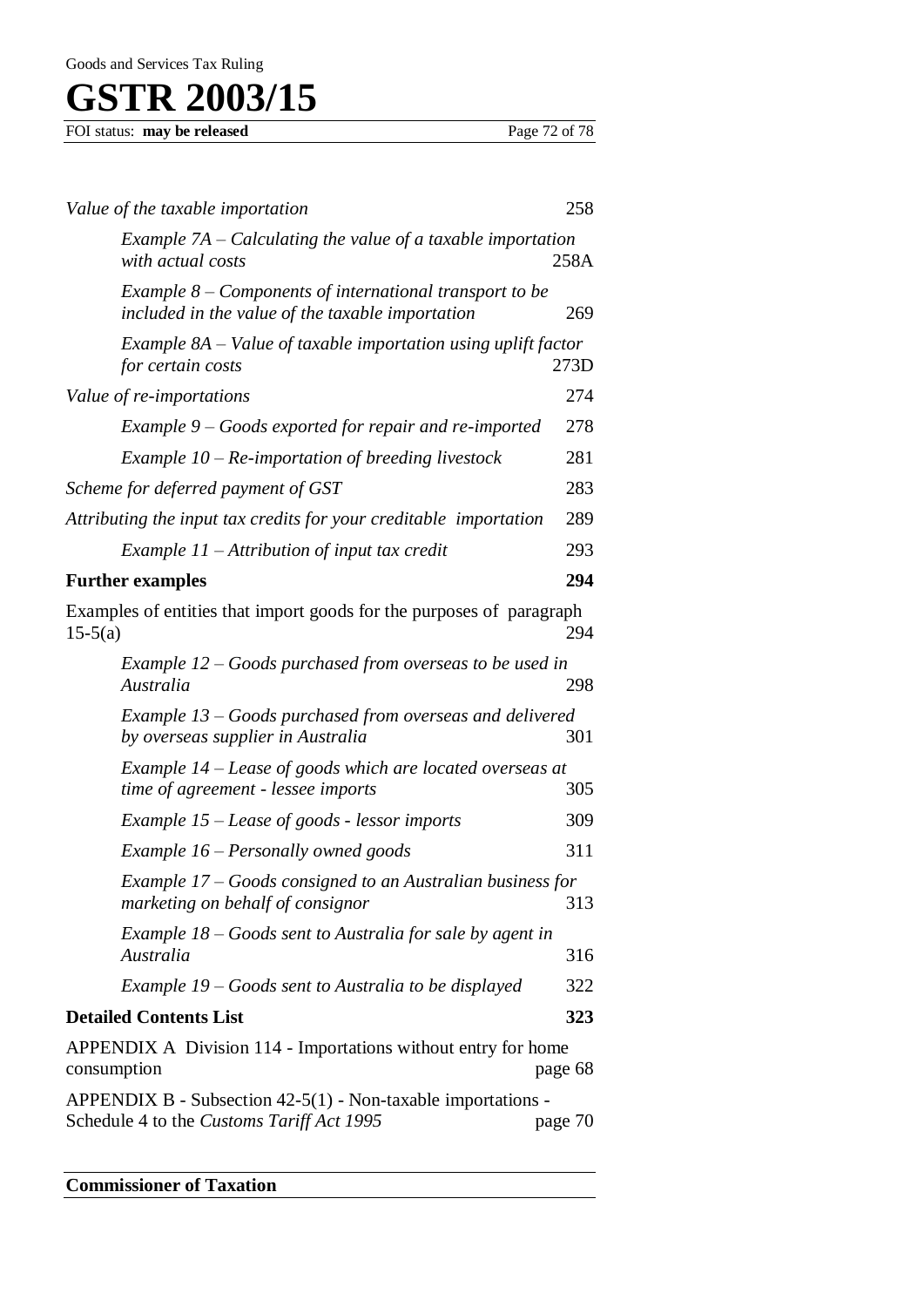| | |
|---|---|
| *Value of the taxable importation* | 258 |
| *Example 7A – Calculating the value of a taxable importation with actual costs* | 258A |
| *Example 8 – Components of international transport to be included in the value of the taxable importation* | 269 |
| *Example 8A – Value of taxable importation using uplift factor for certain costs* | 273D |
| *Value of re-importations* | 274 |
| *Example 9 – Goods exported for repair and re-imported* | 278 |
| *Example 10 – Re-importation of breeding livestock* | 281 |
| *Scheme for deferred payment of GST* | 283 |
| *Attributing the input tax credits for your creditable importation* | 289 |
| *Example 11 – Attribution of input tax credit* | 293 |
| **Further examples** | **294** |
| Examples of entities that import goods for the purposes of paragraph 15-5(a) | 294 |
| *Example 12 – Goods purchased from overseas to be used in Australia* | 298 |
| *Example 13 – Goods purchased from overseas and delivered by overseas supplier in Australia* | 301 |
| *Example 14 – Lease of goods which are located overseas at time of agreement - lessee imports* | 305 |
| *Example 15 – Lease of goods - lessor imports* | 309 |
| *Example 16 – Personally owned goods* | 311 |
| *Example 17 – Goods consigned to an Australian business for marketing on behalf of consignor* | 313 |
| *Example 18 – Goods sent to Australia for sale by agent in Australia* | 316 |
| *Example 19 – Goods sent to Australia to be displayed* | 322 |
| **Detailed Contents List** | **323** |
| APPENDIX A Division 114 - Importations without entry for home consumption | page 68 |
| APPENDIX B - Subsection 42-5(1) - Non-taxable importations - Schedule 4 to the *Customs Tariff Act 1995* | page 70 |

**Commissioner of Taxation**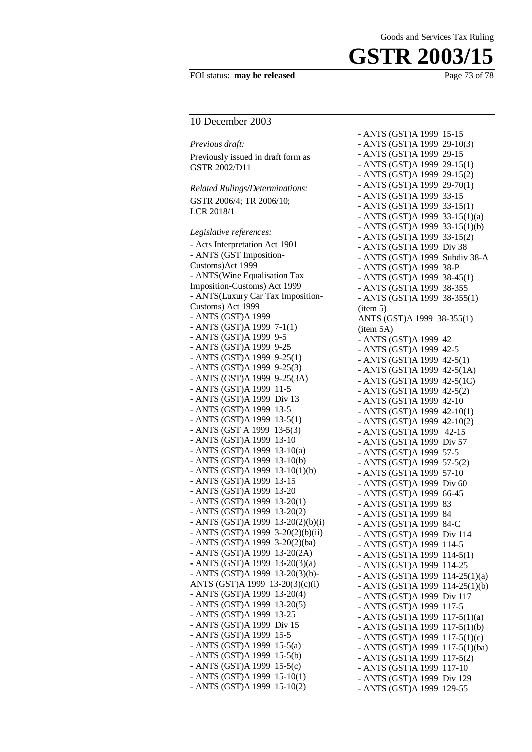10 December 2003

*Previous draft:*

Previously issued in draft form as GSTR 2002/D11

*Related Rulings/Determinations:*

GSTR 2006/4; TR 2006/10; LCR 2018/1

*Legislative references:*

- Acts Interpretation Act 1901
- ANTS (GST Imposition-Customs)Act 1999
- ANTS(Wine Equalisation Tax Imposition-Customs) Act 1999
- ANTS(Luxury Car Tax Imposition-Customs) Act 1999
- ANTS (GST)A 1999
- ANTS (GST)A 1999 7-1(1)
- ANTS (GST)A 1999 9-5
- ANTS (GST)A 1999 9-25
- ANTS (GST)A 1999 9-25(1)
- ANTS (GST)A 1999 9-25(3)
- ANTS (GST)A 1999 9-25(3A)
- ANTS (GST)A 1999 11-5
- ANTS (GST)A 1999 Div 13
- ANTS (GST)A 1999 13-5
- ANTS (GST)A 1999 13-5(1)
- ANTS (GST A 1999 13-5(3)
- ANTS (GST)A 1999 13-10
- ANTS (GST)A 1999 13-10(a)
- ANTS (GST)A 1999 13-10(b)
- ANTS (GST)A 1999 13-10(1)(b)
- ANTS (GST)A 1999 13-15
- ANTS (GST)A 1999 13-20
- ANTS (GST)A 1999 13-20(1)
- ANTS (GST)A 1999 13-20(2)
- ANTS (GST)A 1999 13-20(2)(b)(i)
- ANTS (GST)A 1999 3-20(2)(b)(ii)
- ANTS (GST)A 1999 3-20(2)(ba)
- ANTS (GST)A 1999 13-20(2A)
- ANTS (GST)A 1999 13-20(3)(a)
- ANTS (GST)A 1999 13-20(3)(b)-ANTS (GST)A 1999 13-20(3)(c)(i)
- ANTS (GST)A 1999 13-20(4)
- ANTS (GST)A 1999 13-20(5)
- ANTS (GST)A 1999 13-25
- ANTS (GST)A 1999 Div 15
- ANTS (GST)A 1999 15-5
- ANTS (GST)A 1999 15-5(a)
- ANTS (GST)A 1999 15-5(b)
- ANTS (GST)A 1999 15-5(c)
- ANTS (GST)A 1999 15-10(1)
- ANTS (GST)A 1999 15-10(2)
- ANTS (GST)A 1999 15-15
- ANTS (GST)A 1999 29-10(3)
- ANTS (GST)A 1999 29-15
- ANTS (GST)A 1999 29-15(1)
- ANTS (GST)A 1999 29-15(2)
- ANTS (GST)A 1999 29-70(1)
- ANTS (GST)A 1999 33-15
- ANTS (GST)A 1999 33-15(1)
- ANTS (GST)A 1999 33-15(1)(a)
- ANTS (GST)A 1999 33-15(1)(b)
- ANTS (GST)A 1999 33-15(2)
- ANTS (GST)A 1999 Div 38
- ANTS (GST)A 1999 Subdiv 38-A
- ANTS (GST)A 1999 38-P
- ANTS (GST)A 1999 38-45(1)
- ANTS (GST)A 1999 38-355
- ANTS (GST)A 1999 38-355(1) (item 5)

ANTS (GST)A 1999 38-355(1) (item 5A)

- ANTS (GST)A 1999 42
- ANTS (GST)A 1999 42-5
- ANTS (GST)A 1999 42-5(1)
- ANTS (GST)A 1999 42-5(1A)
- ANTS (GST)A 1999 42-5(1C)
- ANTS (GST)A 1999 42-5(2)
- ANTS (GST)A 1999 42-10
- ANTS (GST)A 1999 42-10(1)
- ANTS (GST)A 1999 42-10(2)
- ANTS (GST)A 1999 42-15
- ANTS (GST)A 1999 Div 57
- ANTS (GST)A 1999 57-5
- ANTS (GST)A 1999 57-5(2)
- ANTS (GST)A 1999 57-10
- ANTS (GST)A 1999 Div 60
- ANTS (GST)A 1999 66-45
- ANTS (GST)A 1999 83
- ANTS (GST)A 1999 84
- ANTS (GST)A 1999 84-C
- ANTS (GST)A 1999 Div 114
- ANTS (GST)A 1999 114-5
- ANTS (GST)A 1999 114-5(1)
- ANTS (GST)A 1999 114-25
- ANTS (GST)A 1999 114-25(1)(a)
- ANTS (GST)A 1999 114-25(1)(b)
- ANTS (GST)A 1999 Div 117
- ANTS (GST)A 1999 117-5
- ANTS (GST)A 1999 117-5(1)(a)
- ANTS (GST)A 1999 117-5(1)(b)
- ANTS (GST)A 1999 117-5(1)(c)
- ANTS (GST)A 1999 117-5(1)(ba)
- ANTS (GST)A 1999 117-5(2)
- ANTS (GST)A 1999 117-10
- ANTS (GST)A 1999 Div 129
- ANTS (GST)A 1999 129-55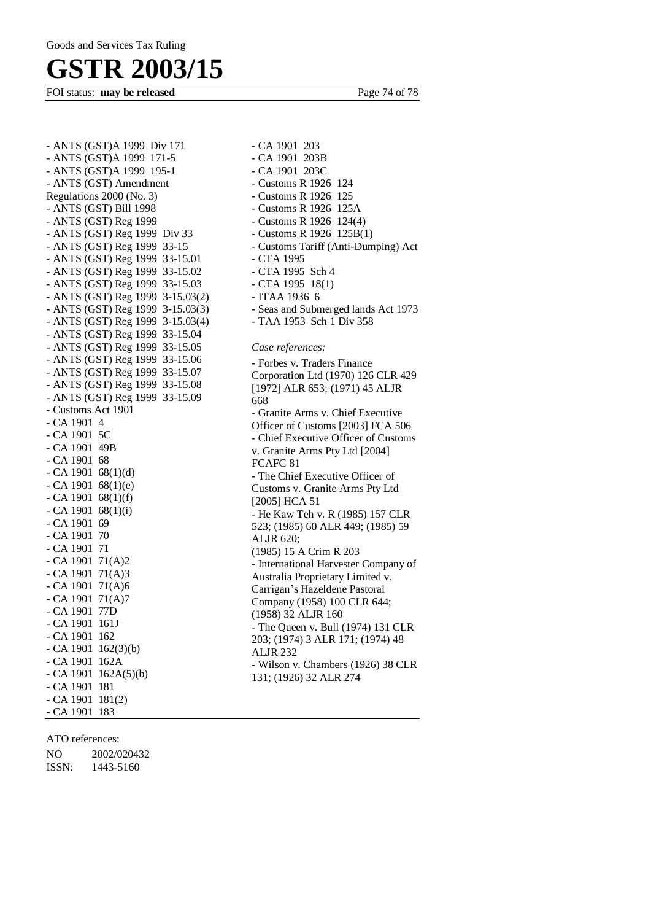- ANTS (GST)A 1999 Div 171
- ANTS (GST)A 1999 171-5
- ANTS (GST)A 1999 195-1
- ANTS (GST) Amendment Regulations 2000 (No. 3)
- ANTS (GST) Bill 1998
- ANTS (GST) Reg 1999
- ANTS (GST) Reg 1999 Div 33
- ANTS (GST) Reg 1999 33-15
- ANTS (GST) Reg 1999 33-15.01
- ANTS (GST) Reg 1999 33-15.02
- ANTS (GST) Reg 1999 33-15.03
- ANTS (GST) Reg 1999 3-15.03(2)
- ANTS (GST) Reg 1999 3-15.03(3)
- ANTS (GST) Reg 1999 3-15.03(4)
- ANTS (GST) Reg 1999 33-15.04
- ANTS (GST) Reg 1999 33-15.05
- ANTS (GST) Reg 1999 33-15.06
- ANTS (GST) Reg 1999 33-15.07
- ANTS (GST) Reg 1999 33-15.08
- ANTS (GST) Reg 1999 33-15.09
- Customs Act 1901
- CA 1901 4
- CA 1901 5C
- CA 1901 49B
- CA 1901 68
- CA 1901 68(1)(d)
- CA 1901 68(1)(e)
- CA 1901 68(1)(f)
- CA 1901 68(1)(i)
- CA 1901 69
- CA 1901 70
- CA 1901 71
- CA 1901 71(A)2
- CA 1901 71(A)3
- CA 1901 71(A)6
- CA 1901 71(A)7
- CA 1901 77D
- CA 1901 161J
- CA 1901 162
- CA 1901 162(3)(b)
- CA 1901 162A
- CA 1901 162A(5)(b)
- CA 1901 181
- CA 1901 181(2)
- CA 1901 183
- CA 1901 203
- CA 1901 203B
- CA 1901 203C
- Customs R 1926 124
- Customs R 1926 125
- Customs R 1926 125A
- Customs R 1926 124(4)
- Customs R 1926 125B(1)
- Customs Tariff (Anti-Dumping) Act
- CTA 1995
- CTA 1995 Sch 4
- CTA 1995 18(1)
- ITAA 1936 6
- Seas and Submerged lands Act 1973
- TAA 1953 Sch 1 Div 358

*Case references:*

- Forbes v. Traders Finance Corporation Ltd (1970) 126 CLR 429 [1972] ALR 653; (1971) 45 ALJR 668
- Granite Arms v. Chief Executive Officer of Customs [2003] FCA 506
- Chief Executive Officer of Customs v. Granite Arms Pty Ltd [2004] FCAFC 81
- The Chief Executive Officer of Customs v. Granite Arms Pty Ltd [2005] HCA 51
- He Kaw Teh v. R (1985) 157 CLR 523; (1985) 60 ALR 449; (1985) 59 ALJR 620; (1985) 15 A Crim R 203
- International Harvester Company of Australia Proprietary Limited v. Carrigan's Hazeldene Pastoral Company (1958) 100 CLR 644; (1958) 32 ALJR 160
- The Queen v. Bull (1974) 131 CLR 203; (1974) 3 ALR 171; (1974) 48 ALJR 232
- Wilson v. Chambers (1926) 38 CLR 131; (1926) 32 ALR 274

ATO references:

NO 2002/020432
ISSN: 1443-5160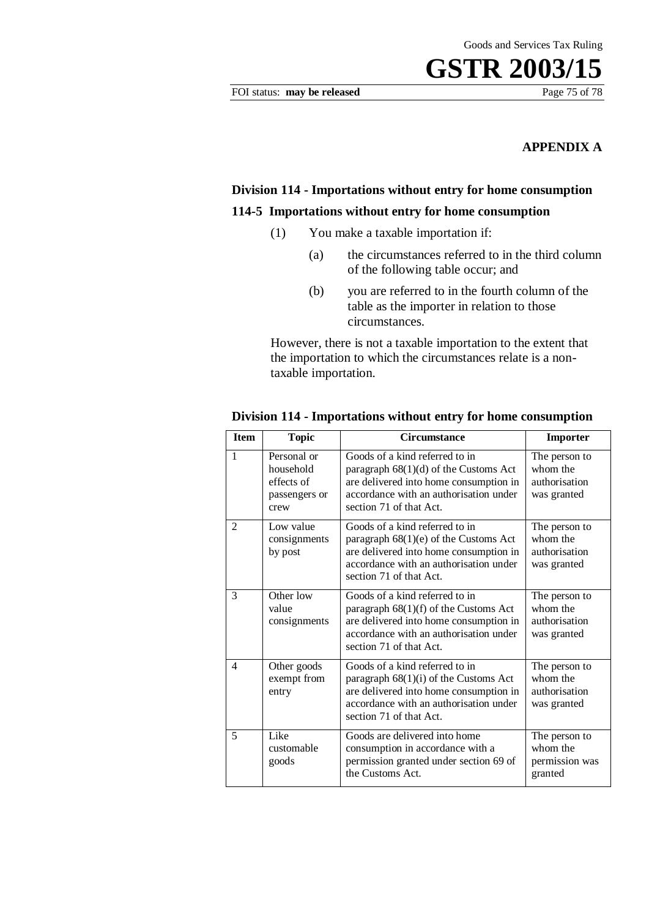**APPENDIX A**

**Division 114 - Importations without entry for home consumption**

**114-5 Importations without entry for home consumption**

(1) You make a taxable importation if:

(a) the circumstances referred to in the third column of the following table occur; and

(b) you are referred to in the fourth column of the table as the importer in relation to those circumstances.

However, there is not a taxable importation to the extent that the importation to which the circumstances relate is a non-taxable importation.

**Division 114 - Importations without entry for home consumption**

| Item | Topic | Circumstance | Importer |
|---|---|---|---|
| 1 | Personal or household effects of passengers or crew | Goods of a kind referred to in paragraph 68(1)(d) of the Customs Act are delivered into home consumption in accordance with an authorisation under section 71 of that Act. | The person to whom the authorisation was granted |
| 2 | Low value consignments by post | Goods of a kind referred to in paragraph 68(1)(e) of the Customs Act are delivered into home consumption in accordance with an authorisation under section 71 of that Act. | The person to whom the authorisation was granted |
| 3 | Other low value consignments | Goods of a kind referred to in paragraph 68(1)(f) of the Customs Act are delivered into home consumption in accordance with an authorisation under section 71 of that Act. | The person to whom the authorisation was granted |
| 4 | Other goods exempt from entry | Goods of a kind referred to in paragraph 68(1)(i) of the Customs Act are delivered into home consumption in accordance with an authorisation under section 71 of that Act. | The person to whom the authorisation was granted |
| 5 | Like customable goods | Goods are delivered into home consumption in accordance with a permission granted under section 69 of the Customs Act. | The person to whom the permission was granted |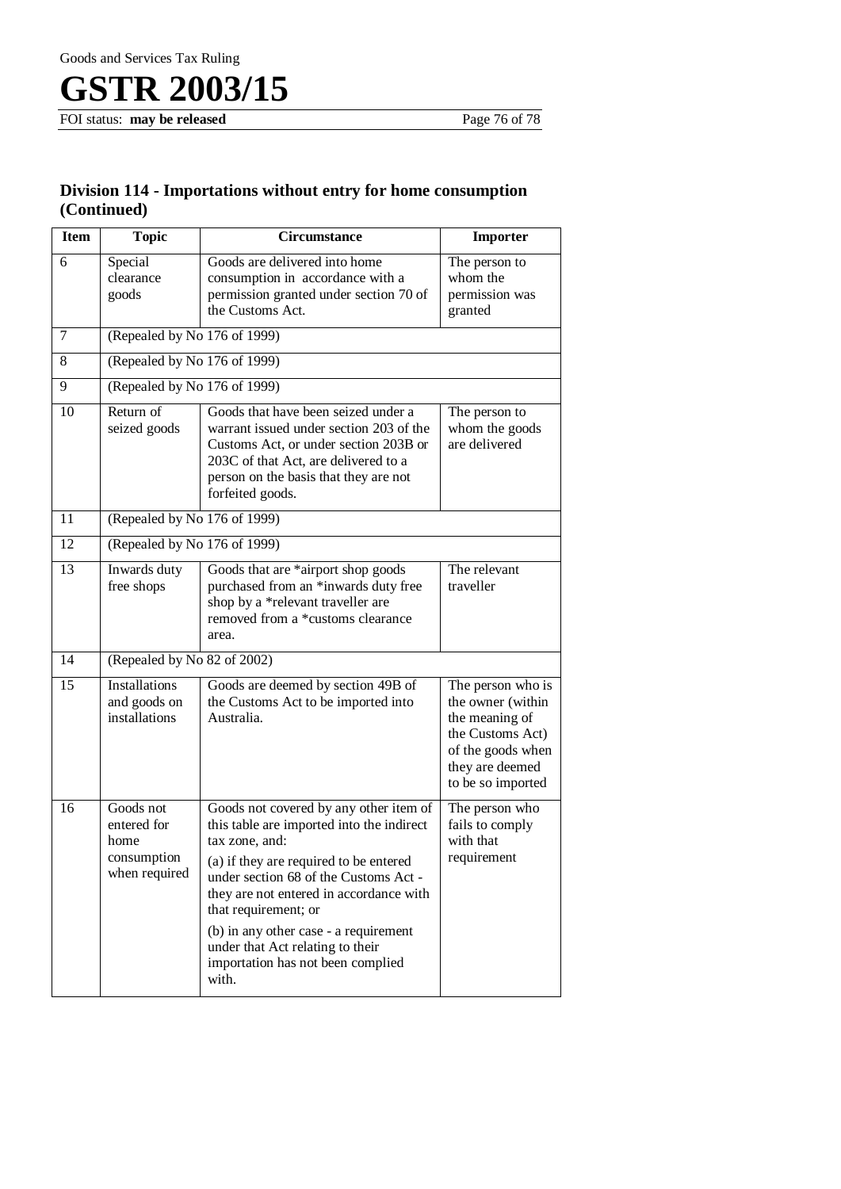## Division 114 - Importations without entry for home consumption (Continued)

| Item | Topic | Circumstance | Importer |
|---|---|---|---|
| 6 | Special clearance goods | Goods are delivered into home consumption in accordance with a permission granted under section 70 of the Customs Act. | The person to whom the permission was granted |
| 7 | (Repealed by No 176 of 1999) | | |
| 8 | (Repealed by No 176 of 1999) | | |
| 9 | (Repealed by No 176 of 1999) | | |
| 10 | Return of seized goods | Goods that have been seized under a warrant issued under section 203 of the Customs Act, or under section 203B or 203C of that Act, are delivered to a person on the basis that they are not forfeited goods. | The person to whom the goods are delivered |
| 11 | (Repealed by No 176 of 1999) | | |
| 12 | (Repealed by No 176 of 1999) | | |
| 13 | Inwards duty free shops | Goods that are *airport shop goods purchased from an *inwards duty free shop by a *relevant traveller are removed from a *customs clearance area. | The relevant traveller |
| 14 | (Repealed by No 82 of 2002) | | |
| 15 | Installations and goods on installations | Goods are deemed by section 49B of the Customs Act to be imported into Australia. | The person who is the owner (within the meaning of the Customs Act) of the goods when they are deemed to be so imported |
| 16 | Goods not entered for home consumption when required | Goods not covered by any other item of this table are imported into the indirect tax zone, and:<br>(a) if they are required to be entered under section 68 of the Customs Act - they are not entered in accordance with that requirement; or<br>(b) in any other case - a requirement under that Act relating to their importation has not been complied with. | The person who fails to comply with that requirement |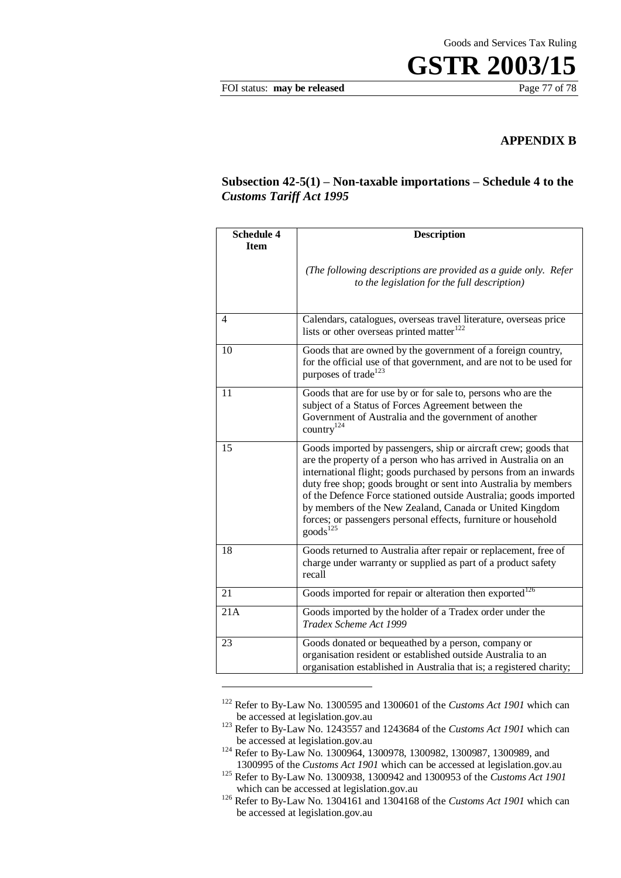## APPENDIX B

### Subsection 42-5(1) – Non-taxable importations – Schedule 4 to the *Customs Tariff Act 1995*

| Schedule 4 Item | Description<br><br>*(The following descriptions are provided as a guide only. Refer to the legislation for the full description)* |
|---|---|
| 4 | Calendars, catalogues, overseas travel literature, overseas price lists or other overseas printed matter[122] |
| 10 | Goods that are owned by the government of a foreign country, for the official use of that government, and are not to be used for purposes of trade[123] |
| 11 | Goods that are for use by or for sale to, persons who are the subject of a Status of Forces Agreement between the Government of Australia and the government of another country[124] |
| 15 | Goods imported by passengers, ship or aircraft crew; goods that are the property of a person who has arrived in Australia on an international flight; goods purchased by persons from an inwards duty free shop; goods brought or sent into Australia by members of the Defence Force stationed outside Australia; goods imported by members of the New Zealand, Canada or United Kingdom forces; or passengers personal effects, furniture or household goods[125] |
| 18 | Goods returned to Australia after repair or replacement, free of charge under warranty or supplied as part of a product safety recall |
| 21 | Goods imported for repair or alteration then exported[126] |
| 21A | Goods imported by the holder of a Tradex order under the *Tradex Scheme Act 1999* |
| 23 | Goods donated or bequeathed by a person, company or organisation resident or established outside Australia to an organisation established in Australia that is; a registered charity; |

---

[122] Refer to By-Law No. 1300595 and 1300601 of the *Customs Act 1901* which can be accessed at legislation.gov.au

[123] Refer to By-Law No. 1243557 and 1243684 of the *Customs Act 1901* which can be accessed at legislation.gov.au

[124] Refer to By-Law No. 1300964, 1300978, 1300982, 1300987, 1300989, and 1300995 of the *Customs Act 1901* which can be accessed at legislation.gov.au

[125] Refer to By-Law No. 1300938, 1300942 and 1300953 of the *Customs Act 1901* which can be accessed at legislation.gov.au

[126] Refer to By-Law No. 1304161 and 1304168 of the *Customs Act 1901* which can be accessed at legislation.gov.au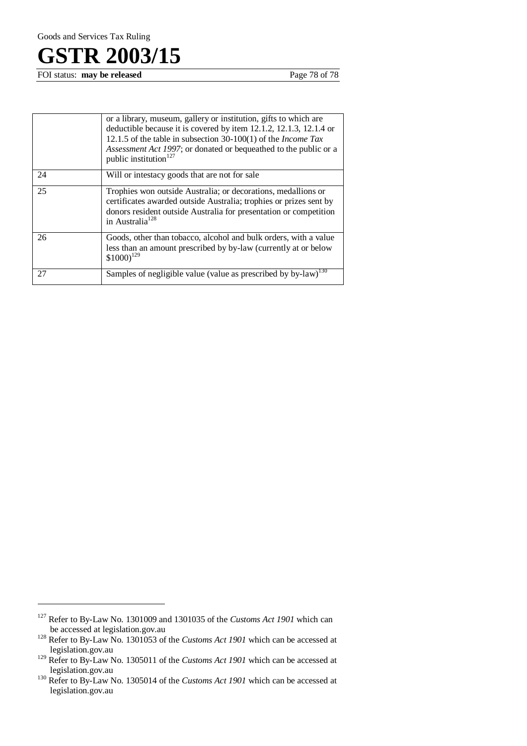| | |
|---|---|
| | or a library, museum, gallery or institution, gifts to which are deductible because it is covered by item 12.1.2, 12.1.3, 12.1.4 or 12.1.5 of the table in subsection 30-100(1) of the *Income Tax Assessment Act 1997*; or donated or bequeathed to the public or a public institution[127] |
| 24 | Will or intestacy goods that are not for sale |
| 25 | Trophies won outside Australia; or decorations, medallions or certificates awarded outside Australia; trophies or prizes sent by donors resident outside Australia for presentation or competition in Australia[128] |
| 26 | Goods, other than tobacco, alcohol and bulk orders, with a value less than an amount prescribed by by-law (currently at or below $1000)[129] |
| 27 | Samples of negligible value (value as prescribed by by-law)[130] |

[127] Refer to By-Law No. 1301009 and 1301035 of the *Customs Act 1901* which can be accessed at legislation.gov.au

[128] Refer to By-Law No. 1301053 of the *Customs Act 1901* which can be accessed at legislation.gov.au

[129] Refer to By-Law No. 1305011 of the *Customs Act 1901* which can be accessed at legislation.gov.au

[130] Refer to By-Law No. 1305014 of the *Customs Act 1901* which can be accessed at legislation.gov.au